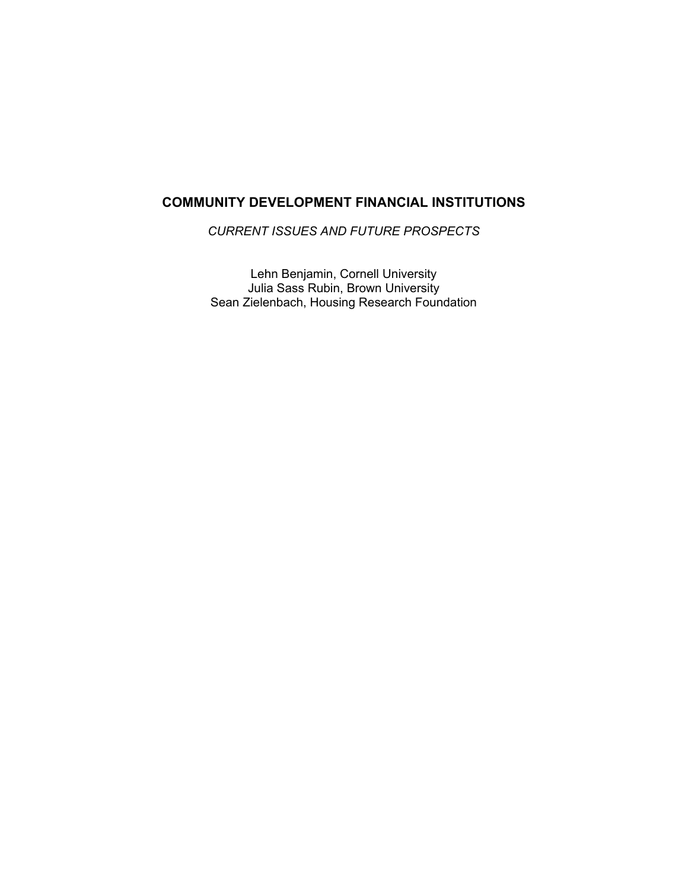# COMMUNITY DEVELOPMENT FINANCIAL INSTITUTIONS

*CURRENT ISSUES AND FUTURE PROSPECTS*

Lehn Benjamin, Cornell University
Julia Sass Rubin, Brown University
Sean Zielenbach, Housing Research Foundation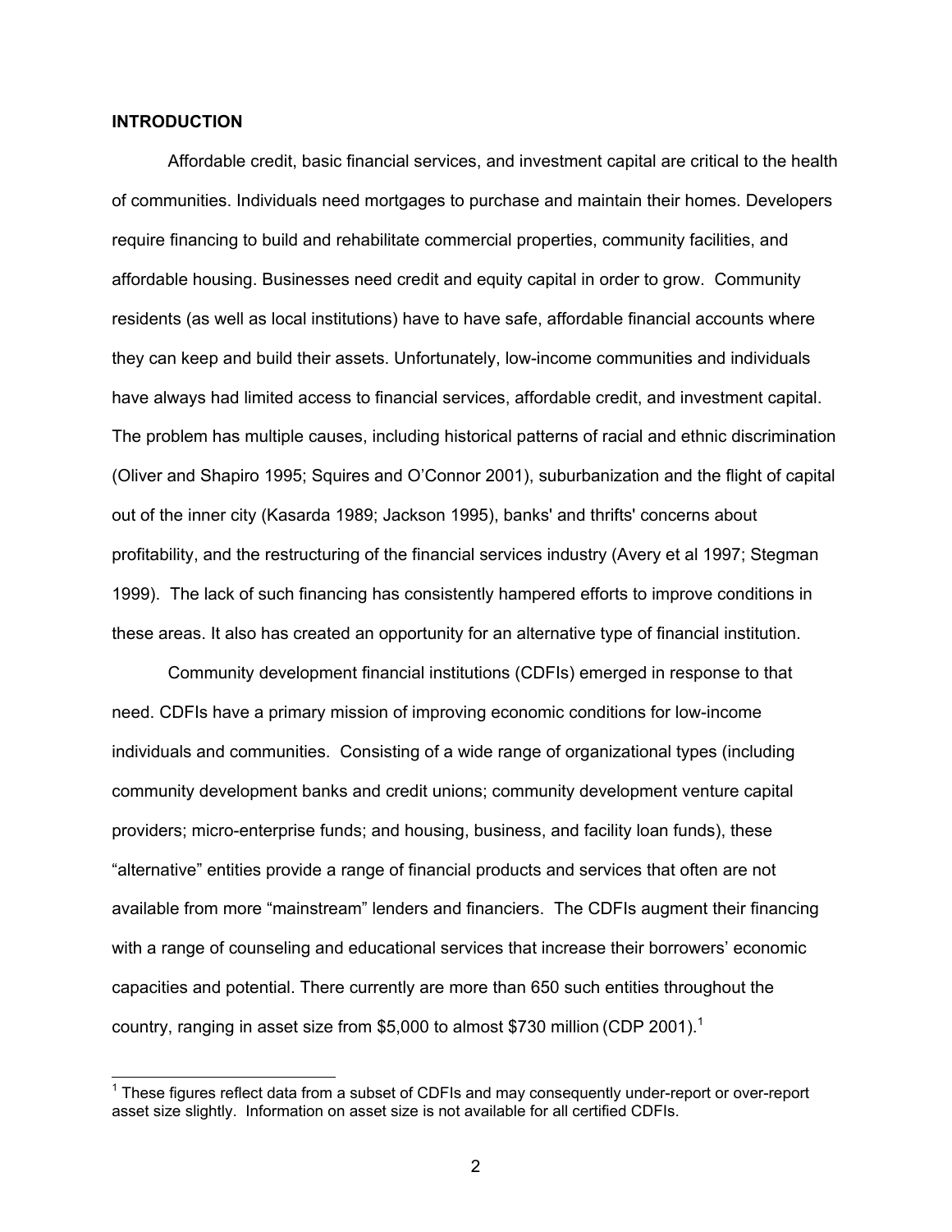**INTRODUCTION**

Affordable credit, basic financial services, and investment capital are critical to the health of communities. Individuals need mortgages to purchase and maintain their homes. Developers require financing to build and rehabilitate commercial properties, community facilities, and affordable housing. Businesses need credit and equity capital in order to grow. Community residents (as well as local institutions) have to have safe, affordable financial accounts where they can keep and build their assets. Unfortunately, low-income communities and individuals have always had limited access to financial services, affordable credit, and investment capital. The problem has multiple causes, including historical patterns of racial and ethnic discrimination (Oliver and Shapiro 1995; Squires and O'Connor 2001), suburbanization and the flight of capital out of the inner city (Kasarda 1989; Jackson 1995), banks' and thrifts' concerns about profitability, and the restructuring of the financial services industry (Avery et al 1997; Stegman 1999). The lack of such financing has consistently hampered efforts to improve conditions in these areas. It also has created an opportunity for an alternative type of financial institution.

Community development financial institutions (CDFIs) emerged in response to that need. CDFIs have a primary mission of improving economic conditions for low-income individuals and communities. Consisting of a wide range of organizational types (including community development banks and credit unions; community development venture capital providers; micro-enterprise funds; and housing, business, and facility loan funds), these "alternative" entities provide a range of financial products and services that often are not available from more "mainstream" lenders and financiers. The CDFIs augment their financing with a range of counseling and educational services that increase their borrowers' economic capacities and potential. There currently are more than 650 such entities throughout the country, ranging in asset size from $5,000 to almost $730 million (CDP 2001).[1]

[1] These figures reflect data from a subset of CDFIs and may consequently under-report or over-report asset size slightly. Information on asset size is not available for all certified CDFIs.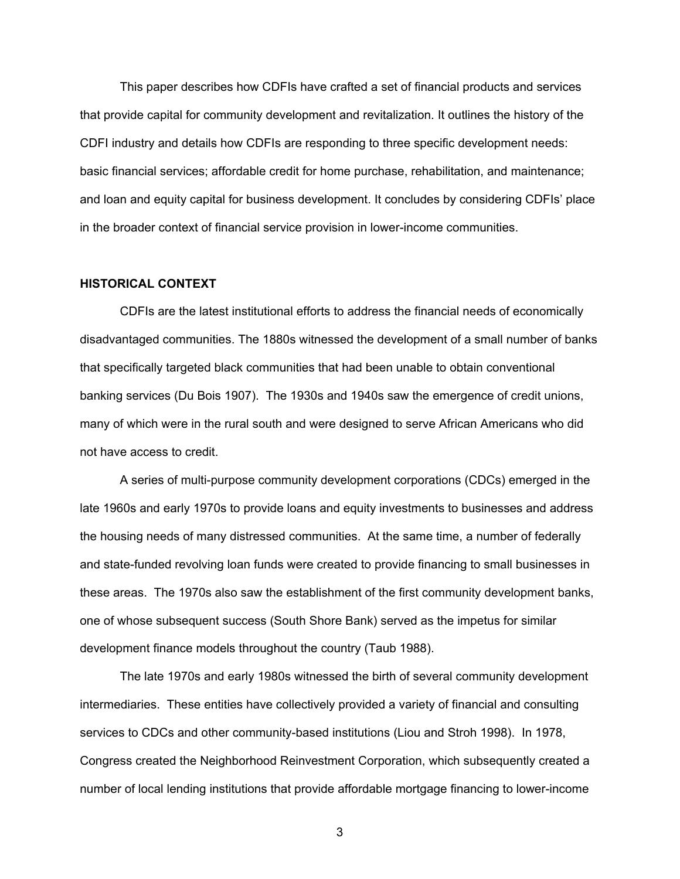This paper describes how CDFIs have crafted a set of financial products and services that provide capital for community development and revitalization. It outlines the history of the CDFI industry and details how CDFIs are responding to three specific development needs: basic financial services; affordable credit for home purchase, rehabilitation, and maintenance; and loan and equity capital for business development. It concludes by considering CDFIs' place in the broader context of financial service provision in lower-income communities.

## HISTORICAL CONTEXT

CDFIs are the latest institutional efforts to address the financial needs of economically disadvantaged communities. The 1880s witnessed the development of a small number of banks that specifically targeted black communities that had been unable to obtain conventional banking services (Du Bois 1907). The 1930s and 1940s saw the emergence of credit unions, many of which were in the rural south and were designed to serve African Americans who did not have access to credit.

A series of multi-purpose community development corporations (CDCs) emerged in the late 1960s and early 1970s to provide loans and equity investments to businesses and address the housing needs of many distressed communities. At the same time, a number of federally and state-funded revolving loan funds were created to provide financing to small businesses in these areas. The 1970s also saw the establishment of the first community development banks, one of whose subsequent success (South Shore Bank) served as the impetus for similar development finance models throughout the country (Taub 1988).

The late 1970s and early 1980s witnessed the birth of several community development intermediaries. These entities have collectively provided a variety of financial and consulting services to CDCs and other community-based institutions (Liou and Stroh 1998). In 1978, Congress created the Neighborhood Reinvestment Corporation, which subsequently created a number of local lending institutions that provide affordable mortgage financing to lower-income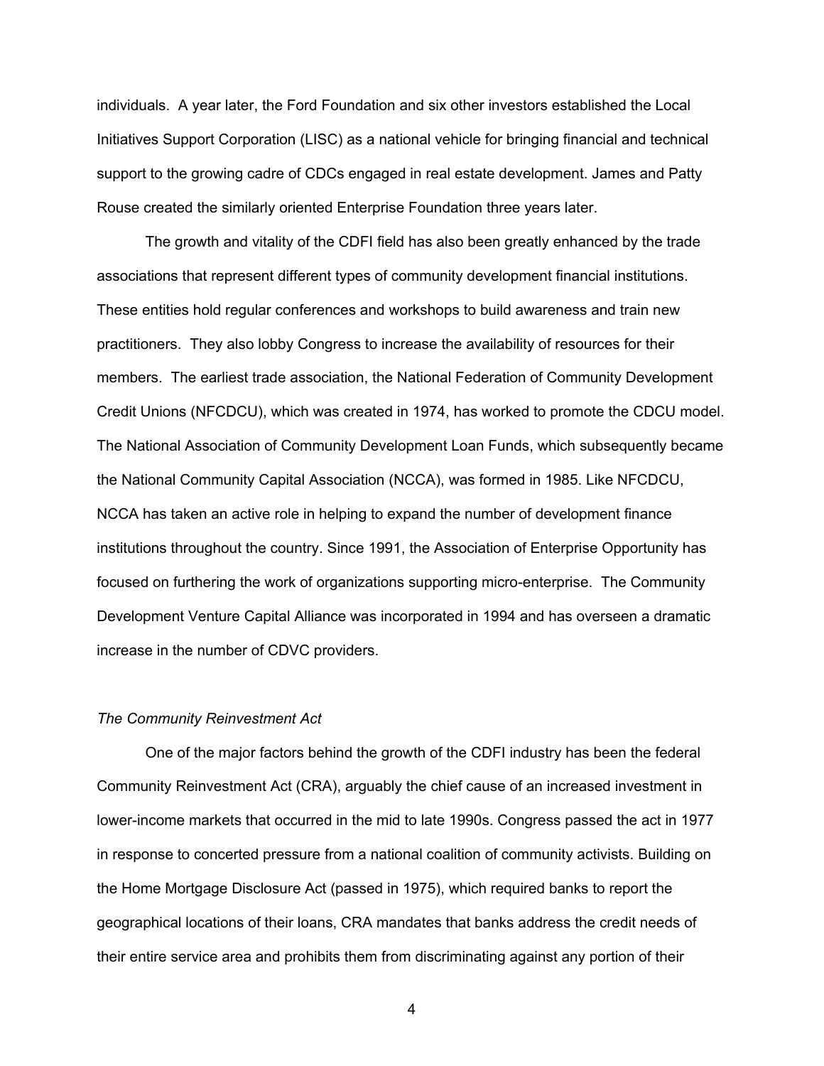individuals. A year later, the Ford Foundation and six other investors established the Local Initiatives Support Corporation (LISC) as a national vehicle for bringing financial and technical support to the growing cadre of CDCs engaged in real estate development. James and Patty Rouse created the similarly oriented Enterprise Foundation three years later.

The growth and vitality of the CDFI field has also been greatly enhanced by the trade associations that represent different types of community development financial institutions. These entities hold regular conferences and workshops to build awareness and train new practitioners. They also lobby Congress to increase the availability of resources for their members. The earliest trade association, the National Federation of Community Development Credit Unions (NFCDCU), which was created in 1974, has worked to promote the CDCU model. The National Association of Community Development Loan Funds, which subsequently became the National Community Capital Association (NCCA), was formed in 1985. Like NFCDCU, NCCA has taken an active role in helping to expand the number of development finance institutions throughout the country. Since 1991, the Association of Enterprise Opportunity has focused on furthering the work of organizations supporting micro-enterprise. The Community Development Venture Capital Alliance was incorporated in 1994 and has overseen a dramatic increase in the number of CDVC providers.

*The Community Reinvestment Act*

One of the major factors behind the growth of the CDFI industry has been the federal Community Reinvestment Act (CRA), arguably the chief cause of an increased investment in lower-income markets that occurred in the mid to late 1990s. Congress passed the act in 1977 in response to concerted pressure from a national coalition of community activists. Building on the Home Mortgage Disclosure Act (passed in 1975), which required banks to report the geographical locations of their loans, CRA mandates that banks address the credit needs of their entire service area and prohibits them from discriminating against any portion of their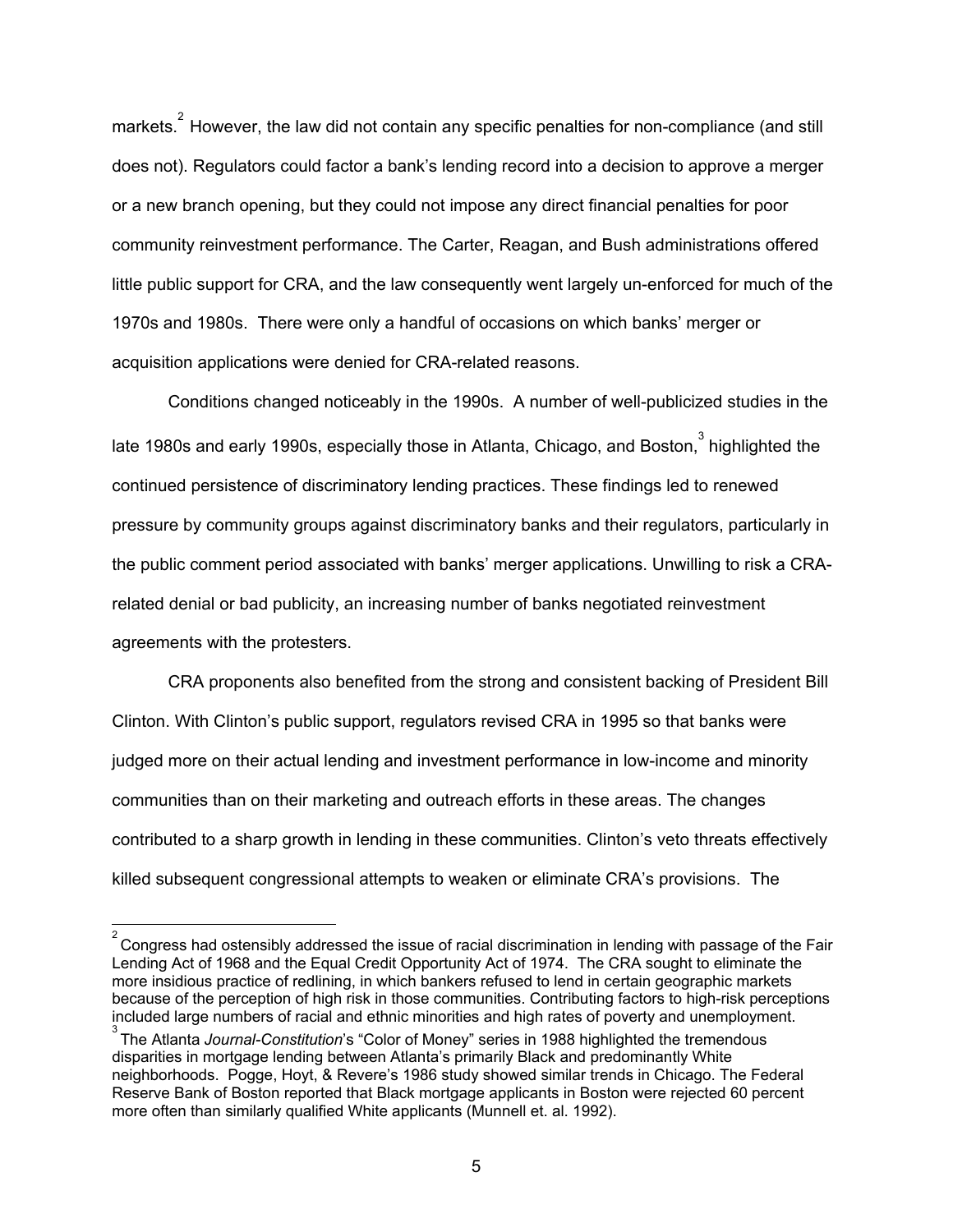markets.[2] However, the law did not contain any specific penalties for non-compliance (and still does not). Regulators could factor a bank's lending record into a decision to approve a merger or a new branch opening, but they could not impose any direct financial penalties for poor community reinvestment performance. The Carter, Reagan, and Bush administrations offered little public support for CRA, and the law consequently went largely un-enforced for much of the 1970s and 1980s. There were only a handful of occasions on which banks' merger or acquisition applications were denied for CRA-related reasons.

Conditions changed noticeably in the 1990s. A number of well-publicized studies in the late 1980s and early 1990s, especially those in Atlanta, Chicago, and Boston,[3] highlighted the continued persistence of discriminatory lending practices. These findings led to renewed pressure by community groups against discriminatory banks and their regulators, particularly in the public comment period associated with banks' merger applications. Unwilling to risk a CRA-related denial or bad publicity, an increasing number of banks negotiated reinvestment agreements with the protesters.

CRA proponents also benefited from the strong and consistent backing of President Bill Clinton. With Clinton's public support, regulators revised CRA in 1995 so that banks were judged more on their actual lending and investment performance in low-income and minority communities than on their marketing and outreach efforts in these areas. The changes contributed to a sharp growth in lending in these communities. Clinton's veto threats effectively killed subsequent congressional attempts to weaken or eliminate CRA's provisions. The

---

[2] Congress had ostensibly addressed the issue of racial discrimination in lending with passage of the Fair Lending Act of 1968 and the Equal Credit Opportunity Act of 1974. The CRA sought to eliminate the more insidious practice of redlining, in which bankers refused to lend in certain geographic markets because of the perception of high risk in those communities. Contributing factors to high-risk perceptions included large numbers of racial and ethnic minorities and high rates of poverty and unemployment.

[3] The Atlanta *Journal-Constitution*'s "Color of Money" series in 1988 highlighted the tremendous disparities in mortgage lending between Atlanta's primarily Black and predominantly White neighborhoods. Pogge, Hoyt, & Revere's 1986 study showed similar trends in Chicago. The Federal Reserve Bank of Boston reported that Black mortgage applicants in Boston were rejected 60 percent more often than similarly qualified White applicants (Munnell et. al. 1992).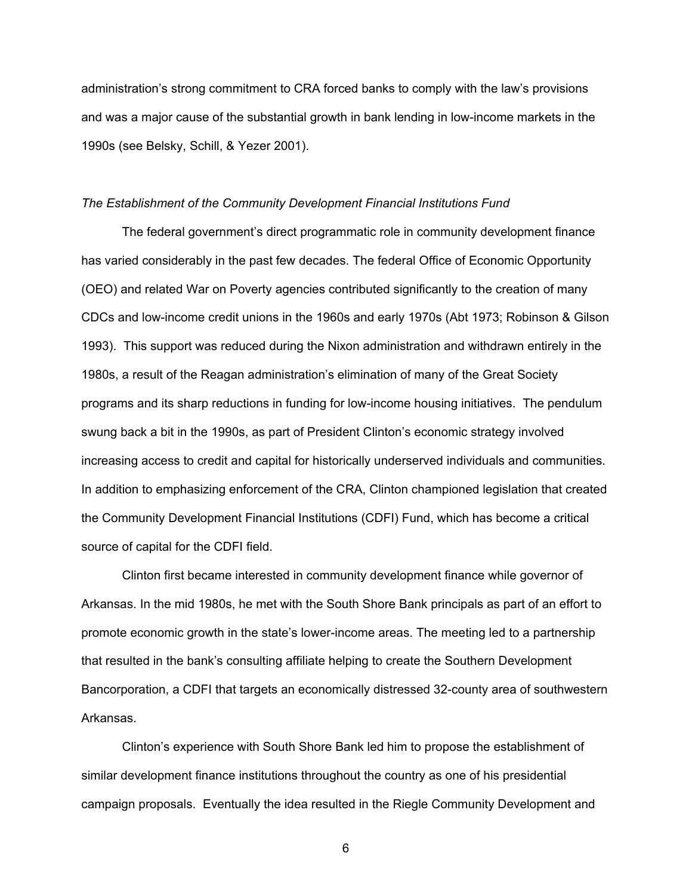administration's strong commitment to CRA forced banks to comply with the law's provisions and was a major cause of the substantial growth in bank lending in low-income markets in the 1990s (see Belsky, Schill, & Yezer 2001).

*The Establishment of the Community Development Financial Institutions Fund*

The federal government's direct programmatic role in community development finance has varied considerably in the past few decades. The federal Office of Economic Opportunity (OEO) and related War on Poverty agencies contributed significantly to the creation of many CDCs and low-income credit unions in the 1960s and early 1970s (Abt 1973; Robinson & Gilson 1993). This support was reduced during the Nixon administration and withdrawn entirely in the 1980s, a result of the Reagan administration's elimination of many of the Great Society programs and its sharp reductions in funding for low-income housing initiatives. The pendulum swung back a bit in the 1990s, as part of President Clinton's economic strategy involved increasing access to credit and capital for historically underserved individuals and communities. In addition to emphasizing enforcement of the CRA, Clinton championed legislation that created the Community Development Financial Institutions (CDFI) Fund, which has become a critical source of capital for the CDFI field.

Clinton first became interested in community development finance while governor of Arkansas. In the mid 1980s, he met with the South Shore Bank principals as part of an effort to promote economic growth in the state's lower-income areas. The meeting led to a partnership that resulted in the bank's consulting affiliate helping to create the Southern Development Bancorporation, a CDFI that targets an economically distressed 32-county area of southwestern Arkansas.

Clinton's experience with South Shore Bank led him to propose the establishment of similar development finance institutions throughout the country as one of his presidential campaign proposals. Eventually the idea resulted in the Riegle Community Development and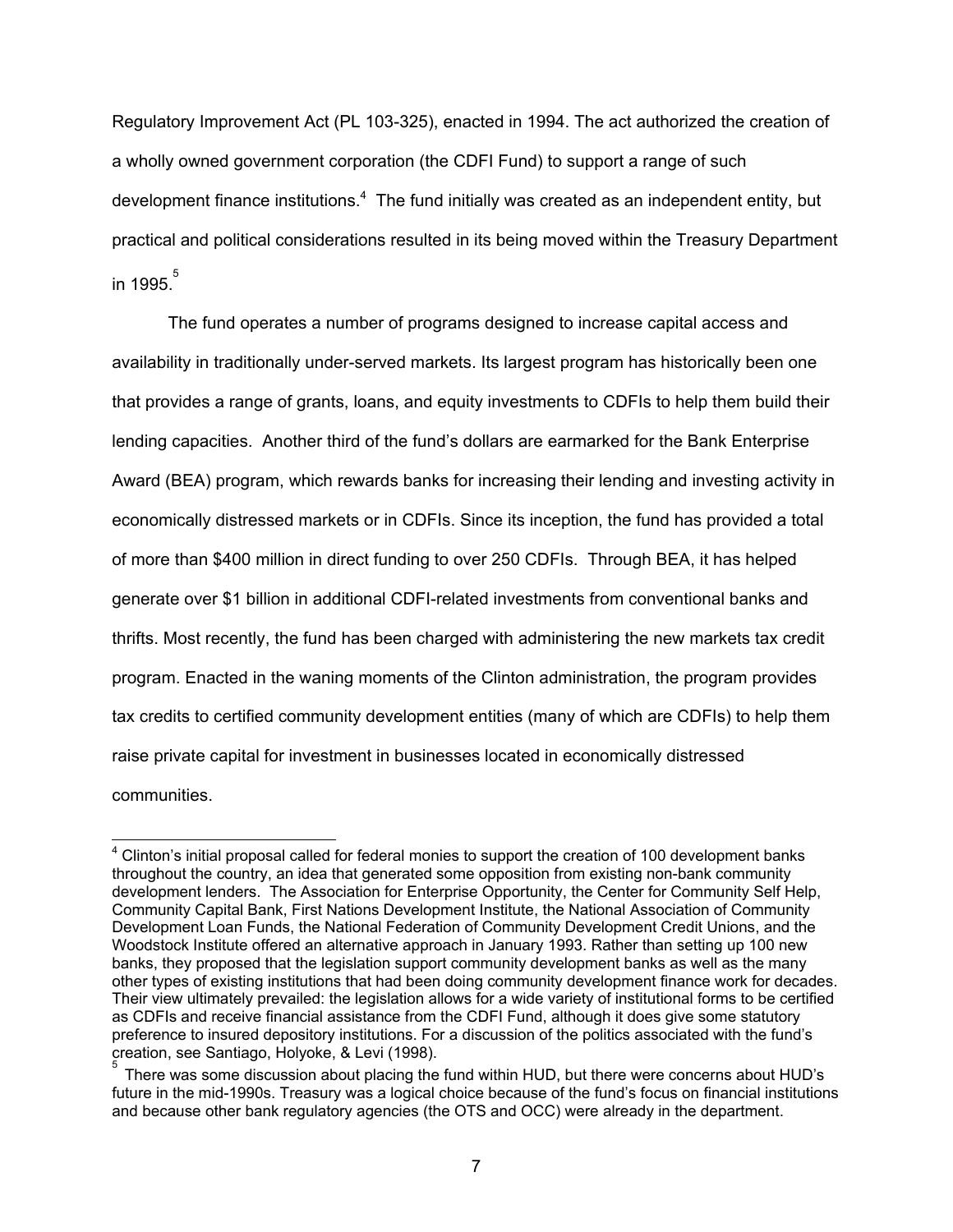Regulatory Improvement Act (PL 103-325), enacted in 1994. The act authorized the creation of a wholly owned government corporation (the CDFI Fund) to support a range of such development finance institutions.[4] The fund initially was created as an independent entity, but practical and political considerations resulted in its being moved within the Treasury Department in 1995.[5]

The fund operates a number of programs designed to increase capital access and availability in traditionally under-served markets. Its largest program has historically been one that provides a range of grants, loans, and equity investments to CDFIs to help them build their lending capacities. Another third of the fund's dollars are earmarked for the Bank Enterprise Award (BEA) program, which rewards banks for increasing their lending and investing activity in economically distressed markets or in CDFIs. Since its inception, the fund has provided a total of more than $400 million in direct funding to over 250 CDFIs. Through BEA, it has helped generate over $1 billion in additional CDFI-related investments from conventional banks and thrifts. Most recently, the fund has been charged with administering the new markets tax credit program. Enacted in the waning moments of the Clinton administration, the program provides tax credits to certified community development entities (many of which are CDFIs) to help them raise private capital for investment in businesses located in economically distressed communities.

---

[4] Clinton's initial proposal called for federal monies to support the creation of 100 development banks throughout the country, an idea that generated some opposition from existing non-bank community development lenders. The Association for Enterprise Opportunity, the Center for Community Self Help, Community Capital Bank, First Nations Development Institute, the National Association of Community Development Loan Funds, the National Federation of Community Development Credit Unions, and the Woodstock Institute offered an alternative approach in January 1993. Rather than setting up 100 new banks, they proposed that the legislation support community development banks as well as the many other types of existing institutions that had been doing community development finance work for decades. Their view ultimately prevailed: the legislation allows for a wide variety of institutional forms to be certified as CDFIs and receive financial assistance from the CDFI Fund, although it does give some statutory preference to insured depository institutions. For a discussion of the politics associated with the fund's creation, see Santiago, Holyoke, & Levi (1998).

[5] There was some discussion about placing the fund within HUD, but there were concerns about HUD's future in the mid-1990s. Treasury was a logical choice because of the fund's focus on financial institutions and because other bank regulatory agencies (the OTS and OCC) were already in the department.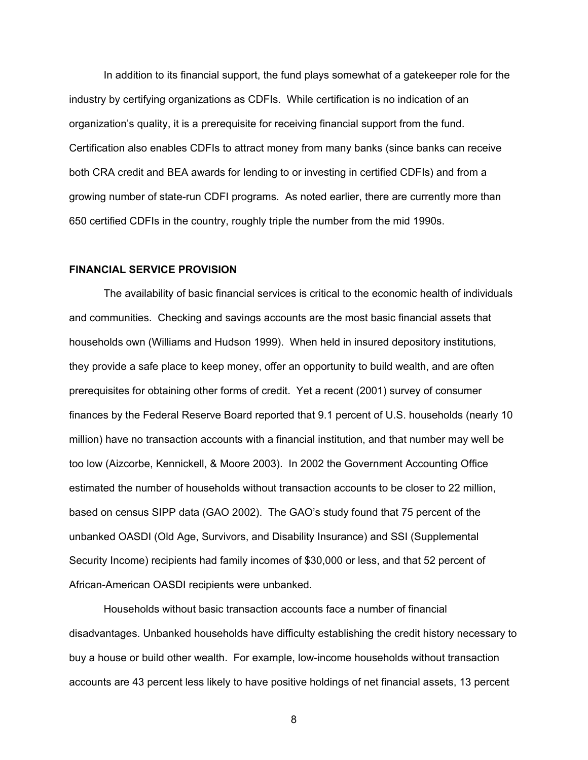In addition to its financial support, the fund plays somewhat of a gatekeeper role for the industry by certifying organizations as CDFIs. While certification is no indication of an organization's quality, it is a prerequisite for receiving financial support from the fund. Certification also enables CDFIs to attract money from many banks (since banks can receive both CRA credit and BEA awards for lending to or investing in certified CDFIs) and from a growing number of state-run CDFI programs. As noted earlier, there are currently more than 650 certified CDFIs in the country, roughly triple the number from the mid 1990s.

## FINANCIAL SERVICE PROVISION

The availability of basic financial services is critical to the economic health of individuals and communities. Checking and savings accounts are the most basic financial assets that households own (Williams and Hudson 1999). When held in insured depository institutions, they provide a safe place to keep money, offer an opportunity to build wealth, and are often prerequisites for obtaining other forms of credit. Yet a recent (2001) survey of consumer finances by the Federal Reserve Board reported that 9.1 percent of U.S. households (nearly 10 million) have no transaction accounts with a financial institution, and that number may well be too low (Aizcorbe, Kennickell, & Moore 2003). In 2002 the Government Accounting Office estimated the number of households without transaction accounts to be closer to 22 million, based on census SIPP data (GAO 2002). The GAO's study found that 75 percent of the unbanked OASDI (Old Age, Survivors, and Disability Insurance) and SSI (Supplemental Security Income) recipients had family incomes of $30,000 or less, and that 52 percent of African-American OASDI recipients were unbanked.

Households without basic transaction accounts face a number of financial disadvantages. Unbanked households have difficulty establishing the credit history necessary to buy a house or build other wealth. For example, low-income households without transaction accounts are 43 percent less likely to have positive holdings of net financial assets, 13 percent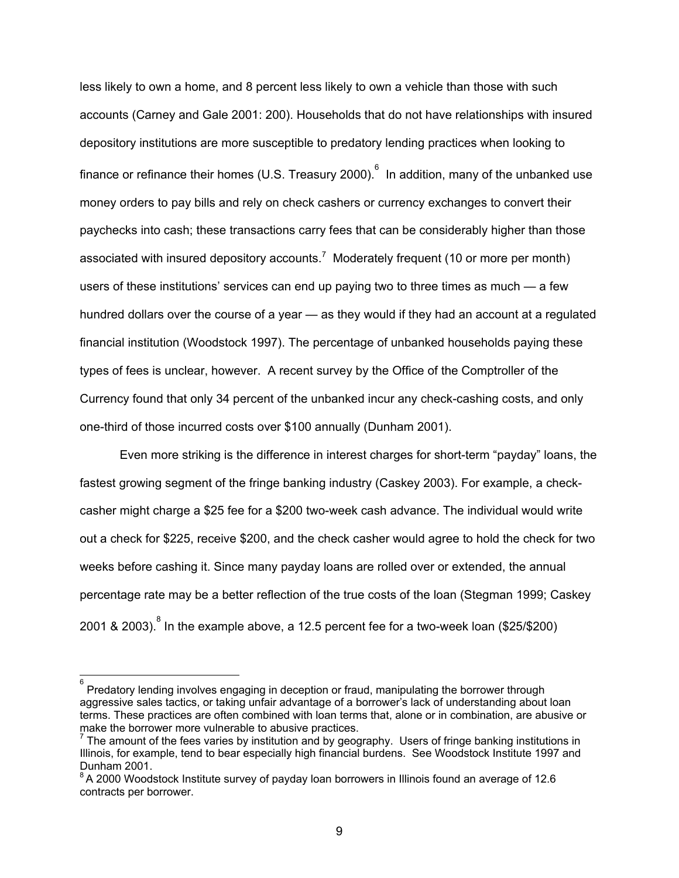less likely to own a home, and 8 percent less likely to own a vehicle than those with such accounts (Carney and Gale 2001: 200). Households that do not have relationships with insured depository institutions are more susceptible to predatory lending practices when looking to finance or refinance their homes (U.S. Treasury 2000).[6] In addition, many of the unbanked use money orders to pay bills and rely on check cashers or currency exchanges to convert their paychecks into cash; these transactions carry fees that can be considerably higher than those associated with insured depository accounts.[7] Moderately frequent (10 or more per month) users of these institutions' services can end up paying two to three times as much — a few hundred dollars over the course of a year — as they would if they had an account at a regulated financial institution (Woodstock 1997). The percentage of unbanked households paying these types of fees is unclear, however. A recent survey by the Office of the Comptroller of the Currency found that only 34 percent of the unbanked incur any check-cashing costs, and only one-third of those incurred costs over $100 annually (Dunham 2001).

Even more striking is the difference in interest charges for short-term "payday" loans, the fastest growing segment of the fringe banking industry (Caskey 2003). For example, a check-casher might charge a $25 fee for a $200 two-week cash advance. The individual would write out a check for $225, receive $200, and the check casher would agree to hold the check for two weeks before cashing it. Since many payday loans are rolled over or extended, the annual percentage rate may be a better reflection of the true costs of the loan (Stegman 1999; Caskey 2001 & 2003).[8] In the example above, a 12.5 percent fee for a two-week loan ($25/$200)

---

[6] Predatory lending involves engaging in deception or fraud, manipulating the borrower through aggressive sales tactics, or taking unfair advantage of a borrower's lack of understanding about loan terms. These practices are often combined with loan terms that, alone or in combination, are abusive or make the borrower more vulnerable to abusive practices.

[7] The amount of the fees varies by institution and by geography. Users of fringe banking institutions in Illinois, for example, tend to bear especially high financial burdens. See Woodstock Institute 1997 and Dunham 2001.

[8] A 2000 Woodstock Institute survey of payday loan borrowers in Illinois found an average of 12.6 contracts per borrower.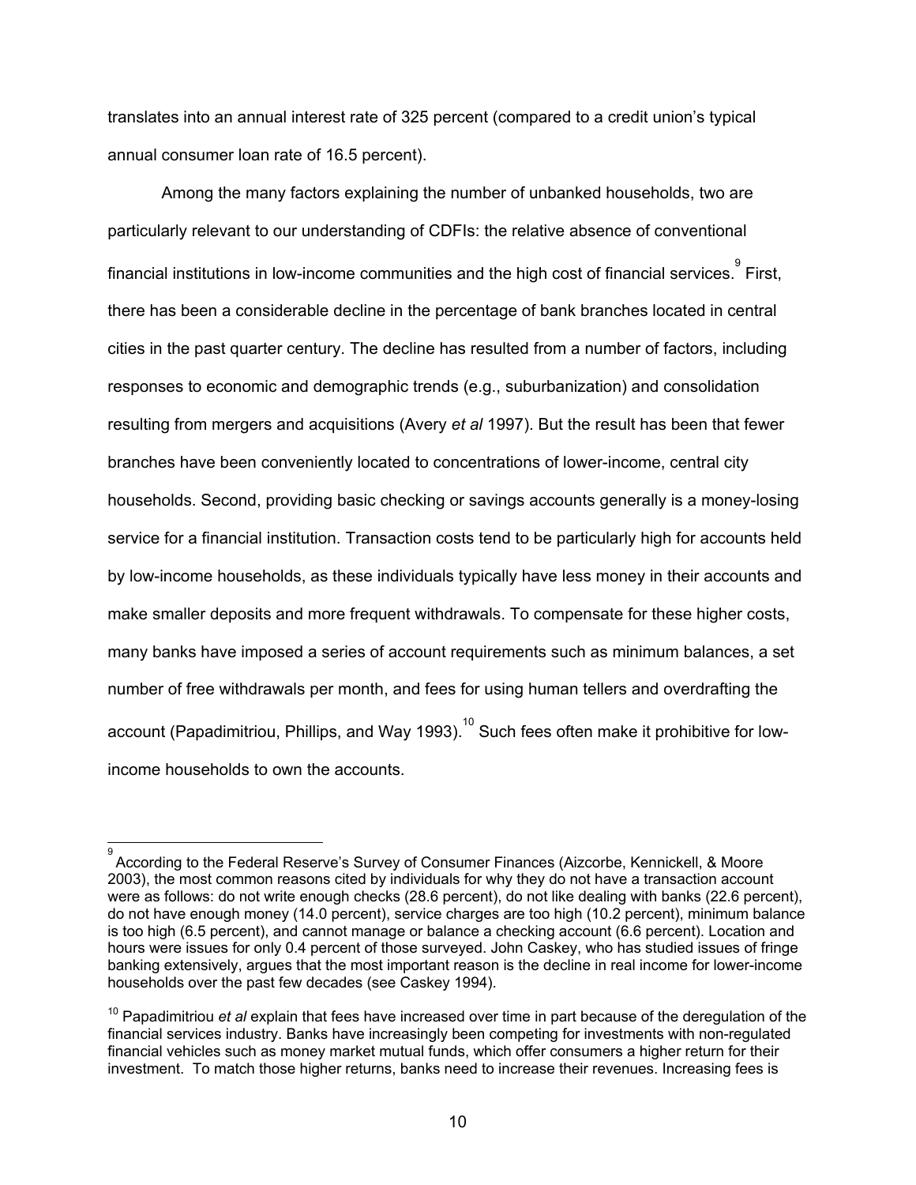translates into an annual interest rate of 325 percent (compared to a credit union's typical annual consumer loan rate of 16.5 percent).

Among the many factors explaining the number of unbanked households, two are particularly relevant to our understanding of CDFIs: the relative absence of conventional financial institutions in low-income communities and the high cost of financial services.[9] First, there has been a considerable decline in the percentage of bank branches located in central cities in the past quarter century. The decline has resulted from a number of factors, including responses to economic and demographic trends (e.g., suburbanization) and consolidation resulting from mergers and acquisitions (Avery *et al* 1997). But the result has been that fewer branches have been conveniently located to concentrations of lower-income, central city households. Second, providing basic checking or savings accounts generally is a money-losing service for a financial institution. Transaction costs tend to be particularly high for accounts held by low-income households, as these individuals typically have less money in their accounts and make smaller deposits and more frequent withdrawals. To compensate for these higher costs, many banks have imposed a series of account requirements such as minimum balances, a set number of free withdrawals per month, and fees for using human tellers and overdrafting the account (Papadimitriou, Phillips, and Way 1993).[10] Such fees often make it prohibitive for low-income households to own the accounts.

---

[9] According to the Federal Reserve's Survey of Consumer Finances (Aizcorbe, Kennickell, & Moore 2003), the most common reasons cited by individuals for why they do not have a transaction account were as follows: do not write enough checks (28.6 percent), do not like dealing with banks (22.6 percent), do not have enough money (14.0 percent), service charges are too high (10.2 percent), minimum balance is too high (6.5 percent), and cannot manage or balance a checking account (6.6 percent). Location and hours were issues for only 0.4 percent of those surveyed. John Caskey, who has studied issues of fringe banking extensively, argues that the most important reason is the decline in real income for lower-income households over the past few decades (see Caskey 1994).

[10] Papadimitriou *et al* explain that fees have increased over time in part because of the deregulation of the financial services industry. Banks have increasingly been competing for investments with non-regulated financial vehicles such as money market mutual funds, which offer consumers a higher return for their investment. To match those higher returns, banks need to increase their revenues. Increasing fees is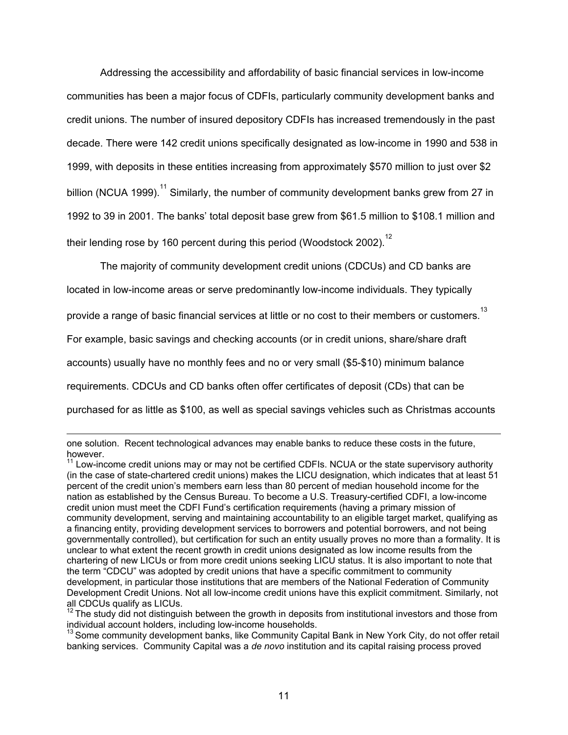Addressing the accessibility and affordability of basic financial services in low-income communities has been a major focus of CDFIs, particularly community development banks and credit unions. The number of insured depository CDFIs has increased tremendously in the past decade. There were 142 credit unions specifically designated as low-income in 1990 and 538 in 1999, with deposits in these entities increasing from approximately $570 million to just over $2 billion (NCUA 1999).[11] Similarly, the number of community development banks grew from 27 in 1992 to 39 in 2001. The banks' total deposit base grew from $61.5 million to $108.1 million and their lending rose by 160 percent during this period (Woodstock 2002).[12]

The majority of community development credit unions (CDCUs) and CD banks are located in low-income areas or serve predominantly low-income individuals. They typically provide a range of basic financial services at little or no cost to their members or customers.[13] For example, basic savings and checking accounts (or in credit unions, share/share draft accounts) usually have no monthly fees and no or very small ($5-$10) minimum balance requirements. CDCUs and CD banks often offer certificates of deposit (CDs) that can be purchased for as little as $100, as well as special savings vehicles such as Christmas accounts

---

one solution. Recent technological advances may enable banks to reduce these costs in the future, however.

[11] Low-income credit unions may or may not be certified CDFIs. NCUA or the state supervisory authority (in the case of state-chartered credit unions) makes the LICU designation, which indicates that at least 51 percent of the credit union's members earn less than 80 percent of median household income for the nation as established by the Census Bureau. To become a U.S. Treasury-certified CDFI, a low-income credit union must meet the CDFI Fund's certification requirements (having a primary mission of community development, serving and maintaining accountability to an eligible target market, qualifying as a financing entity, providing development services to borrowers and potential borrowers, and not being governmentally controlled), but certification for such an entity usually proves no more than a formality. It is unclear to what extent the recent growth in credit unions designated as low income results from the chartering of new LICUs or from more credit unions seeking LICU status. It is also important to note that the term "CDCU" was adopted by credit unions that have a specific commitment to community development, in particular those institutions that are members of the National Federation of Community Development Credit Unions. Not all low-income credit unions have this explicit commitment. Similarly, not all CDCUs qualify as LICUs.

[12] The study did not distinguish between the growth in deposits from institutional investors and those from individual account holders, including low-income households.

[13] Some community development banks, like Community Capital Bank in New York City, do not offer retail banking services. Community Capital was a *de novo* institution and its capital raising process proved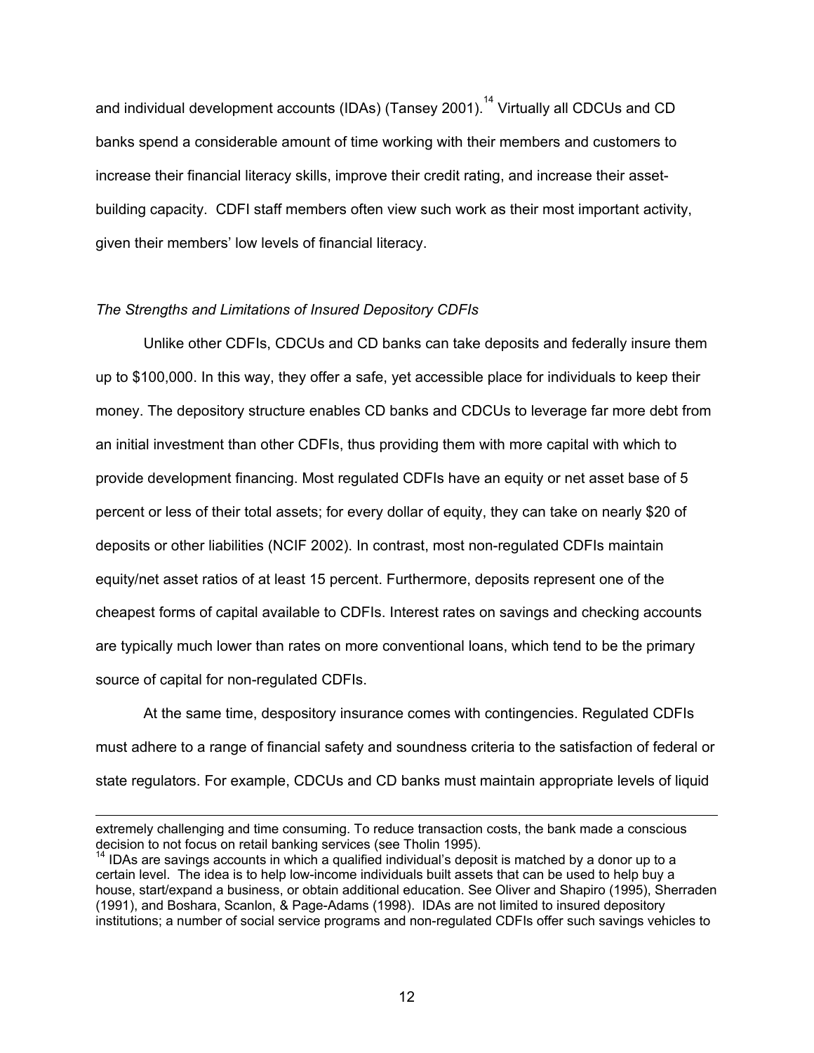and individual development accounts (IDAs) (Tansey 2001).[14] Virtually all CDCUs and CD banks spend a considerable amount of time working with their members and customers to increase their financial literacy skills, improve their credit rating, and increase their asset-building capacity. CDFI staff members often view such work as their most important activity, given their members' low levels of financial literacy.

*The Strengths and Limitations of Insured Depository CDFIs*

Unlike other CDFIs, CDCUs and CD banks can take deposits and federally insure them up to $100,000. In this way, they offer a safe, yet accessible place for individuals to keep their money. The depository structure enables CD banks and CDCUs to leverage far more debt from an initial investment than other CDFIs, thus providing them with more capital with which to provide development financing. Most regulated CDFIs have an equity or net asset base of 5 percent or less of their total assets; for every dollar of equity, they can take on nearly $20 of deposits or other liabilities (NCIF 2002). In contrast, most non-regulated CDFIs maintain equity/net asset ratios of at least 15 percent. Furthermore, deposits represent one of the cheapest forms of capital available to CDFIs. Interest rates on savings and checking accounts are typically much lower than rates on more conventional loans, which tend to be the primary source of capital for non-regulated CDFIs.

At the same time, despository insurance comes with contingencies. Regulated CDFIs must adhere to a range of financial safety and soundness criteria to the satisfaction of federal or state regulators. For example, CDCUs and CD banks must maintain appropriate levels of liquid

---

extremely challenging and time consuming. To reduce transaction costs, the bank made a conscious decision to not focus on retail banking services (see Tholin 1995).

[14] IDAs are savings accounts in which a qualified individual's deposit is matched by a donor up to a certain level. The idea is to help low-income individuals built assets that can be used to help buy a house, start/expand a business, or obtain additional education. See Oliver and Shapiro (1995), Sherraden (1991), and Boshara, Scanlon, & Page-Adams (1998). IDAs are not limited to insured depository institutions; a number of social service programs and non-regulated CDFIs offer such savings vehicles to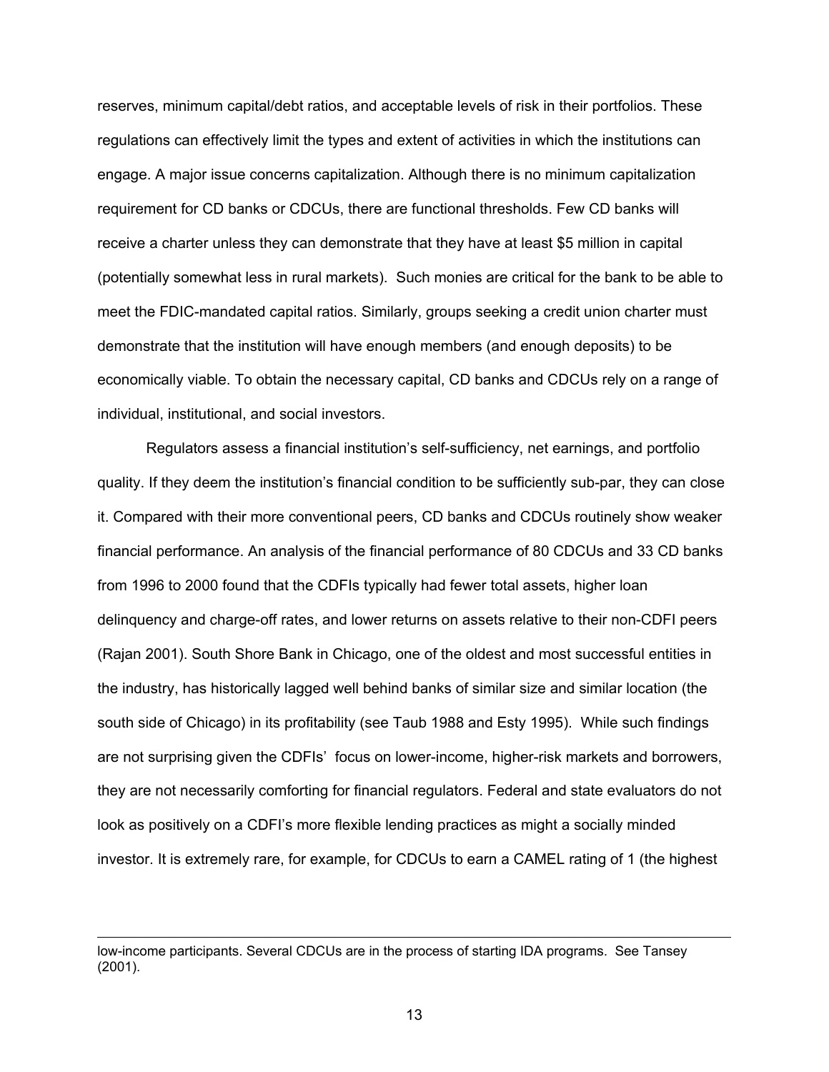reserves, minimum capital/debt ratios, and acceptable levels of risk in their portfolios. These regulations can effectively limit the types and extent of activities in which the institutions can engage. A major issue concerns capitalization. Although there is no minimum capitalization requirement for CD banks or CDCUs, there are functional thresholds. Few CD banks will receive a charter unless they can demonstrate that they have at least $5 million in capital (potentially somewhat less in rural markets). Such monies are critical for the bank to be able to meet the FDIC-mandated capital ratios. Similarly, groups seeking a credit union charter must demonstrate that the institution will have enough members (and enough deposits) to be economically viable. To obtain the necessary capital, CD banks and CDCUs rely on a range of individual, institutional, and social investors.

Regulators assess a financial institution's self-sufficiency, net earnings, and portfolio quality. If they deem the institution's financial condition to be sufficiently sub-par, they can close it. Compared with their more conventional peers, CD banks and CDCUs routinely show weaker financial performance. An analysis of the financial performance of 80 CDCUs and 33 CD banks from 1996 to 2000 found that the CDFIs typically had fewer total assets, higher loan delinquency and charge-off rates, and lower returns on assets relative to their non-CDFI peers (Rajan 2001). South Shore Bank in Chicago, one of the oldest and most successful entities in the industry, has historically lagged well behind banks of similar size and similar location (the south side of Chicago) in its profitability (see Taub 1988 and Esty 1995). While such findings are not surprising given the CDFIs' focus on lower-income, higher-risk markets and borrowers, they are not necessarily comforting for financial regulators. Federal and state evaluators do not look as positively on a CDFI's more flexible lending practices as might a socially minded investor. It is extremely rare, for example, for CDCUs to earn a CAMEL rating of 1 (the highest

---

low-income participants. Several CDCUs are in the process of starting IDA programs. See Tansey (2001).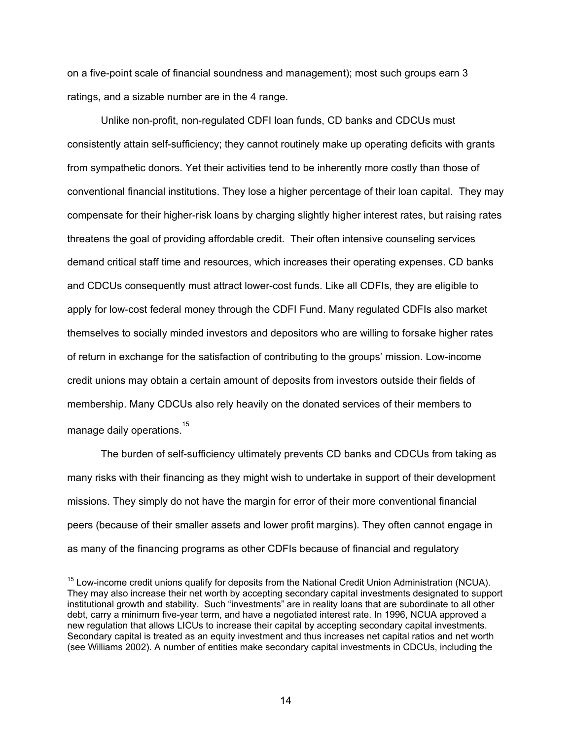on a five-point scale of financial soundness and management); most such groups earn 3 ratings, and a sizable number are in the 4 range.

Unlike non-profit, non-regulated CDFI loan funds, CD banks and CDCUs must consistently attain self-sufficiency; they cannot routinely make up operating deficits with grants from sympathetic donors. Yet their activities tend to be inherently more costly than those of conventional financial institutions. They lose a higher percentage of their loan capital. They may compensate for their higher-risk loans by charging slightly higher interest rates, but raising rates threatens the goal of providing affordable credit. Their often intensive counseling services demand critical staff time and resources, which increases their operating expenses. CD banks and CDCUs consequently must attract lower-cost funds. Like all CDFIs, they are eligible to apply for low-cost federal money through the CDFI Fund. Many regulated CDFIs also market themselves to socially minded investors and depositors who are willing to forsake higher rates of return in exchange for the satisfaction of contributing to the groups' mission. Low-income credit unions may obtain a certain amount of deposits from investors outside their fields of membership. Many CDCUs also rely heavily on the donated services of their members to manage daily operations.[15]

The burden of self-sufficiency ultimately prevents CD banks and CDCUs from taking as many risks with their financing as they might wish to undertake in support of their development missions. They simply do not have the margin for error of their more conventional financial peers (because of their smaller assets and lower profit margins). They often cannot engage in as many of the financing programs as other CDFIs because of financial and regulatory

---

[15] Low-income credit unions qualify for deposits from the National Credit Union Administration (NCUA). They may also increase their net worth by accepting secondary capital investments designated to support institutional growth and stability. Such "investments" are in reality loans that are subordinate to all other debt, carry a minimum five-year term, and have a negotiated interest rate. In 1996, NCUA approved a new regulation that allows LICUs to increase their capital by accepting secondary capital investments. Secondary capital is treated as an equity investment and thus increases net capital ratios and net worth (see Williams 2002). A number of entities make secondary capital investments in CDCUs, including the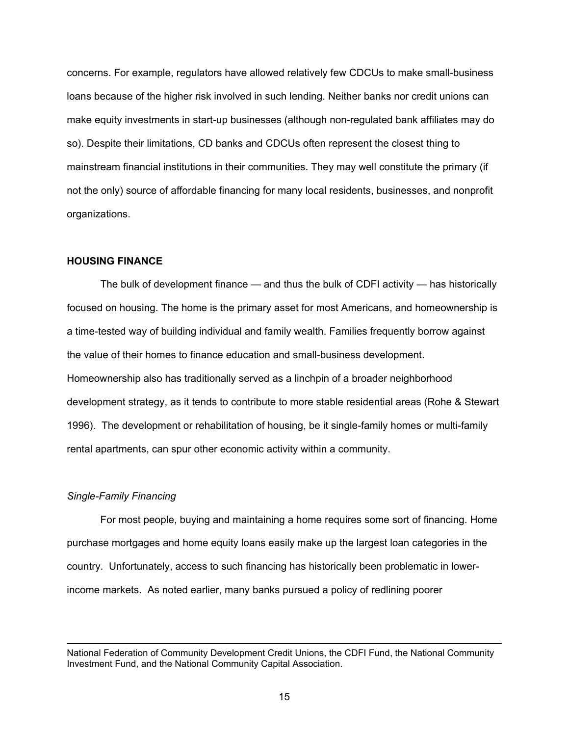concerns. For example, regulators have allowed relatively few CDCUs to make small-business loans because of the higher risk involved in such lending. Neither banks nor credit unions can make equity investments in start-up businesses (although non-regulated bank affiliates may do so). Despite their limitations, CD banks and CDCUs often represent the closest thing to mainstream financial institutions in their communities. They may well constitute the primary (if not the only) source of affordable financing for many local residents, businesses, and nonprofit organizations.

## HOUSING FINANCE

The bulk of development finance — and thus the bulk of CDFI activity — has historically focused on housing. The home is the primary asset for most Americans, and homeownership is a time-tested way of building individual and family wealth. Families frequently borrow against the value of their homes to finance education and small-business development. Homeownership also has traditionally served as a linchpin of a broader neighborhood development strategy, as it tends to contribute to more stable residential areas (Rohe & Stewart 1996). The development or rehabilitation of housing, be it single-family homes or multi-family rental apartments, can spur other economic activity within a community.

### *Single-Family Financing*

For most people, buying and maintaining a home requires some sort of financing. Home purchase mortgages and home equity loans easily make up the largest loan categories in the country. Unfortunately, access to such financing has historically been problematic in lower-income markets. As noted earlier, many banks pursued a policy of redlining poorer

---

National Federation of Community Development Credit Unions, the CDFI Fund, the National Community Investment Fund, and the National Community Capital Association.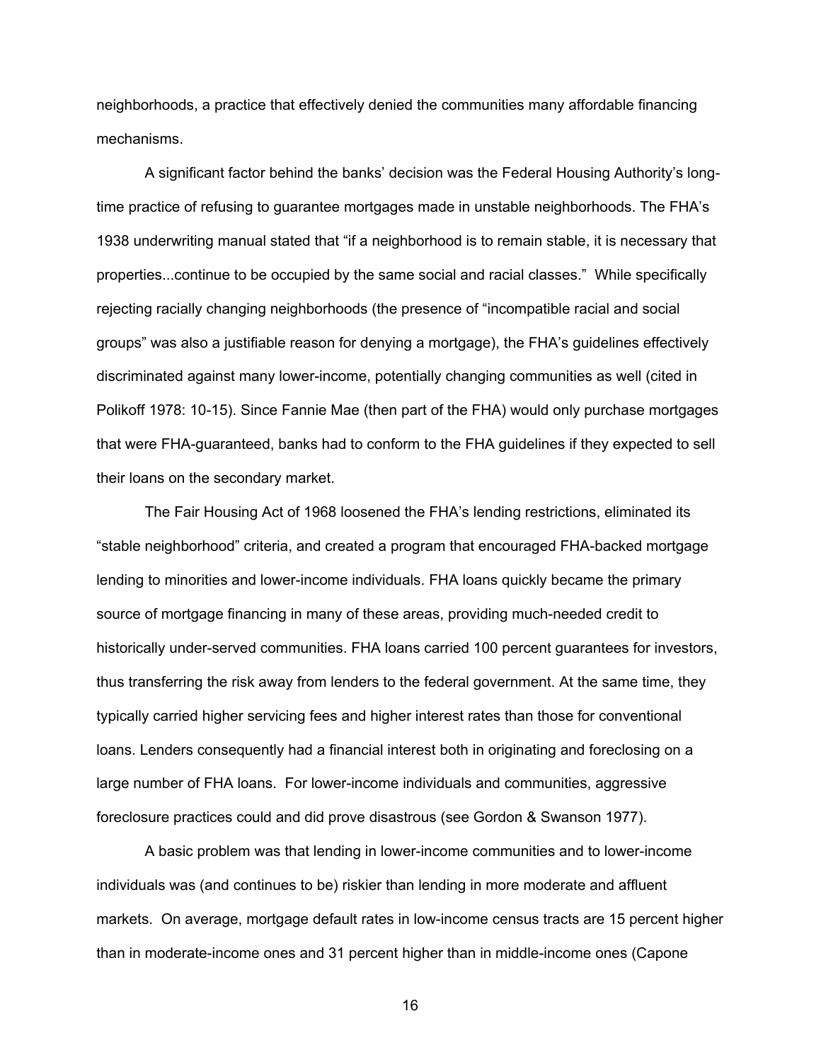neighborhoods, a practice that effectively denied the communities many affordable financing mechanisms.

A significant factor behind the banks' decision was the Federal Housing Authority's long-time practice of refusing to guarantee mortgages made in unstable neighborhoods. The FHA's 1938 underwriting manual stated that "if a neighborhood is to remain stable, it is necessary that properties...continue to be occupied by the same social and racial classes." While specifically rejecting racially changing neighborhoods (the presence of "incompatible racial and social groups" was also a justifiable reason for denying a mortgage), the FHA's guidelines effectively discriminated against many lower-income, potentially changing communities as well (cited in Polikoff 1978: 10-15). Since Fannie Mae (then part of the FHA) would only purchase mortgages that were FHA-guaranteed, banks had to conform to the FHA guidelines if they expected to sell their loans on the secondary market.

The Fair Housing Act of 1968 loosened the FHA's lending restrictions, eliminated its "stable neighborhood" criteria, and created a program that encouraged FHA-backed mortgage lending to minorities and lower-income individuals. FHA loans quickly became the primary source of mortgage financing in many of these areas, providing much-needed credit to historically under-served communities. FHA loans carried 100 percent guarantees for investors, thus transferring the risk away from lenders to the federal government. At the same time, they typically carried higher servicing fees and higher interest rates than those for conventional loans. Lenders consequently had a financial interest both in originating and foreclosing on a large number of FHA loans. For lower-income individuals and communities, aggressive foreclosure practices could and did prove disastrous (see Gordon & Swanson 1977).

A basic problem was that lending in lower-income communities and to lower-income individuals was (and continues to be) riskier than lending in more moderate and affluent markets. On average, mortgage default rates in low-income census tracts are 15 percent higher than in moderate-income ones and 31 percent higher than in middle-income ones (Capone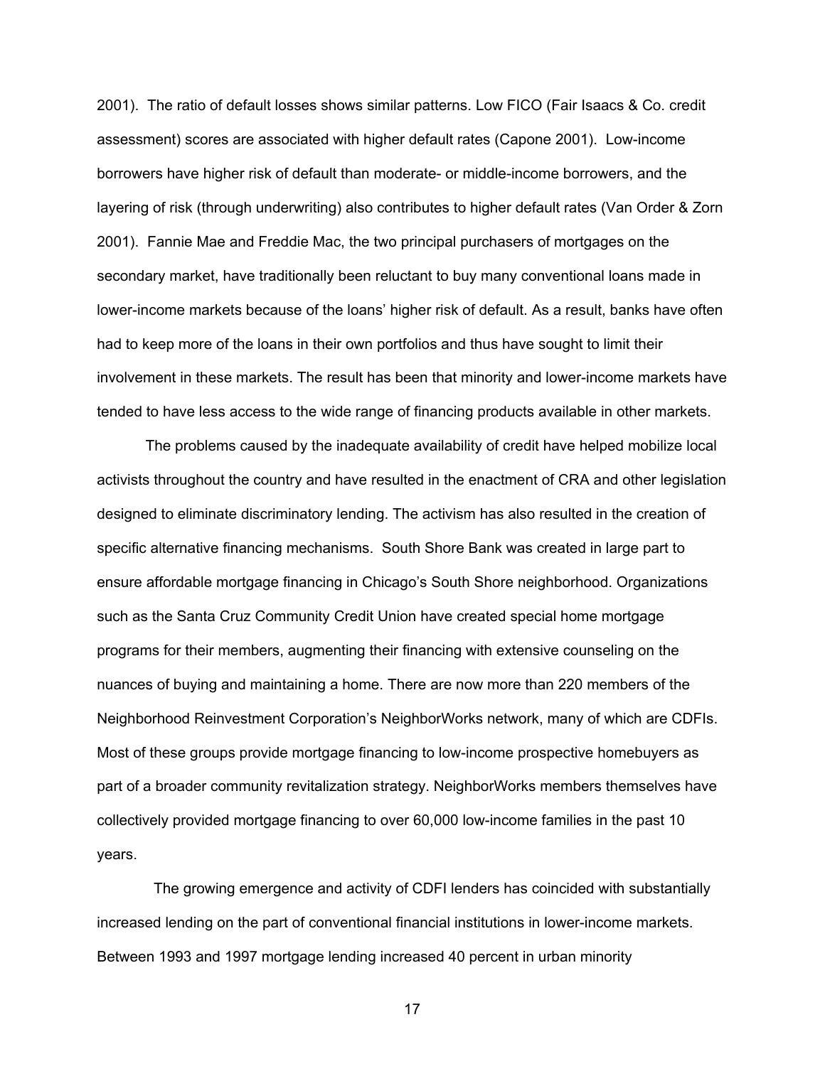2001). The ratio of default losses shows similar patterns. Low FICO (Fair Isaacs & Co. credit assessment) scores are associated with higher default rates (Capone 2001). Low-income borrowers have higher risk of default than moderate- or middle-income borrowers, and the layering of risk (through underwriting) also contributes to higher default rates (Van Order & Zorn 2001). Fannie Mae and Freddie Mac, the two principal purchasers of mortgages on the secondary market, have traditionally been reluctant to buy many conventional loans made in lower-income markets because of the loans' higher risk of default. As a result, banks have often had to keep more of the loans in their own portfolios and thus have sought to limit their involvement in these markets. The result has been that minority and lower-income markets have tended to have less access to the wide range of financing products available in other markets.

The problems caused by the inadequate availability of credit have helped mobilize local activists throughout the country and have resulted in the enactment of CRA and other legislation designed to eliminate discriminatory lending. The activism has also resulted in the creation of specific alternative financing mechanisms. South Shore Bank was created in large part to ensure affordable mortgage financing in Chicago's South Shore neighborhood. Organizations such as the Santa Cruz Community Credit Union have created special home mortgage programs for their members, augmenting their financing with extensive counseling on the nuances of buying and maintaining a home. There are now more than 220 members of the Neighborhood Reinvestment Corporation's NeighborWorks network, many of which are CDFIs. Most of these groups provide mortgage financing to low-income prospective homebuyers as part of a broader community revitalization strategy. NeighborWorks members themselves have collectively provided mortgage financing to over 60,000 low-income families in the past 10 years.

The growing emergence and activity of CDFI lenders has coincided with substantially increased lending on the part of conventional financial institutions in lower-income markets. Between 1993 and 1997 mortgage lending increased 40 percent in urban minority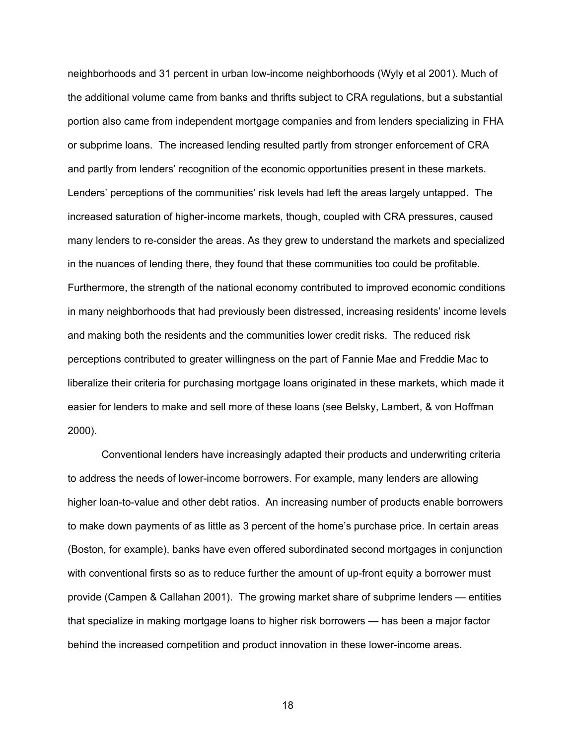neighborhoods and 31 percent in urban low-income neighborhoods (Wyly et al 2001). Much of the additional volume came from banks and thrifts subject to CRA regulations, but a substantial portion also came from independent mortgage companies and from lenders specializing in FHA or subprime loans. The increased lending resulted partly from stronger enforcement of CRA and partly from lenders' recognition of the economic opportunities present in these markets. Lenders' perceptions of the communities' risk levels had left the areas largely untapped. The increased saturation of higher-income markets, though, coupled with CRA pressures, caused many lenders to re-consider the areas. As they grew to understand the markets and specialized in the nuances of lending there, they found that these communities too could be profitable. Furthermore, the strength of the national economy contributed to improved economic conditions in many neighborhoods that had previously been distressed, increasing residents' income levels and making both the residents and the communities lower credit risks. The reduced risk perceptions contributed to greater willingness on the part of Fannie Mae and Freddie Mac to liberalize their criteria for purchasing mortgage loans originated in these markets, which made it easier for lenders to make and sell more of these loans (see Belsky, Lambert, & von Hoffman 2000).

Conventional lenders have increasingly adapted their products and underwriting criteria to address the needs of lower-income borrowers. For example, many lenders are allowing higher loan-to-value and other debt ratios. An increasing number of products enable borrowers to make down payments of as little as 3 percent of the home's purchase price. In certain areas (Boston, for example), banks have even offered subordinated second mortgages in conjunction with conventional firsts so as to reduce further the amount of up-front equity a borrower must provide (Campen & Callahan 2001). The growing market share of subprime lenders — entities that specialize in making mortgage loans to higher risk borrowers — has been a major factor behind the increased competition and product innovation in these lower-income areas.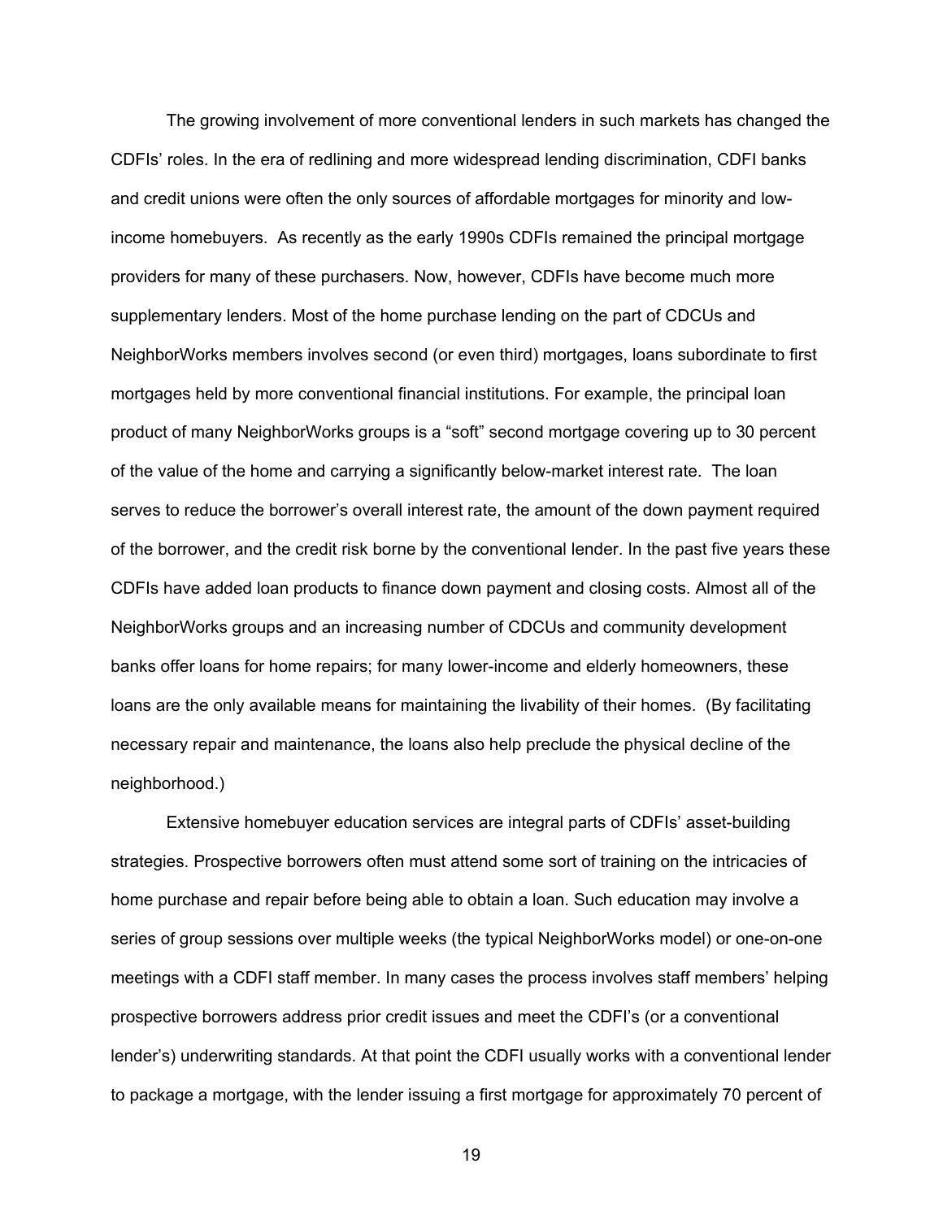The growing involvement of more conventional lenders in such markets has changed the CDFIs' roles. In the era of redlining and more widespread lending discrimination, CDFI banks and credit unions were often the only sources of affordable mortgages for minority and low-income homebuyers. As recently as the early 1990s CDFIs remained the principal mortgage providers for many of these purchasers. Now, however, CDFIs have become much more supplementary lenders. Most of the home purchase lending on the part of CDCUs and NeighborWorks members involves second (or even third) mortgages, loans subordinate to first mortgages held by more conventional financial institutions. For example, the principal loan product of many NeighborWorks groups is a "soft" second mortgage covering up to 30 percent of the value of the home and carrying a significantly below-market interest rate. The loan serves to reduce the borrower's overall interest rate, the amount of the down payment required of the borrower, and the credit risk borne by the conventional lender. In the past five years these CDFIs have added loan products to finance down payment and closing costs. Almost all of the NeighborWorks groups and an increasing number of CDCUs and community development banks offer loans for home repairs; for many lower-income and elderly homeowners, these loans are the only available means for maintaining the livability of their homes. (By facilitating necessary repair and maintenance, the loans also help preclude the physical decline of the neighborhood.)

Extensive homebuyer education services are integral parts of CDFIs' asset-building strategies. Prospective borrowers often must attend some sort of training on the intricacies of home purchase and repair before being able to obtain a loan. Such education may involve a series of group sessions over multiple weeks (the typical NeighborWorks model) or one-on-one meetings with a CDFI staff member. In many cases the process involves staff members' helping prospective borrowers address prior credit issues and meet the CDFI's (or a conventional lender's) underwriting standards. At that point the CDFI usually works with a conventional lender to package a mortgage, with the lender issuing a first mortgage for approximately 70 percent of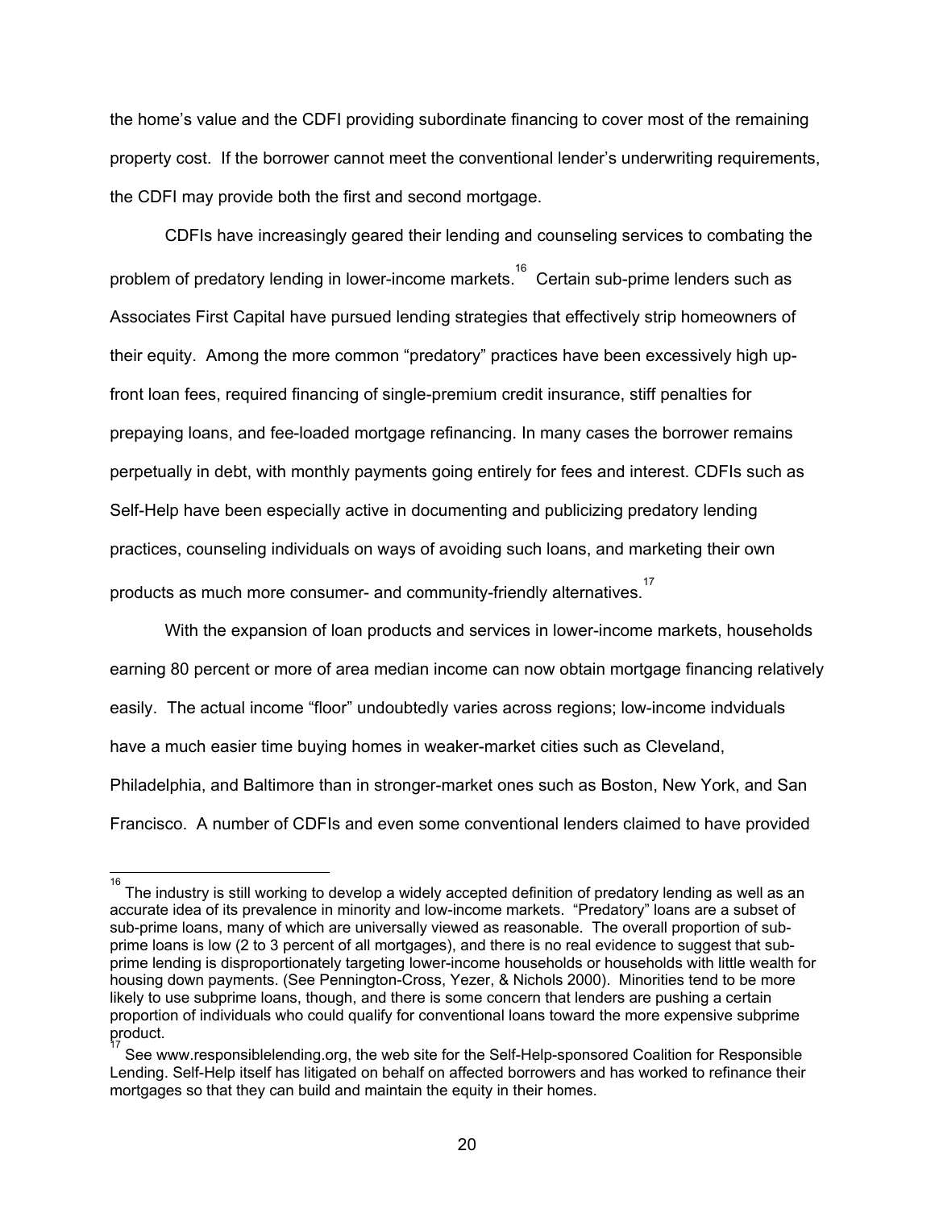the home's value and the CDFI providing subordinate financing to cover most of the remaining property cost. If the borrower cannot meet the conventional lender's underwriting requirements, the CDFI may provide both the first and second mortgage.

CDFIs have increasingly geared their lending and counseling services to combating the problem of predatory lending in lower-income markets.[16] Certain sub-prime lenders such as Associates First Capital have pursued lending strategies that effectively strip homeowners of their equity. Among the more common "predatory" practices have been excessively high up-front loan fees, required financing of single-premium credit insurance, stiff penalties for prepaying loans, and fee-loaded mortgage refinancing. In many cases the borrower remains perpetually in debt, with monthly payments going entirely for fees and interest. CDFIs such as Self-Help have been especially active in documenting and publicizing predatory lending practices, counseling individuals on ways of avoiding such loans, and marketing their own products as much more consumer- and community-friendly alternatives.[17]

With the expansion of loan products and services in lower-income markets, households earning 80 percent or more of area median income can now obtain mortgage financing relatively easily. The actual income "floor" undoubtedly varies across regions; low-income indviduals have a much easier time buying homes in weaker-market cities such as Cleveland, Philadelphia, and Baltimore than in stronger-market ones such as Boston, New York, and San Francisco. A number of CDFIs and even some conventional lenders claimed to have provided

---

[16] The industry is still working to develop a widely accepted definition of predatory lending as well as an accurate idea of its prevalence in minority and low-income markets. "Predatory" loans are a subset of sub-prime loans, many of which are universally viewed as reasonable. The overall proportion of sub-prime loans is low (2 to 3 percent of all mortgages), and there is no real evidence to suggest that sub-prime lending is disproportionately targeting lower-income households or households with little wealth for housing down payments. (See Pennington-Cross, Yezer, & Nichols 2000). Minorities tend to be more likely to use subprime loans, though, and there is some concern that lenders are pushing a certain proportion of individuals who could qualify for conventional loans toward the more expensive subprime product.

[17] See www.responsiblelending.org, the web site for the Self-Help-sponsored Coalition for Responsible Lending. Self-Help itself has litigated on behalf on affected borrowers and has worked to refinance their mortgages so that they can build and maintain the equity in their homes.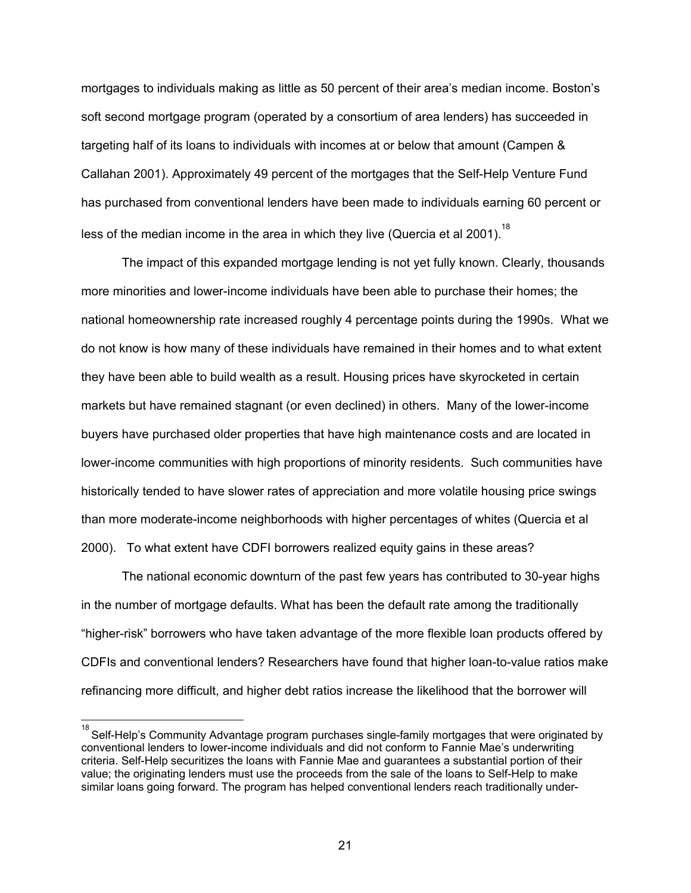mortgages to individuals making as little as 50 percent of their area's median income. Boston's soft second mortgage program (operated by a consortium of area lenders) has succeeded in targeting half of its loans to individuals with incomes at or below that amount (Campen & Callahan 2001). Approximately 49 percent of the mortgages that the Self-Help Venture Fund has purchased from conventional lenders have been made to individuals earning 60 percent or less of the median income in the area in which they live (Quercia et al 2001).[18]

The impact of this expanded mortgage lending is not yet fully known. Clearly, thousands more minorities and lower-income individuals have been able to purchase their homes; the national homeownership rate increased roughly 4 percentage points during the 1990s. What we do not know is how many of these individuals have remained in their homes and to what extent they have been able to build wealth as a result. Housing prices have skyrocketed in certain markets but have remained stagnant (or even declined) in others. Many of the lower-income buyers have purchased older properties that have high maintenance costs and are located in lower-income communities with high proportions of minority residents. Such communities have historically tended to have slower rates of appreciation and more volatile housing price swings than more moderate-income neighborhoods with higher percentages of whites (Quercia et al 2000). To what extent have CDFI borrowers realized equity gains in these areas?

The national economic downturn of the past few years has contributed to 30-year highs in the number of mortgage defaults. What has been the default rate among the traditionally "higher-risk" borrowers who have taken advantage of the more flexible loan products offered by CDFIs and conventional lenders? Researchers have found that higher loan-to-value ratios make refinancing more difficult, and higher debt ratios increase the likelihood that the borrower will

[18] Self-Help's Community Advantage program purchases single-family mortgages that were originated by conventional lenders to lower-income individuals and did not conform to Fannie Mae's underwriting criteria. Self-Help securitizes the loans with Fannie Mae and guarantees a substantial portion of their value; the originating lenders must use the proceeds from the sale of the loans to Self-Help to make similar loans going forward. The program has helped conventional lenders reach traditionally under-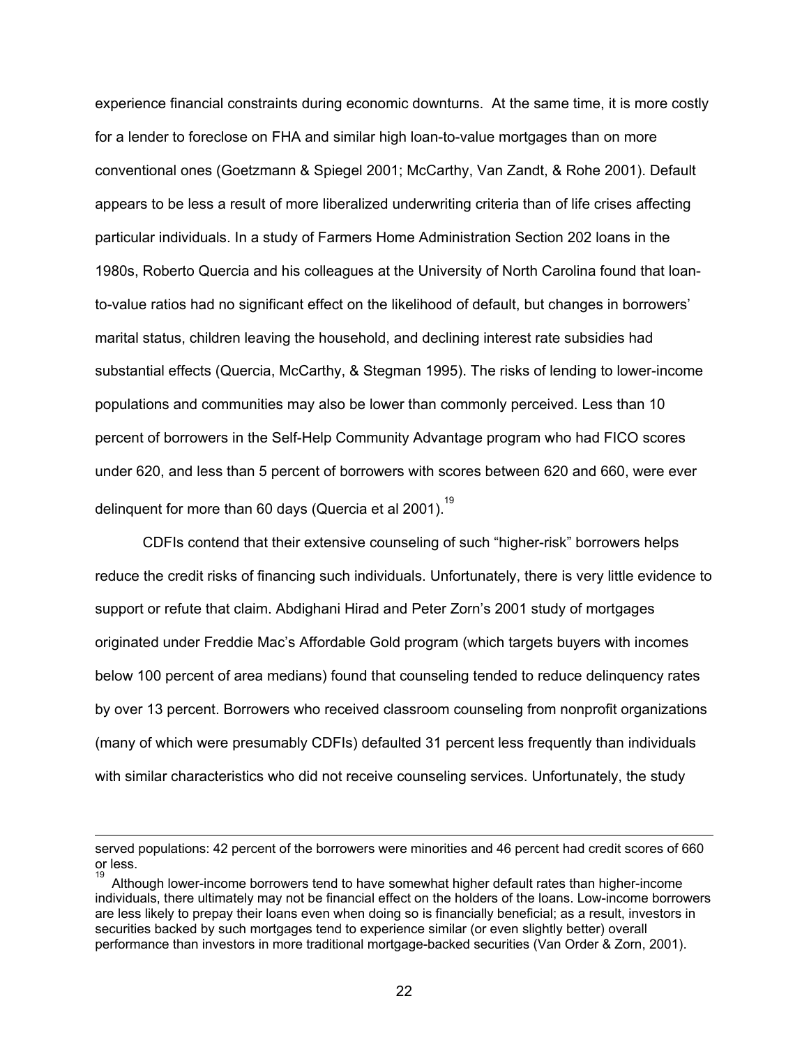experience financial constraints during economic downturns. At the same time, it is more costly for a lender to foreclose on FHA and similar high loan-to-value mortgages than on more conventional ones (Goetzmann & Spiegel 2001; McCarthy, Van Zandt, & Rohe 2001). Default appears to be less a result of more liberalized underwriting criteria than of life crises affecting particular individuals. In a study of Farmers Home Administration Section 202 loans in the 1980s, Roberto Quercia and his colleagues at the University of North Carolina found that loan-to-value ratios had no significant effect on the likelihood of default, but changes in borrowers' marital status, children leaving the household, and declining interest rate subsidies had substantial effects (Quercia, McCarthy, & Stegman 1995). The risks of lending to lower-income populations and communities may also be lower than commonly perceived. Less than 10 percent of borrowers in the Self-Help Community Advantage program who had FICO scores under 620, and less than 5 percent of borrowers with scores between 620 and 660, were ever delinquent for more than 60 days (Quercia et al 2001).[19]

CDFIs contend that their extensive counseling of such "higher-risk" borrowers helps reduce the credit risks of financing such individuals. Unfortunately, there is very little evidence to support or refute that claim. Abdighani Hirad and Peter Zorn's 2001 study of mortgages originated under Freddie Mac's Affordable Gold program (which targets buyers with incomes below 100 percent of area medians) found that counseling tended to reduce delinquency rates by over 13 percent. Borrowers who received classroom counseling from nonprofit organizations (many of which were presumably CDFIs) defaulted 31 percent less frequently than individuals with similar characteristics who did not receive counseling services. Unfortunately, the study

---

served populations: 42 percent of the borrowers were minorities and 46 percent had credit scores of 660 or less.

[19] Although lower-income borrowers tend to have somewhat higher default rates than higher-income individuals, there ultimately may not be financial effect on the holders of the loans. Low-income borrowers are less likely to prepay their loans even when doing so is financially beneficial; as a result, investors in securities backed by such mortgages tend to experience similar (or even slightly better) overall performance than investors in more traditional mortgage-backed securities (Van Order & Zorn, 2001).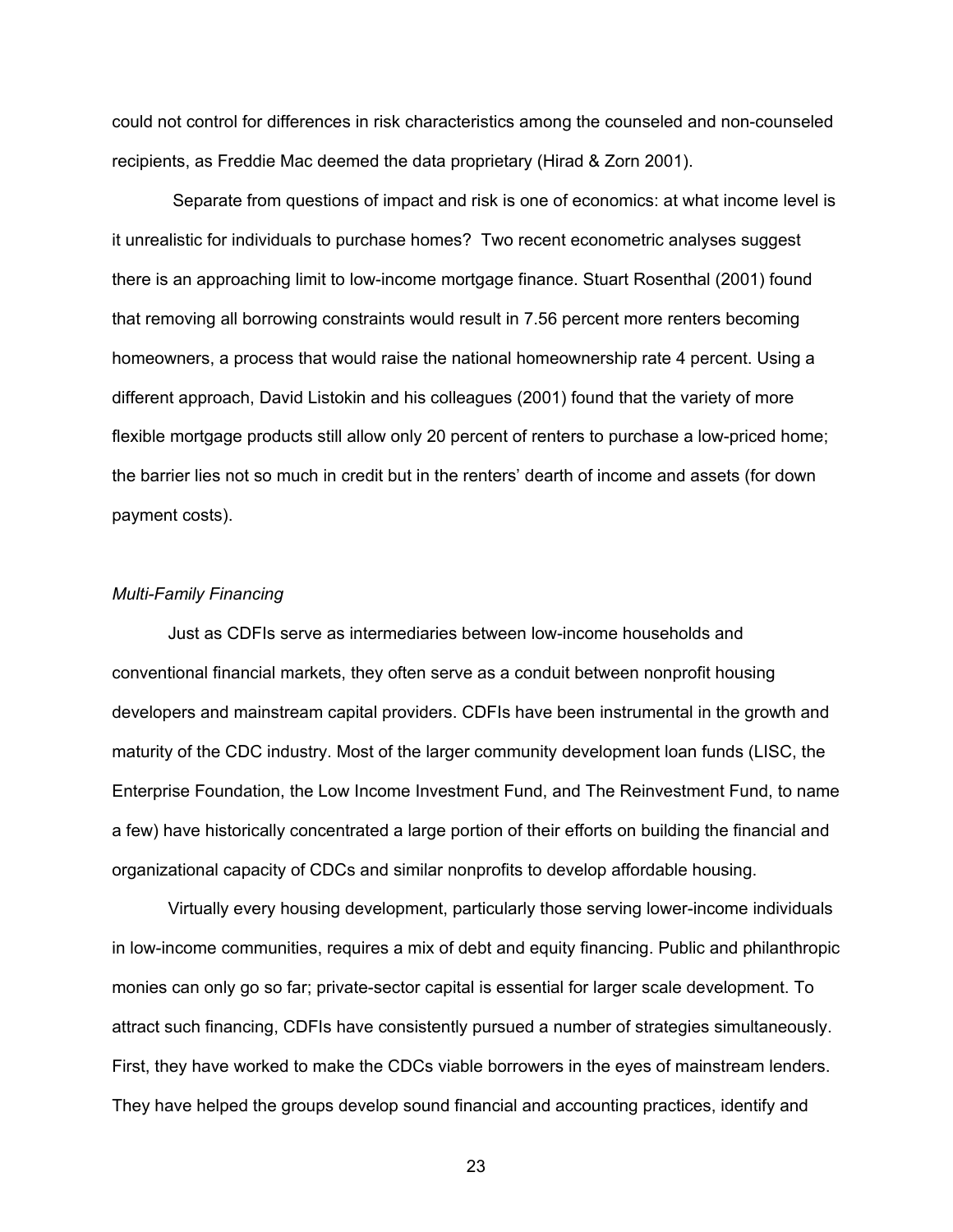could not control for differences in risk characteristics among the counseled and non-counseled recipients, as Freddie Mac deemed the data proprietary (Hirad & Zorn 2001).

Separate from questions of impact and risk is one of economics: at what income level is it unrealistic for individuals to purchase homes? Two recent econometric analyses suggest there is an approaching limit to low-income mortgage finance. Stuart Rosenthal (2001) found that removing all borrowing constraints would result in 7.56 percent more renters becoming homeowners, a process that would raise the national homeownership rate 4 percent. Using a different approach, David Listokin and his colleagues (2001) found that the variety of more flexible mortgage products still allow only 20 percent of renters to purchase a low-priced home; the barrier lies not so much in credit but in the renters' dearth of income and assets (for down payment costs).

*Multi-Family Financing*

Just as CDFIs serve as intermediaries between low-income households and conventional financial markets, they often serve as a conduit between nonprofit housing developers and mainstream capital providers. CDFIs have been instrumental in the growth and maturity of the CDC industry. Most of the larger community development loan funds (LISC, the Enterprise Foundation, the Low Income Investment Fund, and The Reinvestment Fund, to name a few) have historically concentrated a large portion of their efforts on building the financial and organizational capacity of CDCs and similar nonprofits to develop affordable housing.

Virtually every housing development, particularly those serving lower-income individuals in low-income communities, requires a mix of debt and equity financing. Public and philanthropic monies can only go so far; private-sector capital is essential for larger scale development. To attract such financing, CDFIs have consistently pursued a number of strategies simultaneously. First, they have worked to make the CDCs viable borrowers in the eyes of mainstream lenders. They have helped the groups develop sound financial and accounting practices, identify and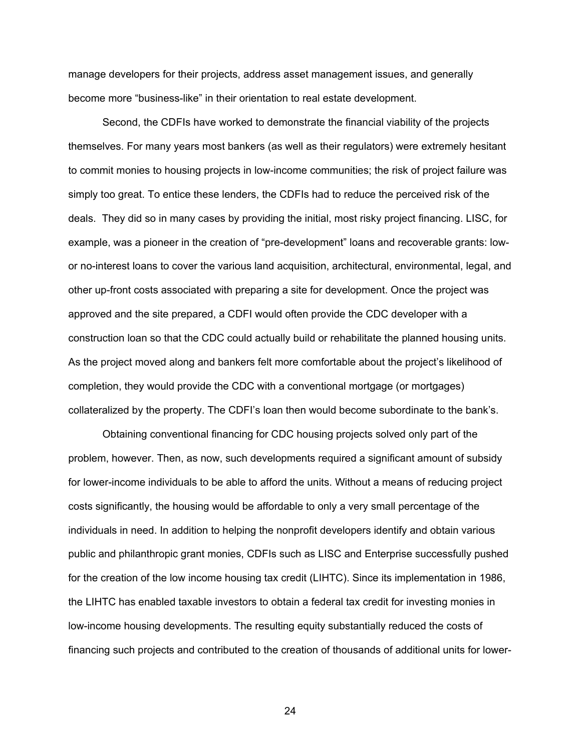manage developers for their projects, address asset management issues, and generally become more "business-like" in their orientation to real estate development.

Second, the CDFIs have worked to demonstrate the financial viability of the projects themselves. For many years most bankers (as well as their regulators) were extremely hesitant to commit monies to housing projects in low-income communities; the risk of project failure was simply too great. To entice these lenders, the CDFIs had to reduce the perceived risk of the deals. They did so in many cases by providing the initial, most risky project financing. LISC, for example, was a pioneer in the creation of "pre-development" loans and recoverable grants: low- or no-interest loans to cover the various land acquisition, architectural, environmental, legal, and other up-front costs associated with preparing a site for development. Once the project was approved and the site prepared, a CDFI would often provide the CDC developer with a construction loan so that the CDC could actually build or rehabilitate the planned housing units. As the project moved along and bankers felt more comfortable about the project's likelihood of completion, they would provide the CDC with a conventional mortgage (or mortgages) collateralized by the property. The CDFI's loan then would become subordinate to the bank's.

Obtaining conventional financing for CDC housing projects solved only part of the problem, however. Then, as now, such developments required a significant amount of subsidy for lower-income individuals to be able to afford the units. Without a means of reducing project costs significantly, the housing would be affordable to only a very small percentage of the individuals in need. In addition to helping the nonprofit developers identify and obtain various public and philanthropic grant monies, CDFIs such as LISC and Enterprise successfully pushed for the creation of the low income housing tax credit (LIHTC). Since its implementation in 1986, the LIHTC has enabled taxable investors to obtain a federal tax credit for investing monies in low-income housing developments. The resulting equity substantially reduced the costs of financing such projects and contributed to the creation of thousands of additional units for lower-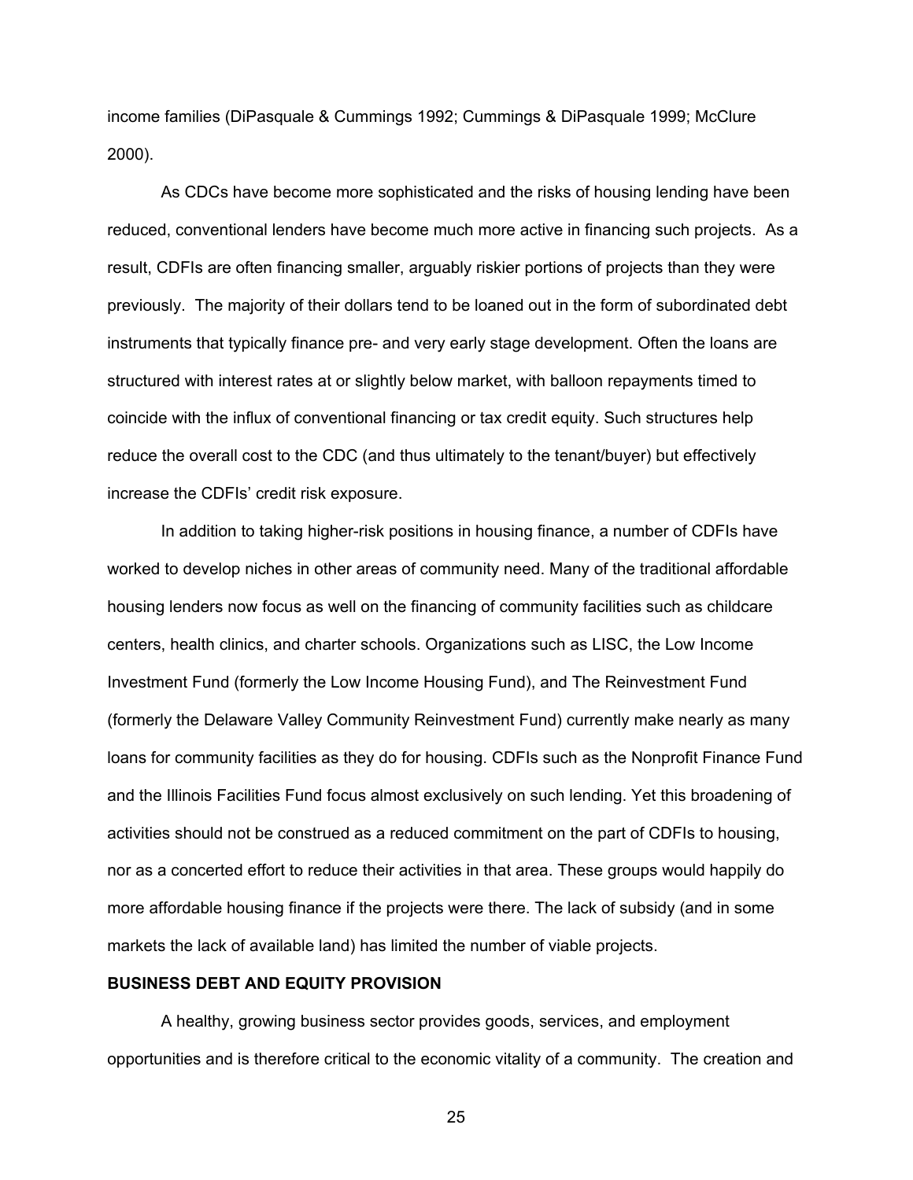income families (DiPasquale & Cummings 1992; Cummings & DiPasquale 1999; McClure 2000).

As CDCs have become more sophisticated and the risks of housing lending have been reduced, conventional lenders have become much more active in financing such projects. As a result, CDFIs are often financing smaller, arguably riskier portions of projects than they were previously. The majority of their dollars tend to be loaned out in the form of subordinated debt instruments that typically finance pre- and very early stage development. Often the loans are structured with interest rates at or slightly below market, with balloon repayments timed to coincide with the influx of conventional financing or tax credit equity. Such structures help reduce the overall cost to the CDC (and thus ultimately to the tenant/buyer) but effectively increase the CDFIs' credit risk exposure.

In addition to taking higher-risk positions in housing finance, a number of CDFIs have worked to develop niches in other areas of community need. Many of the traditional affordable housing lenders now focus as well on the financing of community facilities such as childcare centers, health clinics, and charter schools. Organizations such as LISC, the Low Income Investment Fund (formerly the Low Income Housing Fund), and The Reinvestment Fund (formerly the Delaware Valley Community Reinvestment Fund) currently make nearly as many loans for community facilities as they do for housing. CDFIs such as the Nonprofit Finance Fund and the Illinois Facilities Fund focus almost exclusively on such lending. Yet this broadening of activities should not be construed as a reduced commitment on the part of CDFIs to housing, nor as a concerted effort to reduce their activities in that area. These groups would happily do more affordable housing finance if the projects were there. The lack of subsidy (and in some markets the lack of available land) has limited the number of viable projects.

**BUSINESS DEBT AND EQUITY PROVISION**

A healthy, growing business sector provides goods, services, and employment opportunities and is therefore critical to the economic vitality of a community. The creation and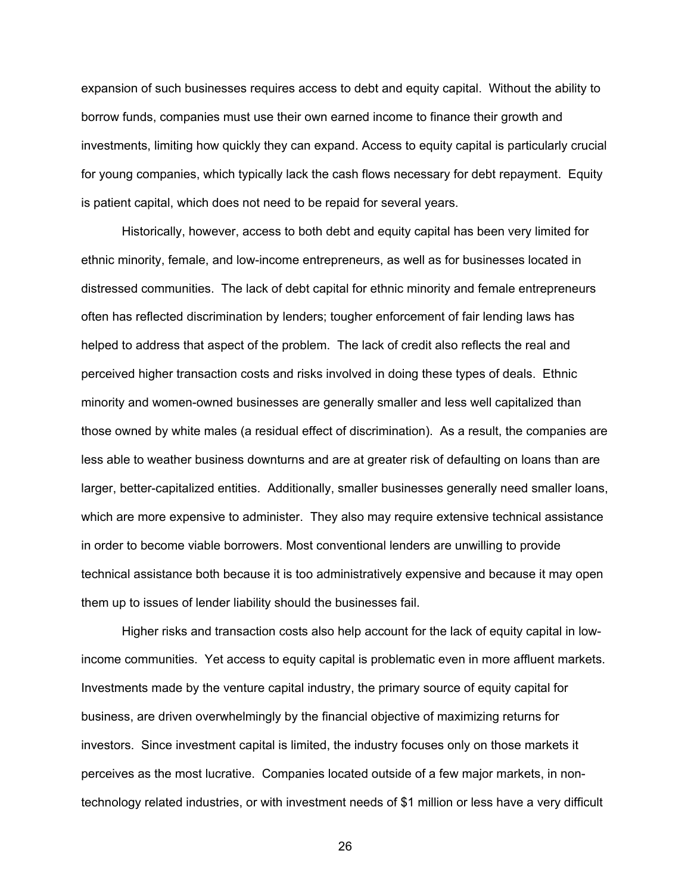expansion of such businesses requires access to debt and equity capital. Without the ability to borrow funds, companies must use their own earned income to finance their growth and investments, limiting how quickly they can expand. Access to equity capital is particularly crucial for young companies, which typically lack the cash flows necessary for debt repayment. Equity is patient capital, which does not need to be repaid for several years.

Historically, however, access to both debt and equity capital has been very limited for ethnic minority, female, and low-income entrepreneurs, as well as for businesses located in distressed communities. The lack of debt capital for ethnic minority and female entrepreneurs often has reflected discrimination by lenders; tougher enforcement of fair lending laws has helped to address that aspect of the problem. The lack of credit also reflects the real and perceived higher transaction costs and risks involved in doing these types of deals. Ethnic minority and women-owned businesses are generally smaller and less well capitalized than those owned by white males (a residual effect of discrimination). As a result, the companies are less able to weather business downturns and are at greater risk of defaulting on loans than are larger, better-capitalized entities. Additionally, smaller businesses generally need smaller loans, which are more expensive to administer. They also may require extensive technical assistance in order to become viable borrowers. Most conventional lenders are unwilling to provide technical assistance both because it is too administratively expensive and because it may open them up to issues of lender liability should the businesses fail.

Higher risks and transaction costs also help account for the lack of equity capital in low-income communities. Yet access to equity capital is problematic even in more affluent markets. Investments made by the venture capital industry, the primary source of equity capital for business, are driven overwhelmingly by the financial objective of maximizing returns for investors. Since investment capital is limited, the industry focuses only on those markets it perceives as the most lucrative. Companies located outside of a few major markets, in non-technology related industries, or with investment needs of $1 million or less have a very difficult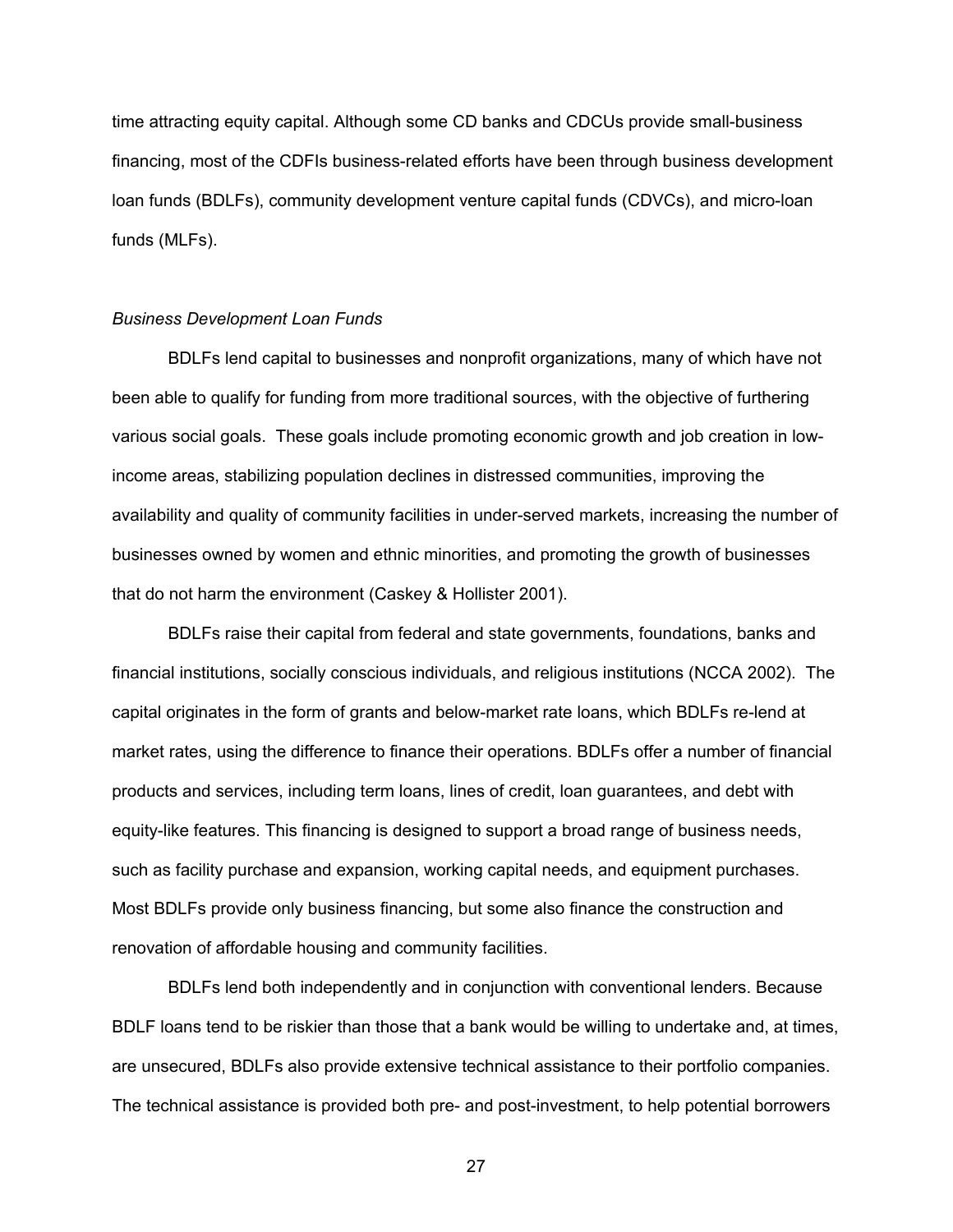time attracting equity capital. Although some CD banks and CDCUs provide small-business financing, most of the CDFIs business-related efforts have been through business development loan funds (BDLFs), community development venture capital funds (CDVCs), and micro-loan funds (MLFs).

*Business Development Loan Funds*

BDLFs lend capital to businesses and nonprofit organizations, many of which have not been able to qualify for funding from more traditional sources, with the objective of furthering various social goals. These goals include promoting economic growth and job creation in low-income areas, stabilizing population declines in distressed communities, improving the availability and quality of community facilities in under-served markets, increasing the number of businesses owned by women and ethnic minorities, and promoting the growth of businesses that do not harm the environment (Caskey & Hollister 2001).

BDLFs raise their capital from federal and state governments, foundations, banks and financial institutions, socially conscious individuals, and religious institutions (NCCA 2002). The capital originates in the form of grants and below-market rate loans, which BDLFs re-lend at market rates, using the difference to finance their operations. BDLFs offer a number of financial products and services, including term loans, lines of credit, loan guarantees, and debt with equity-like features. This financing is designed to support a broad range of business needs, such as facility purchase and expansion, working capital needs, and equipment purchases. Most BDLFs provide only business financing, but some also finance the construction and renovation of affordable housing and community facilities.

BDLFs lend both independently and in conjunction with conventional lenders. Because BDLF loans tend to be riskier than those that a bank would be willing to undertake and, at times, are unsecured, BDLFs also provide extensive technical assistance to their portfolio companies. The technical assistance is provided both pre- and post-investment, to help potential borrowers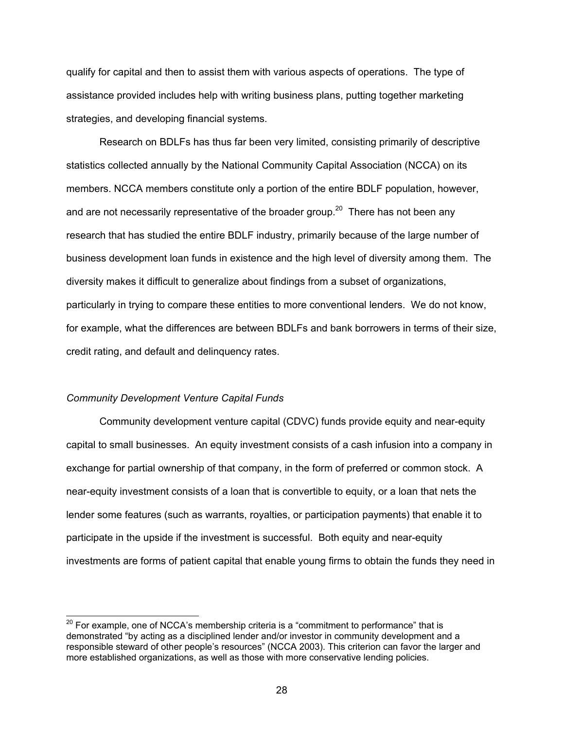qualify for capital and then to assist them with various aspects of operations. The type of assistance provided includes help with writing business plans, putting together marketing strategies, and developing financial systems.

Research on BDLFs has thus far been very limited, consisting primarily of descriptive statistics collected annually by the National Community Capital Association (NCCA) on its members. NCCA members constitute only a portion of the entire BDLF population, however, and are not necessarily representative of the broader group.[20] There has not been any research that has studied the entire BDLF industry, primarily because of the large number of business development loan funds in existence and the high level of diversity among them. The diversity makes it difficult to generalize about findings from a subset of organizations, particularly in trying to compare these entities to more conventional lenders. We do not know, for example, what the differences are between BDLFs and bank borrowers in terms of their size, credit rating, and default and delinquency rates.

*Community Development Venture Capital Funds*

Community development venture capital (CDVC) funds provide equity and near-equity capital to small businesses. An equity investment consists of a cash infusion into a company in exchange for partial ownership of that company, in the form of preferred or common stock. A near-equity investment consists of a loan that is convertible to equity, or a loan that nets the lender some features (such as warrants, royalties, or participation payments) that enable it to participate in the upside if the investment is successful. Both equity and near-equity investments are forms of patient capital that enable young firms to obtain the funds they need in

[20] For example, one of NCCA's membership criteria is a "commitment to performance" that is demonstrated "by acting as a disciplined lender and/or investor in community development and a responsible steward of other people's resources" (NCCA 2003). This criterion can favor the larger and more established organizations, as well as those with more conservative lending policies.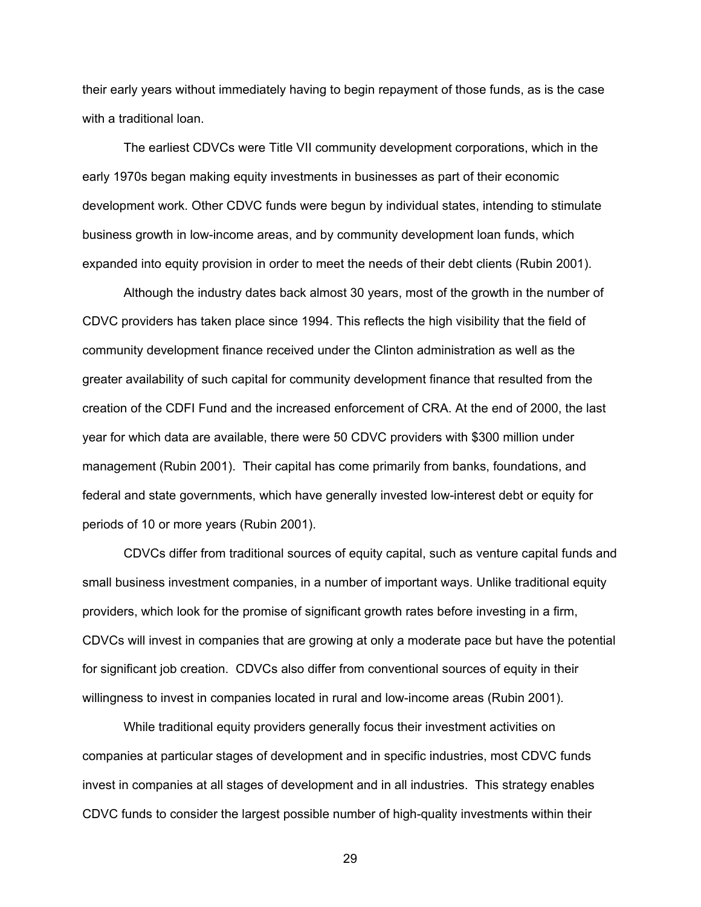their early years without immediately having to begin repayment of those funds, as is the case with a traditional loan.

The earliest CDVCs were Title VII community development corporations, which in the early 1970s began making equity investments in businesses as part of their economic development work. Other CDVC funds were begun by individual states, intending to stimulate business growth in low-income areas, and by community development loan funds, which expanded into equity provision in order to meet the needs of their debt clients (Rubin 2001).

Although the industry dates back almost 30 years, most of the growth in the number of CDVC providers has taken place since 1994. This reflects the high visibility that the field of community development finance received under the Clinton administration as well as the greater availability of such capital for community development finance that resulted from the creation of the CDFI Fund and the increased enforcement of CRA. At the end of 2000, the last year for which data are available, there were 50 CDVC providers with $300 million under management (Rubin 2001). Their capital has come primarily from banks, foundations, and federal and state governments, which have generally invested low-interest debt or equity for periods of 10 or more years (Rubin 2001).

CDVCs differ from traditional sources of equity capital, such as venture capital funds and small business investment companies, in a number of important ways. Unlike traditional equity providers, which look for the promise of significant growth rates before investing in a firm, CDVCs will invest in companies that are growing at only a moderate pace but have the potential for significant job creation. CDVCs also differ from conventional sources of equity in their willingness to invest in companies located in rural and low-income areas (Rubin 2001).

While traditional equity providers generally focus their investment activities on companies at particular stages of development and in specific industries, most CDVC funds invest in companies at all stages of development and in all industries. This strategy enables CDVC funds to consider the largest possible number of high-quality investments within their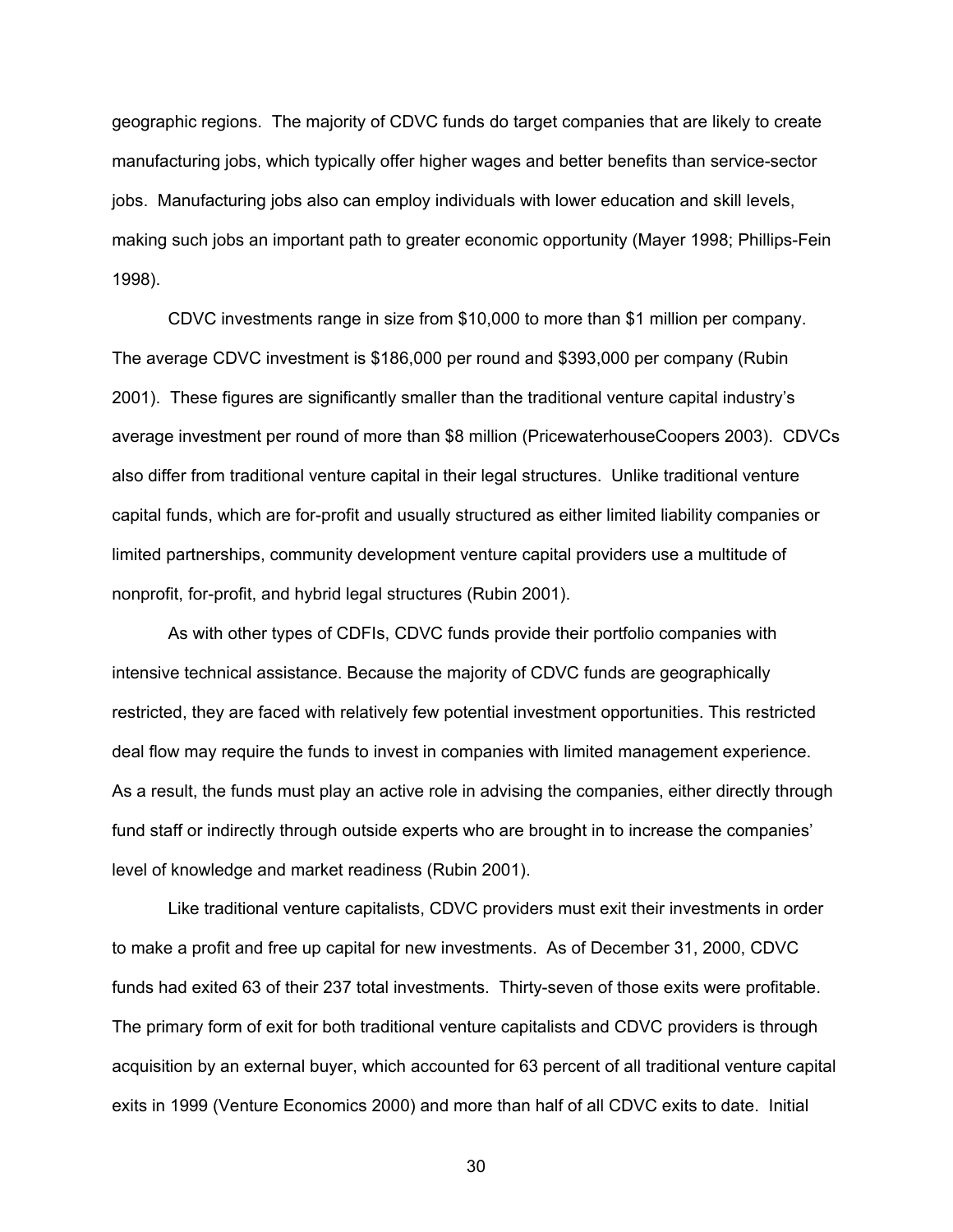geographic regions. The majority of CDVC funds do target companies that are likely to create manufacturing jobs, which typically offer higher wages and better benefits than service-sector jobs. Manufacturing jobs also can employ individuals with lower education and skill levels, making such jobs an important path to greater economic opportunity (Mayer 1998; Phillips-Fein 1998).

CDVC investments range in size from $10,000 to more than $1 million per company. The average CDVC investment is $186,000 per round and $393,000 per company (Rubin 2001). These figures are significantly smaller than the traditional venture capital industry's average investment per round of more than $8 million (PricewaterhouseCoopers 2003). CDVCs also differ from traditional venture capital in their legal structures. Unlike traditional venture capital funds, which are for-profit and usually structured as either limited liability companies or limited partnerships, community development venture capital providers use a multitude of nonprofit, for-profit, and hybrid legal structures (Rubin 2001).

As with other types of CDFIs, CDVC funds provide their portfolio companies with intensive technical assistance. Because the majority of CDVC funds are geographically restricted, they are faced with relatively few potential investment opportunities. This restricted deal flow may require the funds to invest in companies with limited management experience. As a result, the funds must play an active role in advising the companies, either directly through fund staff or indirectly through outside experts who are brought in to increase the companies' level of knowledge and market readiness (Rubin 2001).

Like traditional venture capitalists, CDVC providers must exit their investments in order to make a profit and free up capital for new investments. As of December 31, 2000, CDVC funds had exited 63 of their 237 total investments. Thirty-seven of those exits were profitable. The primary form of exit for both traditional venture capitalists and CDVC providers is through acquisition by an external buyer, which accounted for 63 percent of all traditional venture capital exits in 1999 (Venture Economics 2000) and more than half of all CDVC exits to date. Initial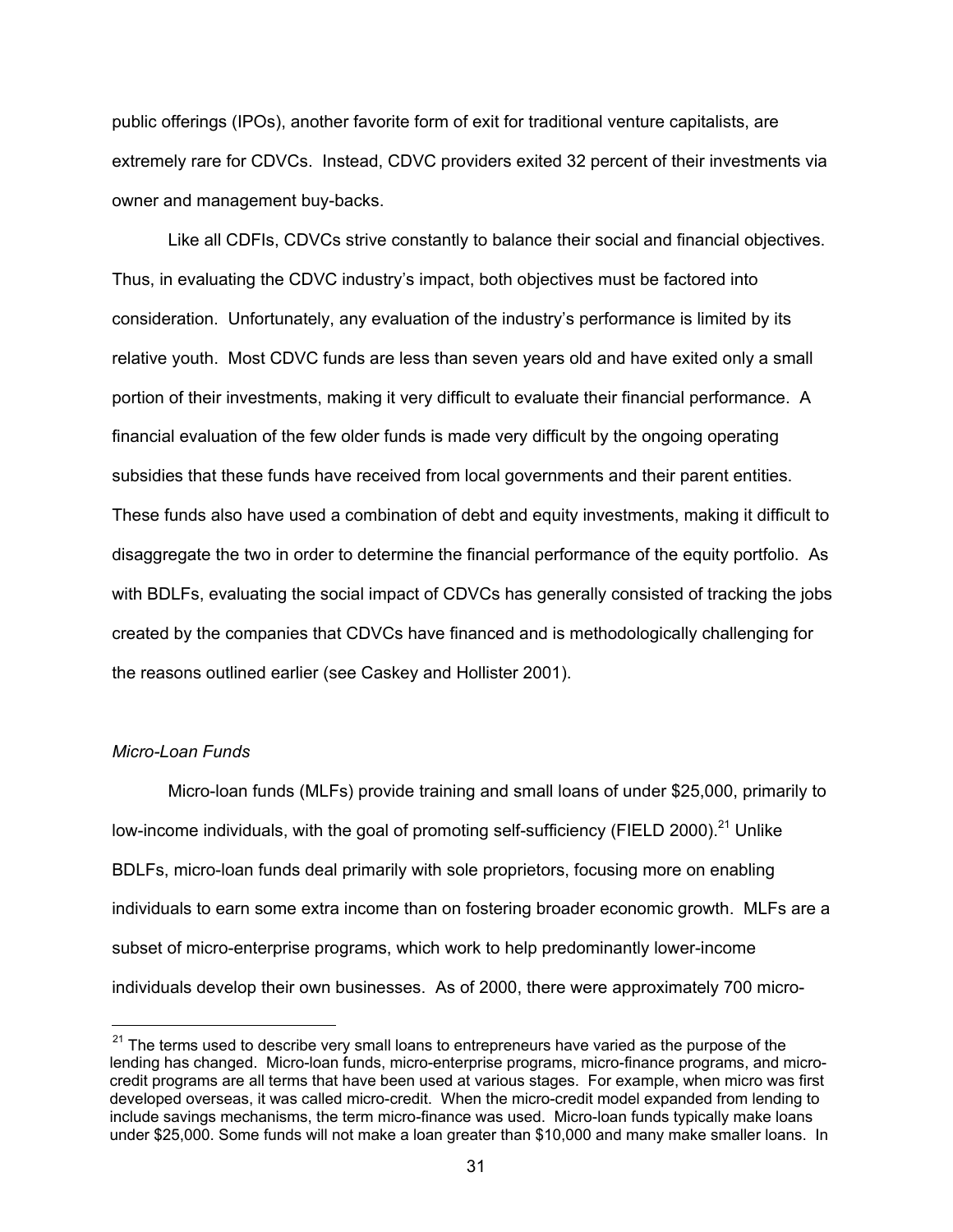public offerings (IPOs), another favorite form of exit for traditional venture capitalists, are extremely rare for CDVCs. Instead, CDVC providers exited 32 percent of their investments via owner and management buy-backs.

Like all CDFIs, CDVCs strive constantly to balance their social and financial objectives. Thus, in evaluating the CDVC industry's impact, both objectives must be factored into consideration. Unfortunately, any evaluation of the industry's performance is limited by its relative youth. Most CDVC funds are less than seven years old and have exited only a small portion of their investments, making it very difficult to evaluate their financial performance. A financial evaluation of the few older funds is made very difficult by the ongoing operating subsidies that these funds have received from local governments and their parent entities. These funds also have used a combination of debt and equity investments, making it difficult to disaggregate the two in order to determine the financial performance of the equity portfolio. As with BDLFs, evaluating the social impact of CDVCs has generally consisted of tracking the jobs created by the companies that CDVCs have financed and is methodologically challenging for the reasons outlined earlier (see Caskey and Hollister 2001).

*Micro-Loan Funds*

Micro-loan funds (MLFs) provide training and small loans of under $25,000, primarily to low-income individuals, with the goal of promoting self-sufficiency (FIELD 2000).[21] Unlike BDLFs, micro-loan funds deal primarily with sole proprietors, focusing more on enabling individuals to earn some extra income than on fostering broader economic growth. MLFs are a subset of micro-enterprise programs, which work to help predominantly lower-income individuals develop their own businesses. As of 2000, there were approximately 700 micro-

[21] The terms used to describe very small loans to entrepreneurs have varied as the purpose of the lending has changed. Micro-loan funds, micro-enterprise programs, micro-finance programs, and micro-credit programs are all terms that have been used at various stages. For example, when micro was first developed overseas, it was called micro-credit. When the micro-credit model expanded from lending to include savings mechanisms, the term micro-finance was used. Micro-loan funds typically make loans under $25,000. Some funds will not make a loan greater than $10,000 and many make smaller loans. In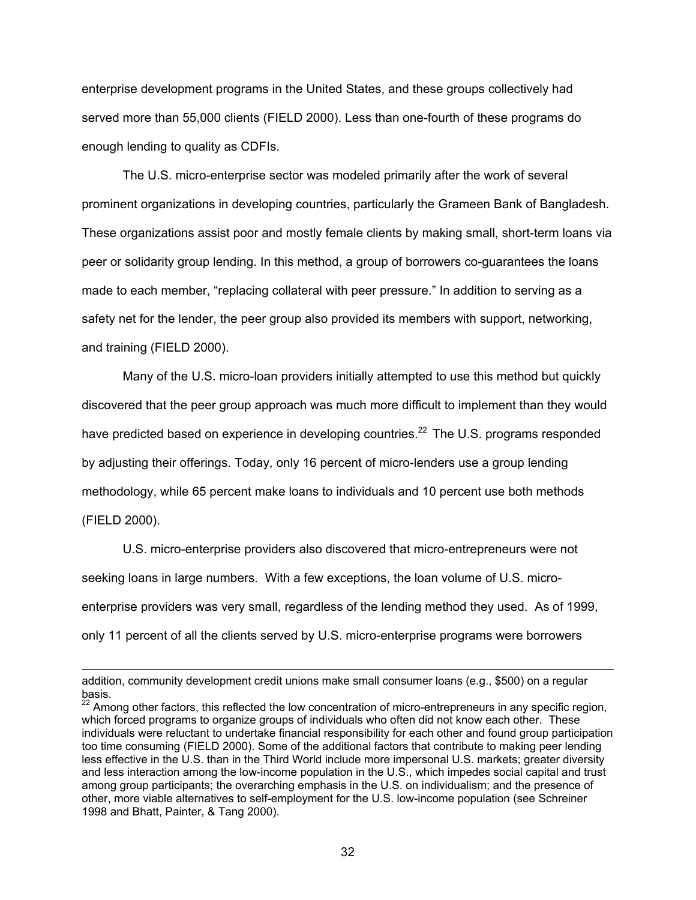enterprise development programs in the United States, and these groups collectively had served more than 55,000 clients (FIELD 2000). Less than one-fourth of these programs do enough lending to quality as CDFIs.

The U.S. micro-enterprise sector was modeled primarily after the work of several prominent organizations in developing countries, particularly the Grameen Bank of Bangladesh. These organizations assist poor and mostly female clients by making small, short-term loans via peer or solidarity group lending. In this method, a group of borrowers co-guarantees the loans made to each member, "replacing collateral with peer pressure." In addition to serving as a safety net for the lender, the peer group also provided its members with support, networking, and training (FIELD 2000).

Many of the U.S. micro-loan providers initially attempted to use this method but quickly discovered that the peer group approach was much more difficult to implement than they would have predicted based on experience in developing countries.[22] The U.S. programs responded by adjusting their offerings. Today, only 16 percent of micro-lenders use a group lending methodology, while 65 percent make loans to individuals and 10 percent use both methods (FIELD 2000).

U.S. micro-enterprise providers also discovered that micro-entrepreneurs were not seeking loans in large numbers. With a few exceptions, the loan volume of U.S. micro-enterprise providers was very small, regardless of the lending method they used. As of 1999, only 11 percent of all the clients served by U.S. micro-enterprise programs were borrowers

---

addition, community development credit unions make small consumer loans (e.g., $500) on a regular basis.

[22] Among other factors, this reflected the low concentration of micro-entrepreneurs in any specific region, which forced programs to organize groups of individuals who often did not know each other. These individuals were reluctant to undertake financial responsibility for each other and found group participation too time consuming (FIELD 2000). Some of the additional factors that contribute to making peer lending less effective in the U.S. than in the Third World include more impersonal U.S. markets; greater diversity and less interaction among the low-income population in the U.S., which impedes social capital and trust among group participants; the overarching emphasis in the U.S. on individualism; and the presence of other, more viable alternatives to self-employment for the U.S. low-income population (see Schreiner 1998 and Bhatt, Painter, & Tang 2000).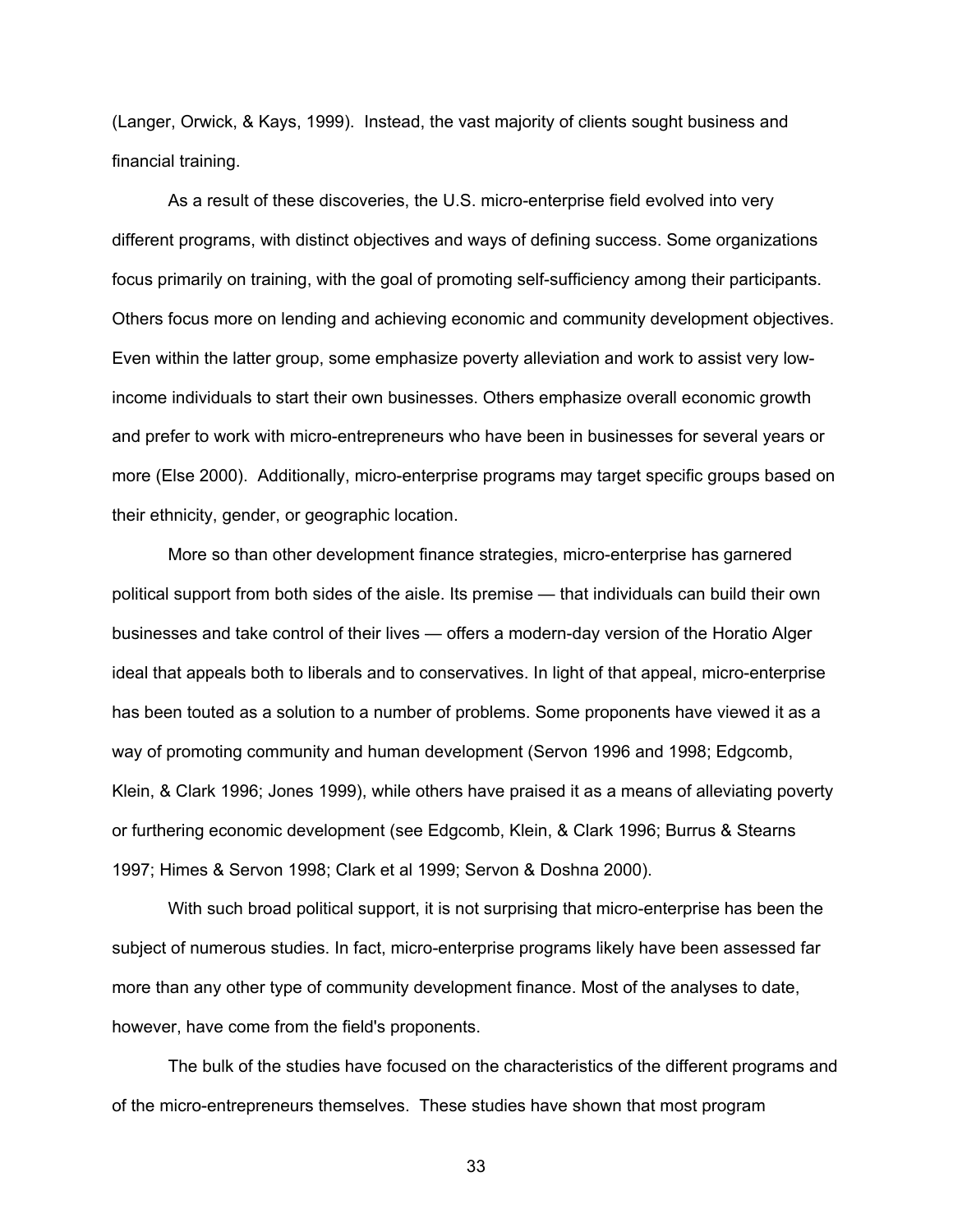(Langer, Orwick, & Kays, 1999). Instead, the vast majority of clients sought business and financial training.

As a result of these discoveries, the U.S. micro-enterprise field evolved into very different programs, with distinct objectives and ways of defining success. Some organizations focus primarily on training, with the goal of promoting self-sufficiency among their participants. Others focus more on lending and achieving economic and community development objectives. Even within the latter group, some emphasize poverty alleviation and work to assist very low-income individuals to start their own businesses. Others emphasize overall economic growth and prefer to work with micro-entrepreneurs who have been in businesses for several years or more (Else 2000). Additionally, micro-enterprise programs may target specific groups based on their ethnicity, gender, or geographic location.

More so than other development finance strategies, micro-enterprise has garnered political support from both sides of the aisle. Its premise — that individuals can build their own businesses and take control of their lives — offers a modern-day version of the Horatio Alger ideal that appeals both to liberals and to conservatives. In light of that appeal, micro-enterprise has been touted as a solution to a number of problems. Some proponents have viewed it as a way of promoting community and human development (Servon 1996 and 1998; Edgcomb, Klein, & Clark 1996; Jones 1999), while others have praised it as a means of alleviating poverty or furthering economic development (see Edgcomb, Klein, & Clark 1996; Burrus & Stearns 1997; Himes & Servon 1998; Clark et al 1999; Servon & Doshna 2000).

With such broad political support, it is not surprising that micro-enterprise has been the subject of numerous studies. In fact, micro-enterprise programs likely have been assessed far more than any other type of community development finance. Most of the analyses to date, however, have come from the field's proponents.

The bulk of the studies have focused on the characteristics of the different programs and of the micro-entrepreneurs themselves. These studies have shown that most program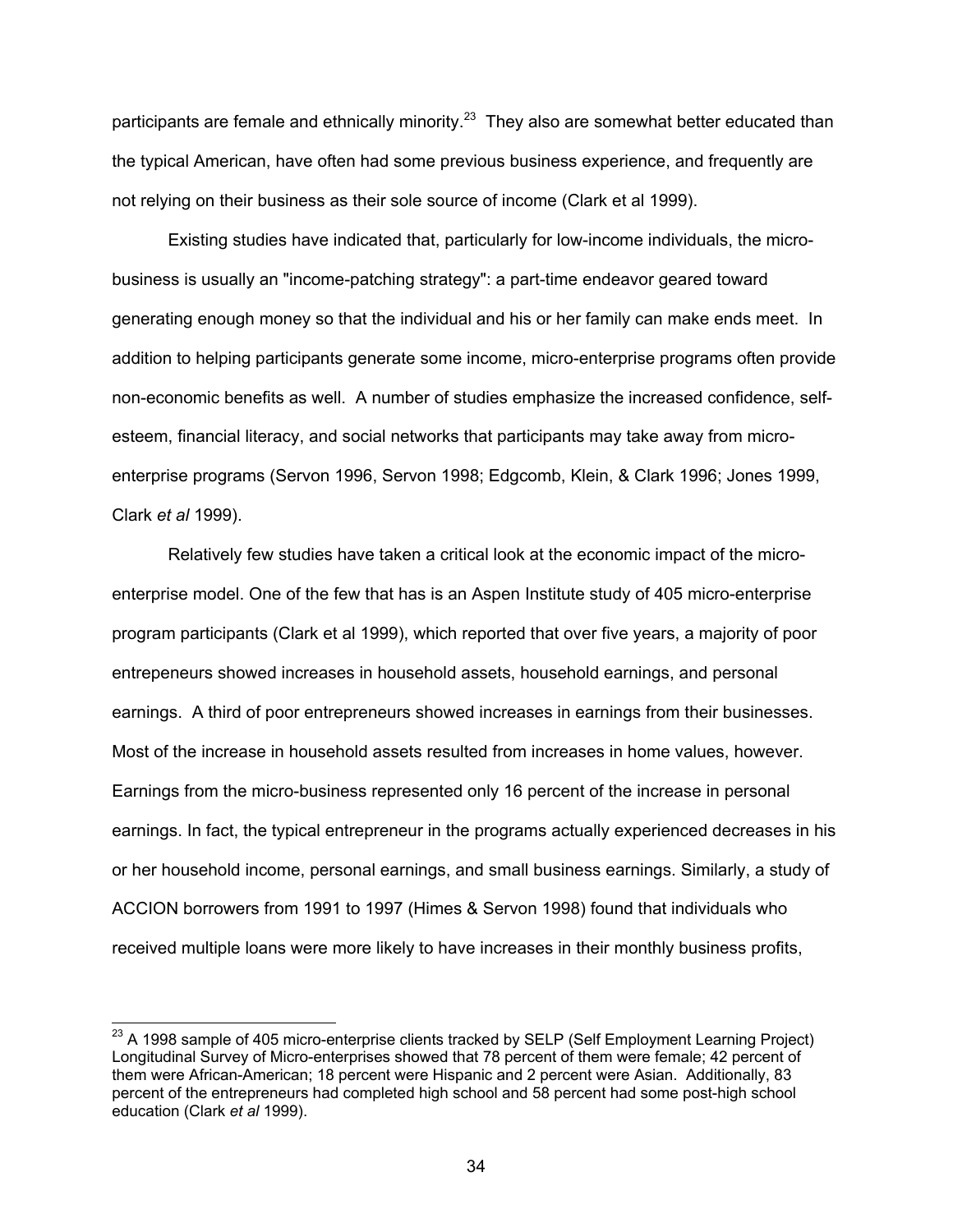participants are female and ethnically minority.[23] They also are somewhat better educated than the typical American, have often had some previous business experience, and frequently are not relying on their business as their sole source of income (Clark et al 1999).

Existing studies have indicated that, particularly for low-income individuals, the micro-business is usually an "income-patching strategy": a part-time endeavor geared toward generating enough money so that the individual and his or her family can make ends meet. In addition to helping participants generate some income, micro-enterprise programs often provide non-economic benefits as well. A number of studies emphasize the increased confidence, self-esteem, financial literacy, and social networks that participants may take away from micro-enterprise programs (Servon 1996, Servon 1998; Edgcomb, Klein, & Clark 1996; Jones 1999, Clark *et al* 1999).

Relatively few studies have taken a critical look at the economic impact of the micro-enterprise model. One of the few that has is an Aspen Institute study of 405 micro-enterprise program participants (Clark et al 1999), which reported that over five years, a majority of poor entrepeneurs showed increases in household assets, household earnings, and personal earnings. A third of poor entrepreneurs showed increases in earnings from their businesses. Most of the increase in household assets resulted from increases in home values, however. Earnings from the micro-business represented only 16 percent of the increase in personal earnings. In fact, the typical entrepreneur in the programs actually experienced decreases in his or her household income, personal earnings, and small business earnings. Similarly, a study of ACCION borrowers from 1991 to 1997 (Himes & Servon 1998) found that individuals who received multiple loans were more likely to have increases in their monthly business profits,

---

[23] A 1998 sample of 405 micro-enterprise clients tracked by SELP (Self Employment Learning Project) Longitudinal Survey of Micro-enterprises showed that 78 percent of them were female; 42 percent of them were African-American; 18 percent were Hispanic and 2 percent were Asian. Additionally, 83 percent of the entrepreneurs had completed high school and 58 percent had some post-high school education (Clark *et al* 1999).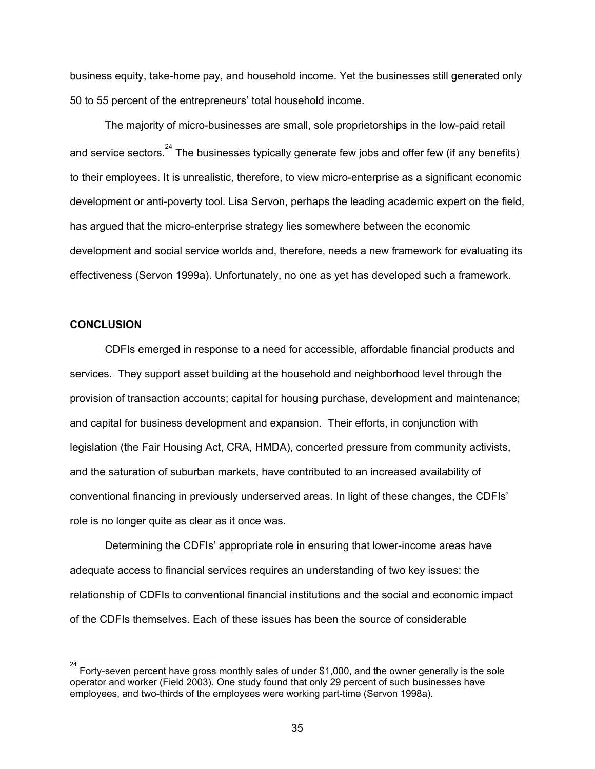business equity, take-home pay, and household income. Yet the businesses still generated only 50 to 55 percent of the entrepreneurs' total household income.

The majority of micro-businesses are small, sole proprietorships in the low-paid retail and service sectors.[24] The businesses typically generate few jobs and offer few (if any benefits) to their employees. It is unrealistic, therefore, to view micro-enterprise as a significant economic development or anti-poverty tool. Lisa Servon, perhaps the leading academic expert on the field, has argued that the micro-enterprise strategy lies somewhere between the economic development and social service worlds and, therefore, needs a new framework for evaluating its effectiveness (Servon 1999a). Unfortunately, no one as yet has developed such a framework.

## CONCLUSION

CDFIs emerged in response to a need for accessible, affordable financial products and services. They support asset building at the household and neighborhood level through the provision of transaction accounts; capital for housing purchase, development and maintenance; and capital for business development and expansion. Their efforts, in conjunction with legislation (the Fair Housing Act, CRA, HMDA), concerted pressure from community activists, and the saturation of suburban markets, have contributed to an increased availability of conventional financing in previously underserved areas. In light of these changes, the CDFIs' role is no longer quite as clear as it once was.

Determining the CDFIs' appropriate role in ensuring that lower-income areas have adequate access to financial services requires an understanding of two key issues: the relationship of CDFIs to conventional financial institutions and the social and economic impact of the CDFIs themselves. Each of these issues has been the source of considerable

---

[24] Forty-seven percent have gross monthly sales of under $1,000, and the owner generally is the sole operator and worker (Field 2003). One study found that only 29 percent of such businesses have employees, and two-thirds of the employees were working part-time (Servon 1998a).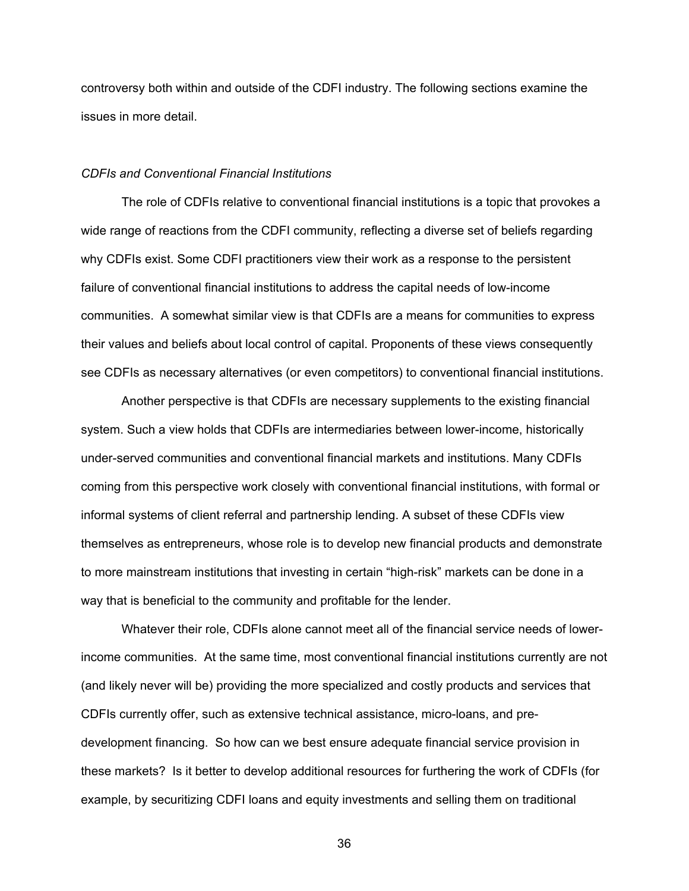controversy both within and outside of the CDFI industry. The following sections examine the issues in more detail.

### *CDFIs and Conventional Financial Institutions*

The role of CDFIs relative to conventional financial institutions is a topic that provokes a wide range of reactions from the CDFI community, reflecting a diverse set of beliefs regarding why CDFIs exist. Some CDFI practitioners view their work as a response to the persistent failure of conventional financial institutions to address the capital needs of low-income communities. A somewhat similar view is that CDFIs are a means for communities to express their values and beliefs about local control of capital. Proponents of these views consequently see CDFIs as necessary alternatives (or even competitors) to conventional financial institutions.

Another perspective is that CDFIs are necessary supplements to the existing financial system. Such a view holds that CDFIs are intermediaries between lower-income, historically under-served communities and conventional financial markets and institutions. Many CDFIs coming from this perspective work closely with conventional financial institutions, with formal or informal systems of client referral and partnership lending. A subset of these CDFIs view themselves as entrepreneurs, whose role is to develop new financial products and demonstrate to more mainstream institutions that investing in certain "high-risk" markets can be done in a way that is beneficial to the community and profitable for the lender.

Whatever their role, CDFIs alone cannot meet all of the financial service needs of lower-income communities. At the same time, most conventional financial institutions currently are not (and likely never will be) providing the more specialized and costly products and services that CDFIs currently offer, such as extensive technical assistance, micro-loans, and pre-development financing. So how can we best ensure adequate financial service provision in these markets? Is it better to develop additional resources for furthering the work of CDFIs (for example, by securitizing CDFI loans and equity investments and selling them on traditional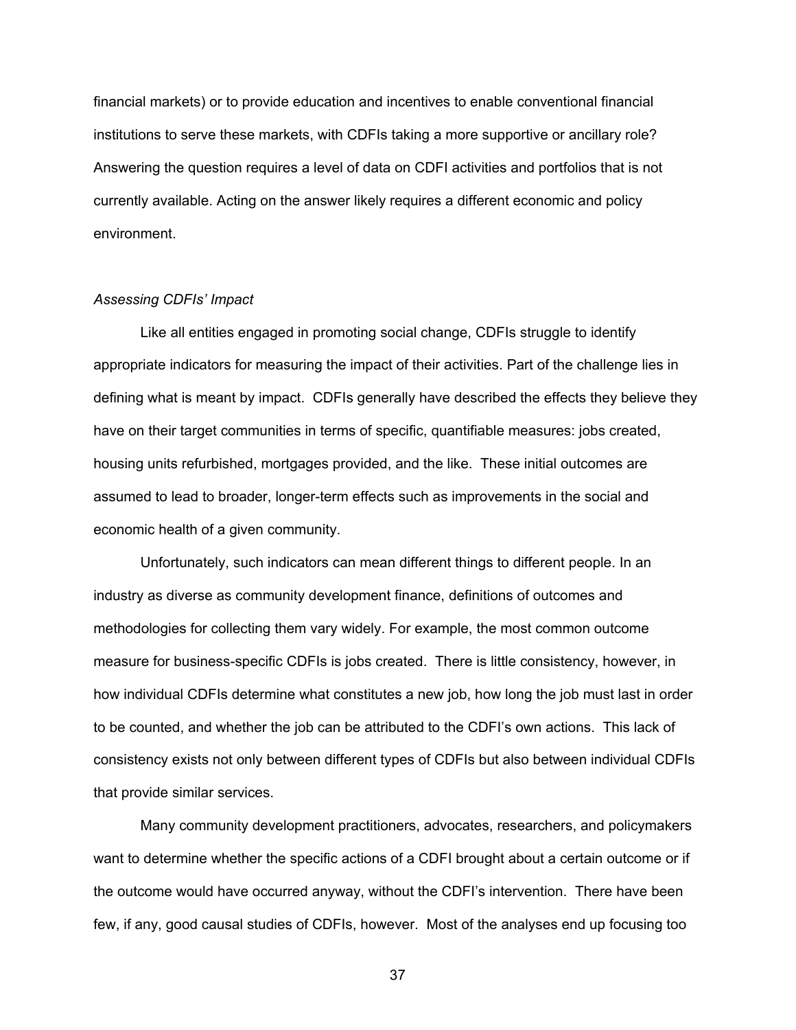financial markets) or to provide education and incentives to enable conventional financial institutions to serve these markets, with CDFIs taking a more supportive or ancillary role? Answering the question requires a level of data on CDFI activities and portfolios that is not currently available. Acting on the answer likely requires a different economic and policy environment.

*Assessing CDFIs' Impact*

Like all entities engaged in promoting social change, CDFIs struggle to identify appropriate indicators for measuring the impact of their activities. Part of the challenge lies in defining what is meant by impact. CDFIs generally have described the effects they believe they have on their target communities in terms of specific, quantifiable measures: jobs created, housing units refurbished, mortgages provided, and the like. These initial outcomes are assumed to lead to broader, longer-term effects such as improvements in the social and economic health of a given community.

Unfortunately, such indicators can mean different things to different people. In an industry as diverse as community development finance, definitions of outcomes and methodologies for collecting them vary widely. For example, the most common outcome measure for business-specific CDFIs is jobs created. There is little consistency, however, in how individual CDFIs determine what constitutes a new job, how long the job must last in order to be counted, and whether the job can be attributed to the CDFI's own actions. This lack of consistency exists not only between different types of CDFIs but also between individual CDFIs that provide similar services.

Many community development practitioners, advocates, researchers, and policymakers want to determine whether the specific actions of a CDFI brought about a certain outcome or if the outcome would have occurred anyway, without the CDFI's intervention. There have been few, if any, good causal studies of CDFIs, however. Most of the analyses end up focusing too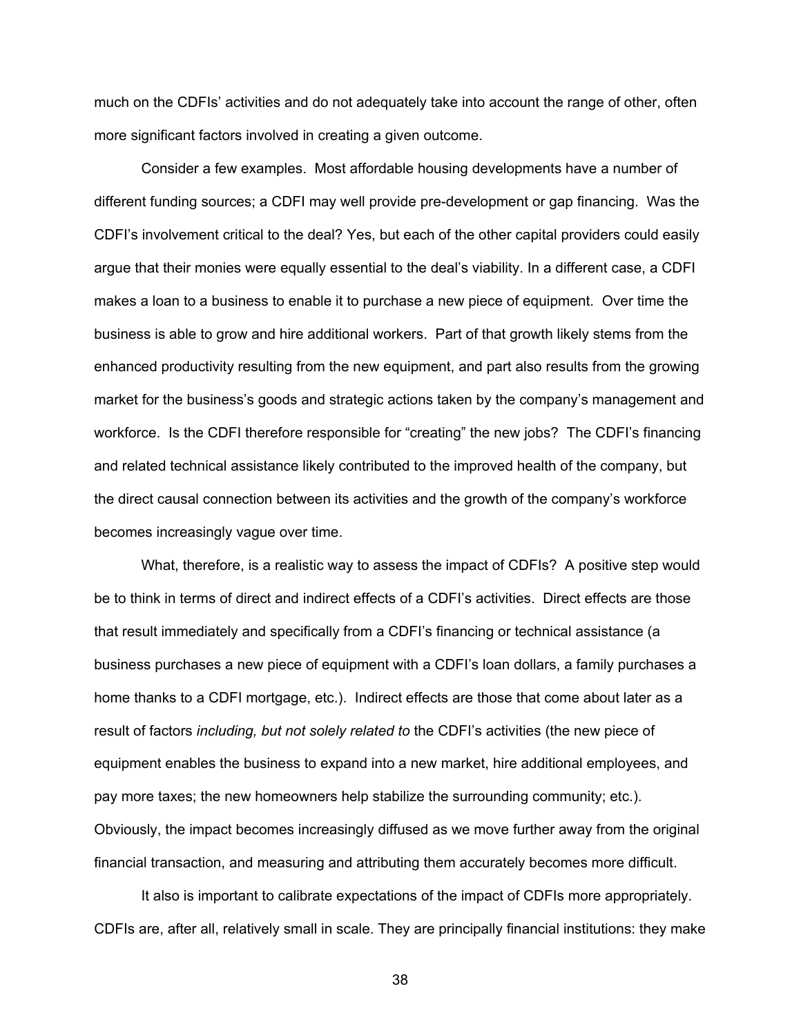much on the CDFIs' activities and do not adequately take into account the range of other, often more significant factors involved in creating a given outcome.

Consider a few examples. Most affordable housing developments have a number of different funding sources; a CDFI may well provide pre-development or gap financing. Was the CDFI's involvement critical to the deal? Yes, but each of the other capital providers could easily argue that their monies were equally essential to the deal's viability. In a different case, a CDFI makes a loan to a business to enable it to purchase a new piece of equipment. Over time the business is able to grow and hire additional workers. Part of that growth likely stems from the enhanced productivity resulting from the new equipment, and part also results from the growing market for the business's goods and strategic actions taken by the company's management and workforce. Is the CDFI therefore responsible for "creating" the new jobs? The CDFI's financing and related technical assistance likely contributed to the improved health of the company, but the direct causal connection between its activities and the growth of the company's workforce becomes increasingly vague over time.

What, therefore, is a realistic way to assess the impact of CDFIs? A positive step would be to think in terms of direct and indirect effects of a CDFI's activities. Direct effects are those that result immediately and specifically from a CDFI's financing or technical assistance (a business purchases a new piece of equipment with a CDFI's loan dollars, a family purchases a home thanks to a CDFI mortgage, etc.). Indirect effects are those that come about later as a result of factors *including, but not solely related to* the CDFI's activities (the new piece of equipment enables the business to expand into a new market, hire additional employees, and pay more taxes; the new homeowners help stabilize the surrounding community; etc.). Obviously, the impact becomes increasingly diffused as we move further away from the original financial transaction, and measuring and attributing them accurately becomes more difficult.

It also is important to calibrate expectations of the impact of CDFIs more appropriately. CDFIs are, after all, relatively small in scale. They are principally financial institutions: they make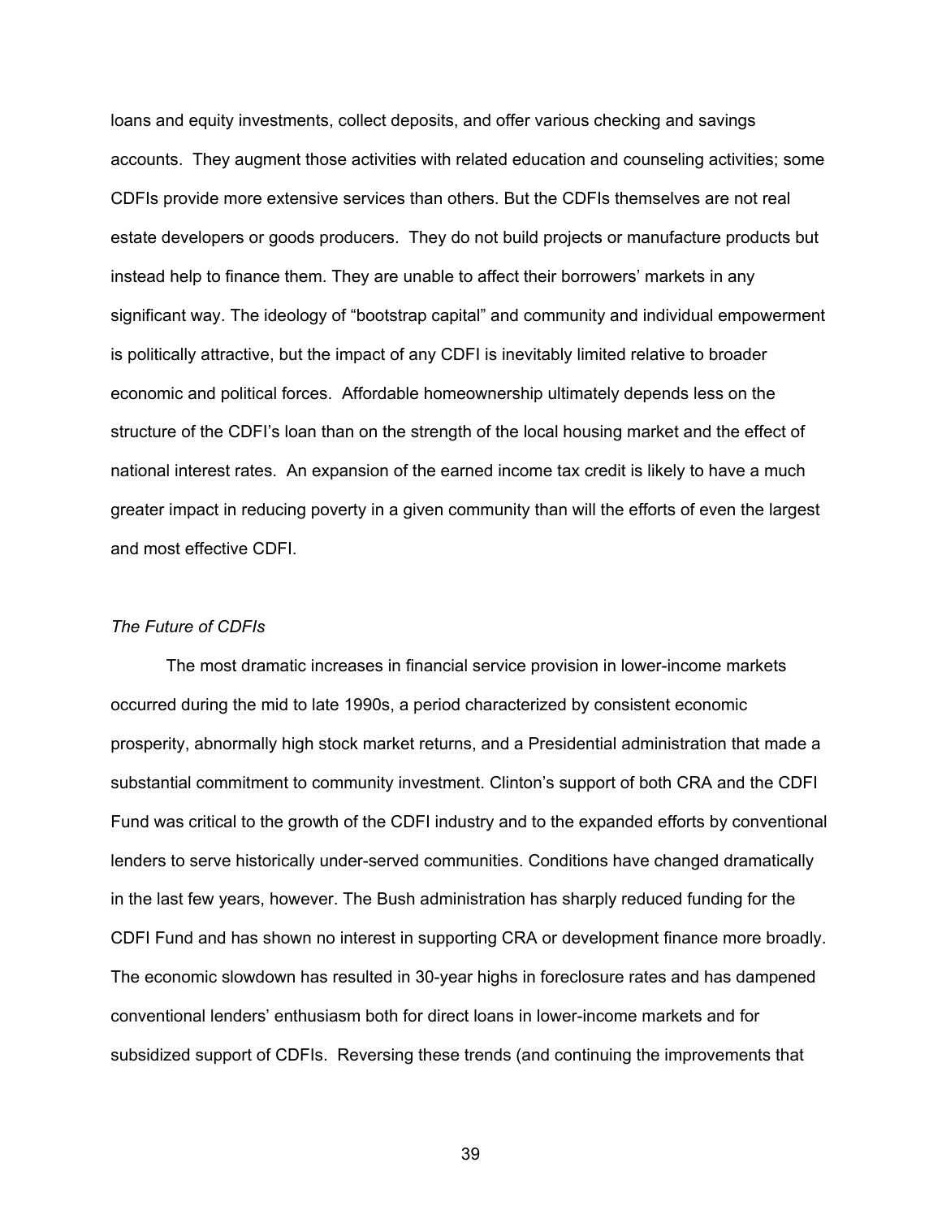loans and equity investments, collect deposits, and offer various checking and savings accounts. They augment those activities with related education and counseling activities; some CDFIs provide more extensive services than others. But the CDFIs themselves are not real estate developers or goods producers. They do not build projects or manufacture products but instead help to finance them. They are unable to affect their borrowers' markets in any significant way. The ideology of "bootstrap capital" and community and individual empowerment is politically attractive, but the impact of any CDFI is inevitably limited relative to broader economic and political forces. Affordable homeownership ultimately depends less on the structure of the CDFI's loan than on the strength of the local housing market and the effect of national interest rates. An expansion of the earned income tax credit is likely to have a much greater impact in reducing poverty in a given community than will the efforts of even the largest and most effective CDFI.

*The Future of CDFIs*

The most dramatic increases in financial service provision in lower-income markets occurred during the mid to late 1990s, a period characterized by consistent economic prosperity, abnormally high stock market returns, and a Presidential administration that made a substantial commitment to community investment. Clinton's support of both CRA and the CDFI Fund was critical to the growth of the CDFI industry and to the expanded efforts by conventional lenders to serve historically under-served communities. Conditions have changed dramatically in the last few years, however. The Bush administration has sharply reduced funding for the CDFI Fund and has shown no interest in supporting CRA or development finance more broadly. The economic slowdown has resulted in 30-year highs in foreclosure rates and has dampened conventional lenders' enthusiasm both for direct loans in lower-income markets and for subsidized support of CDFIs. Reversing these trends (and continuing the improvements that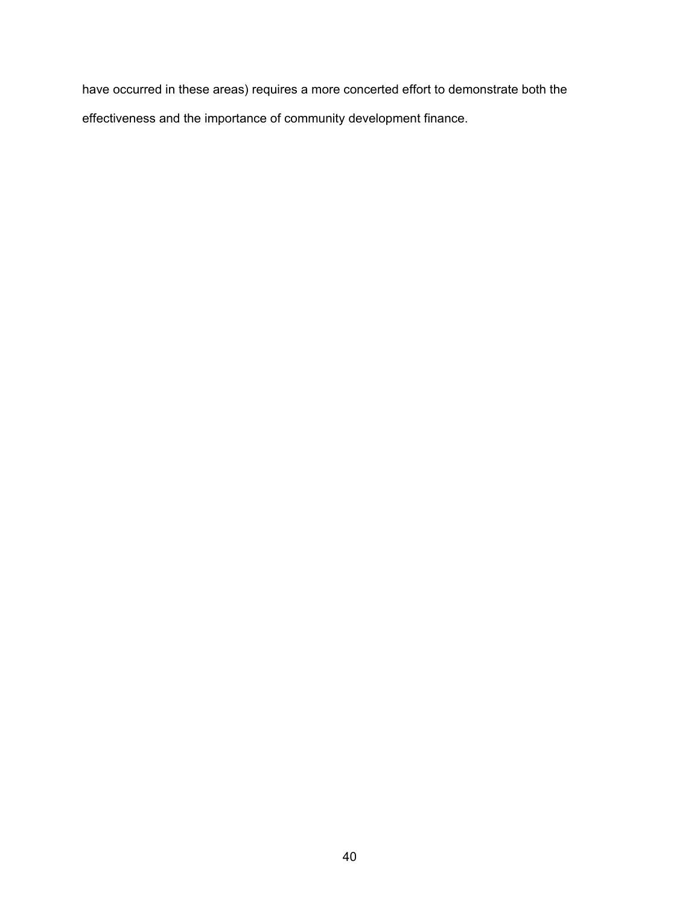have occurred in these areas) requires a more concerted effort to demonstrate both the effectiveness and the importance of community development finance.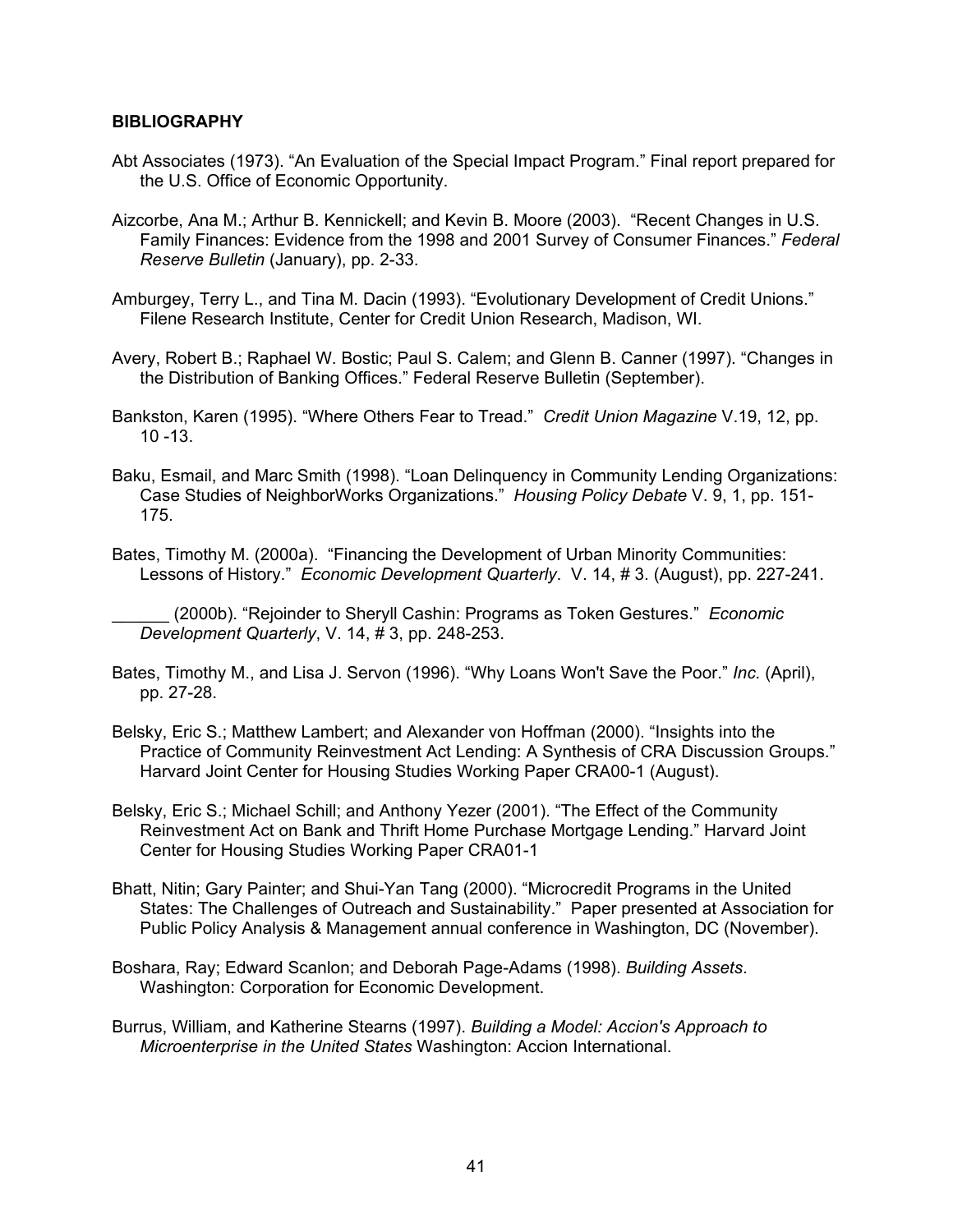## BIBLIOGRAPHY

Abt Associates (1973). "An Evaluation of the Special Impact Program." Final report prepared for the U.S. Office of Economic Opportunity.

Aizcorbe, Ana M.; Arthur B. Kennickell; and Kevin B. Moore (2003). "Recent Changes in U.S. Family Finances: Evidence from the 1998 and 2001 Survey of Consumer Finances." *Federal Reserve Bulletin* (January), pp. 2-33.

Amburgey, Terry L., and Tina M. Dacin (1993). "Evolutionary Development of Credit Unions." Filene Research Institute, Center for Credit Union Research, Madison, WI.

Avery, Robert B.; Raphael W. Bostic; Paul S. Calem; and Glenn B. Canner (1997). "Changes in the Distribution of Banking Offices." Federal Reserve Bulletin (September).

Bankston, Karen (1995). "Where Others Fear to Tread." *Credit Union Magazine* V.19, 12, pp. 10 -13.

Baku, Esmail, and Marc Smith (1998). "Loan Delinquency in Community Lending Organizations: Case Studies of NeighborWorks Organizations." *Housing Policy Debate* V. 9, 1, pp. 151-175.

Bates, Timothy M. (2000a). "Financing the Development of Urban Minority Communities: Lessons of History." *Economic Development Quarterly*. V. 14, # 3. (August), pp. 227-241.

______ (2000b). "Rejoinder to Sheryll Cashin: Programs as Token Gestures." *Economic Development Quarterly*, V. 14, # 3, pp. 248-253.

Bates, Timothy M., and Lisa J. Servon (1996). "Why Loans Won't Save the Poor." *Inc.* (April), pp. 27-28.

Belsky, Eric S.; Matthew Lambert; and Alexander von Hoffman (2000). "Insights into the Practice of Community Reinvestment Act Lending: A Synthesis of CRA Discussion Groups." Harvard Joint Center for Housing Studies Working Paper CRA00-1 (August).

Belsky, Eric S.; Michael Schill; and Anthony Yezer (2001). "The Effect of the Community Reinvestment Act on Bank and Thrift Home Purchase Mortgage Lending." Harvard Joint Center for Housing Studies Working Paper CRA01-1

Bhatt, Nitin; Gary Painter; and Shui-Yan Tang (2000). "Microcredit Programs in the United States: The Challenges of Outreach and Sustainability." Paper presented at Association for Public Policy Analysis & Management annual conference in Washington, DC (November).

Boshara, Ray; Edward Scanlon; and Deborah Page-Adams (1998). *Building Assets*. Washington: Corporation for Economic Development.

Burrus, William, and Katherine Stearns (1997). *Building a Model: Accion's Approach to Microenterprise in the United States* Washington: Accion International.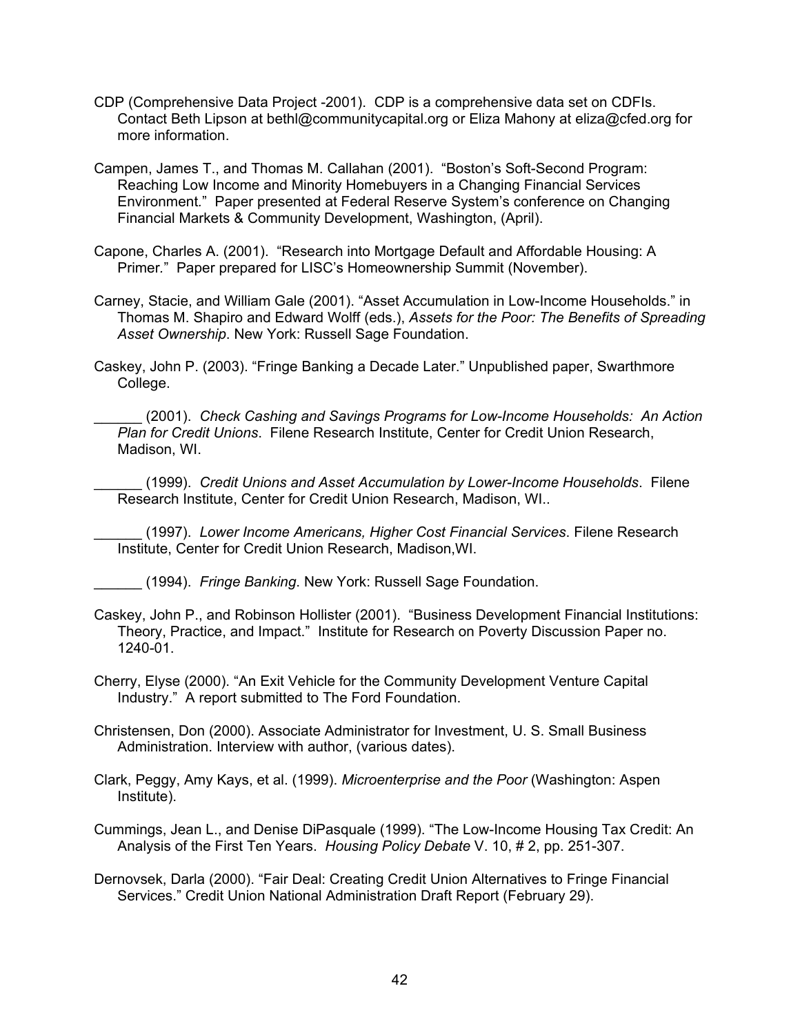CDP (Comprehensive Data Project -2001). CDP is a comprehensive data set on CDFIs. Contact Beth Lipson at bethl@communitycapital.org or Eliza Mahony at eliza@cfed.org for more information.

Campen, James T., and Thomas M. Callahan (2001). "Boston's Soft-Second Program: Reaching Low Income and Minority Homebuyers in a Changing Financial Services Environment." Paper presented at Federal Reserve System's conference on Changing Financial Markets & Community Development, Washington, (April).

Capone, Charles A. (2001). "Research into Mortgage Default and Affordable Housing: A Primer." Paper prepared for LISC's Homeownership Summit (November).

Carney, Stacie, and William Gale (2001). "Asset Accumulation in Low-Income Households." in Thomas M. Shapiro and Edward Wolff (eds.), *Assets for the Poor: The Benefits of Spreading Asset Ownership*. New York: Russell Sage Foundation.

Caskey, John P. (2003). "Fringe Banking a Decade Later." Unpublished paper, Swarthmore College.

______ (2001). *Check Cashing and Savings Programs for Low-Income Households: An Action Plan for Credit Unions*. Filene Research Institute, Center for Credit Union Research, Madison, WI.

______ (1999). *Credit Unions and Asset Accumulation by Lower-Income Households*. Filene Research Institute, Center for Credit Union Research, Madison, WI..

______ (1997). *Lower Income Americans, Higher Cost Financial Services*. Filene Research Institute, Center for Credit Union Research, Madison,WI.

______ (1994). *Fringe Banking*. New York: Russell Sage Foundation.

Caskey, John P., and Robinson Hollister (2001). "Business Development Financial Institutions: Theory, Practice, and Impact." Institute for Research on Poverty Discussion Paper no. 1240-01.

Cherry, Elyse (2000). "An Exit Vehicle for the Community Development Venture Capital Industry." A report submitted to The Ford Foundation.

Christensen, Don (2000). Associate Administrator for Investment, U. S. Small Business Administration. Interview with author, (various dates).

Clark, Peggy, Amy Kays, et al. (1999). *Microenterprise and the Poor* (Washington: Aspen Institute).

Cummings, Jean L., and Denise DiPasquale (1999). "The Low-Income Housing Tax Credit: An Analysis of the First Ten Years. *Housing Policy Debate* V. 10, # 2, pp. 251-307.

Dernovsek, Darla (2000). "Fair Deal: Creating Credit Union Alternatives to Fringe Financial Services." Credit Union National Administration Draft Report (February 29).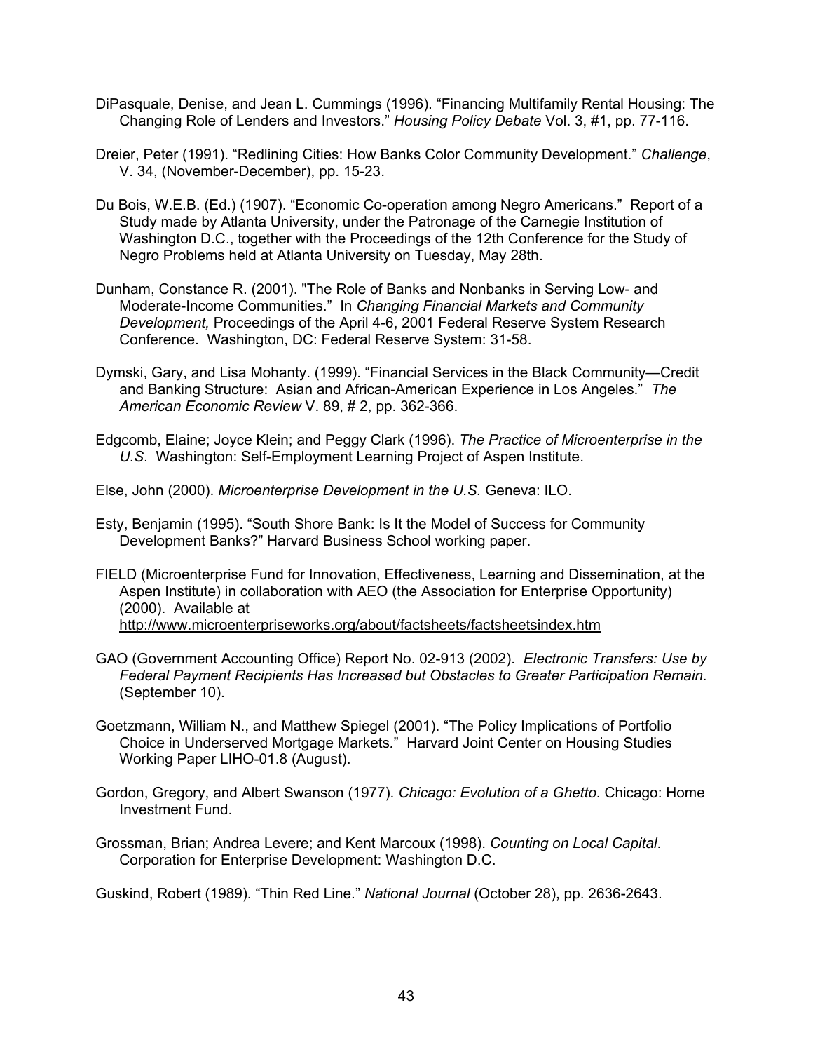DiPasquale, Denise, and Jean L. Cummings (1996). "Financing Multifamily Rental Housing: The Changing Role of Lenders and Investors." *Housing Policy Debate* Vol. 3, #1, pp. 77-116.

Dreier, Peter (1991). "Redlining Cities: How Banks Color Community Development." *Challenge*, V. 34, (November-December), pp. 15-23.

Du Bois, W.E.B. (Ed.) (1907). "Economic Co-operation among Negro Americans." Report of a Study made by Atlanta University, under the Patronage of the Carnegie Institution of Washington D.C., together with the Proceedings of the 12th Conference for the Study of Negro Problems held at Atlanta University on Tuesday, May 28th.

Dunham, Constance R. (2001). "The Role of Banks and Nonbanks in Serving Low- and Moderate-Income Communities." In *Changing Financial Markets and Community Development,* Proceedings of the April 4-6, 2001 Federal Reserve System Research Conference. Washington, DC: Federal Reserve System: 31-58.

Dymski, Gary, and Lisa Mohanty. (1999). "Financial Services in the Black Community—Credit and Banking Structure: Asian and African-American Experience in Los Angeles." *The American Economic Review* V. 89, # 2, pp. 362-366.

Edgcomb, Elaine; Joyce Klein; and Peggy Clark (1996). *The Practice of Microenterprise in the U.S*. Washington: Self-Employment Learning Project of Aspen Institute.

Else, John (2000). *Microenterprise Development in the U.S*. Geneva: ILO.

Esty, Benjamin (1995). "South Shore Bank: Is It the Model of Success for Community Development Banks?" Harvard Business School working paper.

FIELD (Microenterprise Fund for Innovation, Effectiveness, Learning and Dissemination, at the Aspen Institute) in collaboration with AEO (the Association for Enterprise Opportunity) (2000). Available at http://www.microenterpriseworks.org/about/factsheets/factsheetsindex.htm

GAO (Government Accounting Office) Report No. 02-913 (2002). *Electronic Transfers: Use by Federal Payment Recipients Has Increased but Obstacles to Greater Participation Remain*. (September 10).

Goetzmann, William N., and Matthew Spiegel (2001). "The Policy Implications of Portfolio Choice in Underserved Mortgage Markets." Harvard Joint Center on Housing Studies Working Paper LIHO-01.8 (August).

Gordon, Gregory, and Albert Swanson (1977). *Chicago: Evolution of a Ghetto*. Chicago: Home Investment Fund.

Grossman, Brian; Andrea Levere; and Kent Marcoux (1998). *Counting on Local Capital*. Corporation for Enterprise Development: Washington D.C.

Guskind, Robert (1989). "Thin Red Line." *National Journal* (October 28), pp. 2636-2643.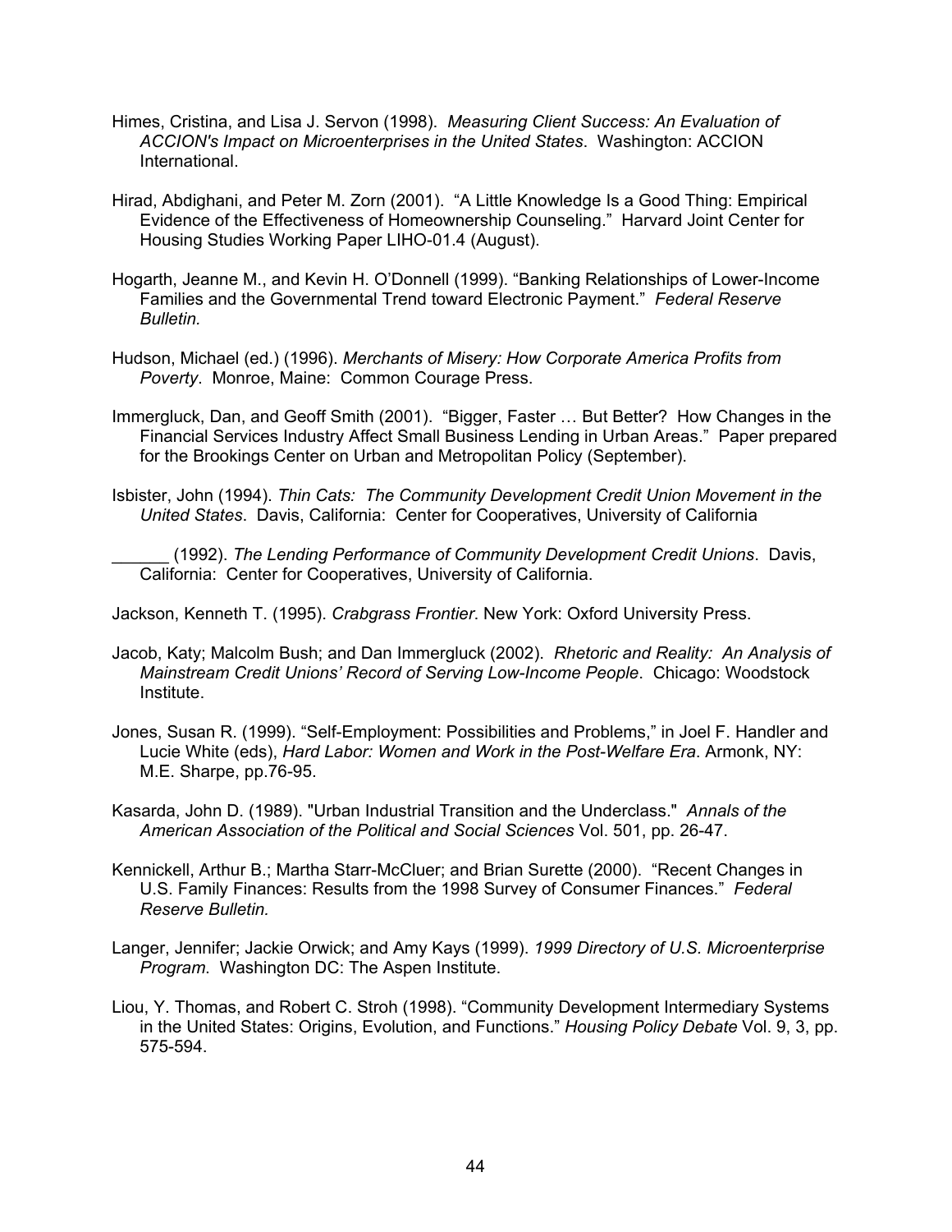Himes, Cristina, and Lisa J. Servon (1998). *Measuring Client Success: An Evaluation of ACCION's Impact on Microenterprises in the United States*. Washington: ACCION International.

Hirad, Abdighani, and Peter M. Zorn (2001). "A Little Knowledge Is a Good Thing: Empirical Evidence of the Effectiveness of Homeownership Counseling." Harvard Joint Center for Housing Studies Working Paper LIHO-01.4 (August).

Hogarth, Jeanne M., and Kevin H. O'Donnell (1999). "Banking Relationships of Lower-Income Families and the Governmental Trend toward Electronic Payment." *Federal Reserve Bulletin.*

Hudson, Michael (ed.) (1996). *Merchants of Misery: How Corporate America Profits from Poverty*. Monroe, Maine: Common Courage Press.

Immergluck, Dan, and Geoff Smith (2001). "Bigger, Faster … But Better? How Changes in the Financial Services Industry Affect Small Business Lending in Urban Areas." Paper prepared for the Brookings Center on Urban and Metropolitan Policy (September).

Isbister, John (1994). *Thin Cats: The Community Development Credit Union Movement in the United States*. Davis, California: Center for Cooperatives, University of California

______ (1992). *The Lending Performance of Community Development Credit Unions*. Davis, California: Center for Cooperatives, University of California.

Jackson, Kenneth T. (1995). *Crabgrass Frontier*. New York: Oxford University Press.

Jacob, Katy; Malcolm Bush; and Dan Immergluck (2002). *Rhetoric and Reality: An Analysis of Mainstream Credit Unions' Record of Serving Low-Income People*. Chicago: Woodstock Institute.

Jones, Susan R. (1999). "Self-Employment: Possibilities and Problems," in Joel F. Handler and Lucie White (eds), *Hard Labor: Women and Work in the Post-Welfare Era*. Armonk, NY: M.E. Sharpe, pp.76-95.

Kasarda, John D. (1989). "Urban Industrial Transition and the Underclass." *Annals of the American Association of the Political and Social Sciences* Vol. 501, pp. 26-47.

Kennickell, Arthur B.; Martha Starr-McCluer; and Brian Surette (2000). "Recent Changes in U.S. Family Finances: Results from the 1998 Survey of Consumer Finances." *Federal Reserve Bulletin.*

Langer, Jennifer; Jackie Orwick; and Amy Kays (1999). *1999 Directory of U.S. Microenterprise Program*. Washington DC: The Aspen Institute.

Liou, Y. Thomas, and Robert C. Stroh (1998). "Community Development Intermediary Systems in the United States: Origins, Evolution, and Functions." *Housing Policy Debate* Vol. 9, 3, pp. 575-594.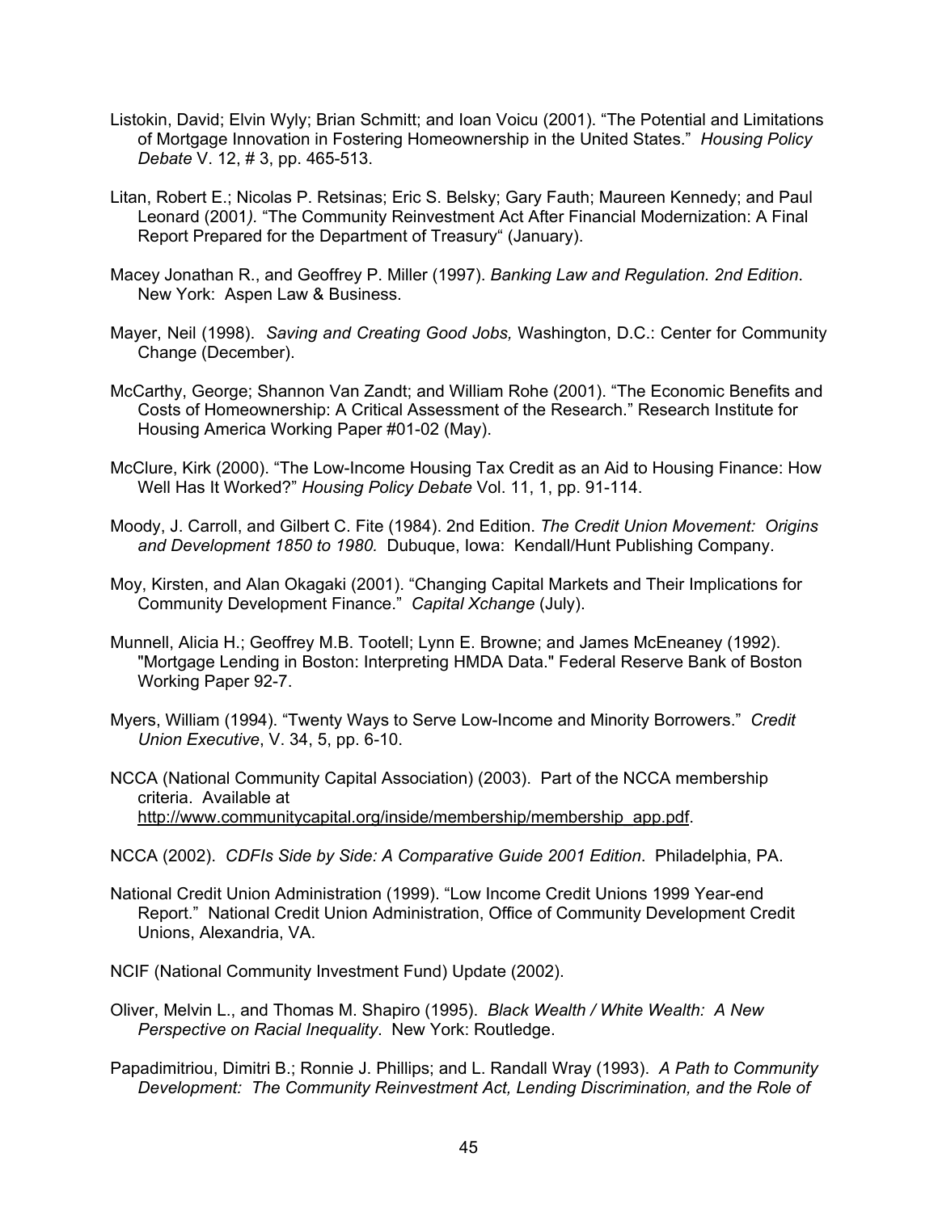Listokin, David; Elvin Wyly; Brian Schmitt; and Ioan Voicu (2001). "The Potential and Limitations of Mortgage Innovation in Fostering Homeownership in the United States." *Housing Policy Debate* V. 12, # 3, pp. 465-513.

Litan, Robert E.; Nicolas P. Retsinas; Eric S. Belsky; Gary Fauth; Maureen Kennedy; and Paul Leonard (2001*).* "The Community Reinvestment Act After Financial Modernization: A Final Report Prepared for the Department of Treasury" (January).

Macey Jonathan R., and Geoffrey P. Miller (1997). *Banking Law and Regulation. 2nd Edition*. New York: Aspen Law & Business.

Mayer, Neil (1998). *Saving and Creating Good Jobs,* Washington, D.C.: Center for Community Change (December).

McCarthy, George; Shannon Van Zandt; and William Rohe (2001). "The Economic Benefits and Costs of Homeownership: A Critical Assessment of the Research." Research Institute for Housing America Working Paper #01-02 (May).

McClure, Kirk (2000). "The Low-Income Housing Tax Credit as an Aid to Housing Finance: How Well Has It Worked?" *Housing Policy Debate* Vol. 11, 1, pp. 91-114.

Moody, J. Carroll, and Gilbert C. Fite (1984). 2nd Edition. *The Credit Union Movement: Origins and Development 1850 to 1980.* Dubuque, Iowa: Kendall/Hunt Publishing Company.

Moy, Kirsten, and Alan Okagaki (2001). "Changing Capital Markets and Their Implications for Community Development Finance." *Capital Xchange* (July).

Munnell, Alicia H.; Geoffrey M.B. Tootell; Lynn E. Browne; and James McEneaney (1992). "Mortgage Lending in Boston: Interpreting HMDA Data." Federal Reserve Bank of Boston Working Paper 92-7.

Myers, William (1994). "Twenty Ways to Serve Low-Income and Minority Borrowers." *Credit Union Executive*, V. 34, 5, pp. 6-10.

NCCA (National Community Capital Association) (2003). Part of the NCCA membership criteria. Available at http://www.communitycapital.org/inside/membership/membership_app.pdf.

NCCA (2002). *CDFIs Side by Side: A Comparative Guide 2001 Edition*. Philadelphia, PA.

National Credit Union Administration (1999). "Low Income Credit Unions 1999 Year-end Report." National Credit Union Administration, Office of Community Development Credit Unions, Alexandria, VA.

NCIF (National Community Investment Fund) Update (2002).

Oliver, Melvin L., and Thomas M. Shapiro (1995). *Black Wealth / White Wealth: A New Perspective on Racial Inequality*. New York: Routledge.

Papadimitriou, Dimitri B.; Ronnie J. Phillips; and L. Randall Wray (1993). *A Path to Community Development: The Community Reinvestment Act, Lending Discrimination, and the Role of*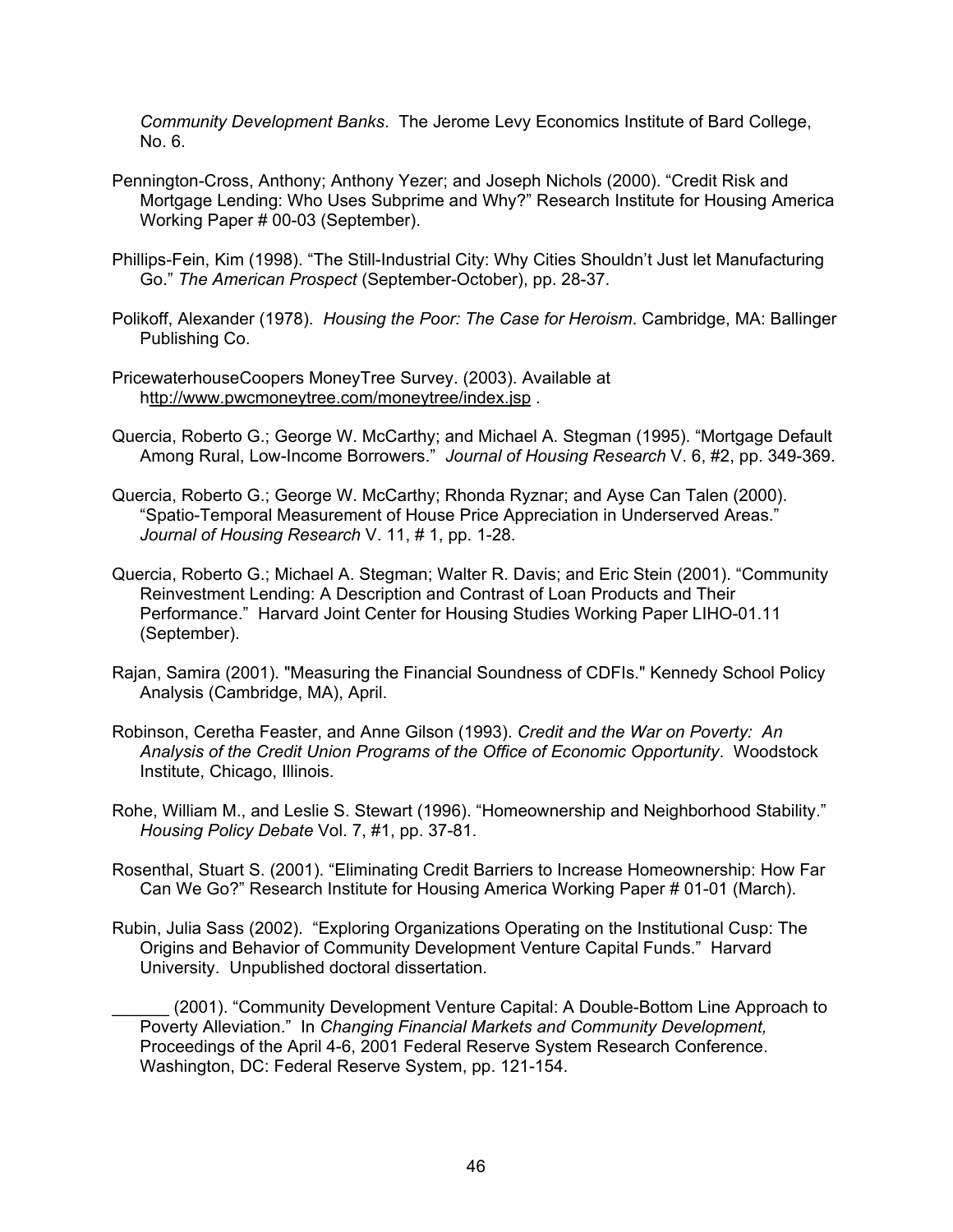*Community Development Banks*. The Jerome Levy Economics Institute of Bard College, No. 6.

Pennington-Cross, Anthony; Anthony Yezer; and Joseph Nichols (2000). "Credit Risk and Mortgage Lending: Who Uses Subprime and Why?" Research Institute for Housing America Working Paper # 00-03 (September).

Phillips-Fein, Kim (1998). "The Still-Industrial City: Why Cities Shouldn't Just let Manufacturing Go." *The American Prospect* (September-October), pp. 28-37.

Polikoff, Alexander (1978). *Housing the Poor: The Case for Heroism*. Cambridge, MA: Ballinger Publishing Co.

PricewaterhouseCoopers MoneyTree Survey. (2003). Available at http://www.pwcmoneytree.com/moneytree/index.jsp .

Quercia, Roberto G.; George W. McCarthy; and Michael A. Stegman (1995). "Mortgage Default Among Rural, Low-Income Borrowers." *Journal of Housing Research* V. 6, #2, pp. 349-369.

Quercia, Roberto G.; George W. McCarthy; Rhonda Ryznar; and Ayse Can Talen (2000). "Spatio-Temporal Measurement of House Price Appreciation in Underserved Areas." *Journal of Housing Research* V. 11, # 1, pp. 1-28.

Quercia, Roberto G.; Michael A. Stegman; Walter R. Davis; and Eric Stein (2001). "Community Reinvestment Lending: A Description and Contrast of Loan Products and Their Performance." Harvard Joint Center for Housing Studies Working Paper LIHO-01.11 (September).

Rajan, Samira (2001). "Measuring the Financial Soundness of CDFIs." Kennedy School Policy Analysis (Cambridge, MA), April.

Robinson, Ceretha Feaster, and Anne Gilson (1993). *Credit and the War on Poverty: An Analysis of the Credit Union Programs of the Office of Economic Opportunity*. Woodstock Institute, Chicago, Illinois.

Rohe, William M., and Leslie S. Stewart (1996). "Homeownership and Neighborhood Stability." *Housing Policy Debate* Vol. 7, #1, pp. 37-81.

Rosenthal, Stuart S. (2001). "Eliminating Credit Barriers to Increase Homeownership: How Far Can We Go?" Research Institute for Housing America Working Paper # 01-01 (March).

Rubin, Julia Sass (2002). "Exploring Organizations Operating on the Institutional Cusp: The Origins and Behavior of Community Development Venture Capital Funds." Harvard University. Unpublished doctoral dissertation.

______ (2001). "Community Development Venture Capital: A Double-Bottom Line Approach to Poverty Alleviation." In *Changing Financial Markets and Community Development,* Proceedings of the April 4-6, 2001 Federal Reserve System Research Conference. Washington, DC: Federal Reserve System, pp. 121-154.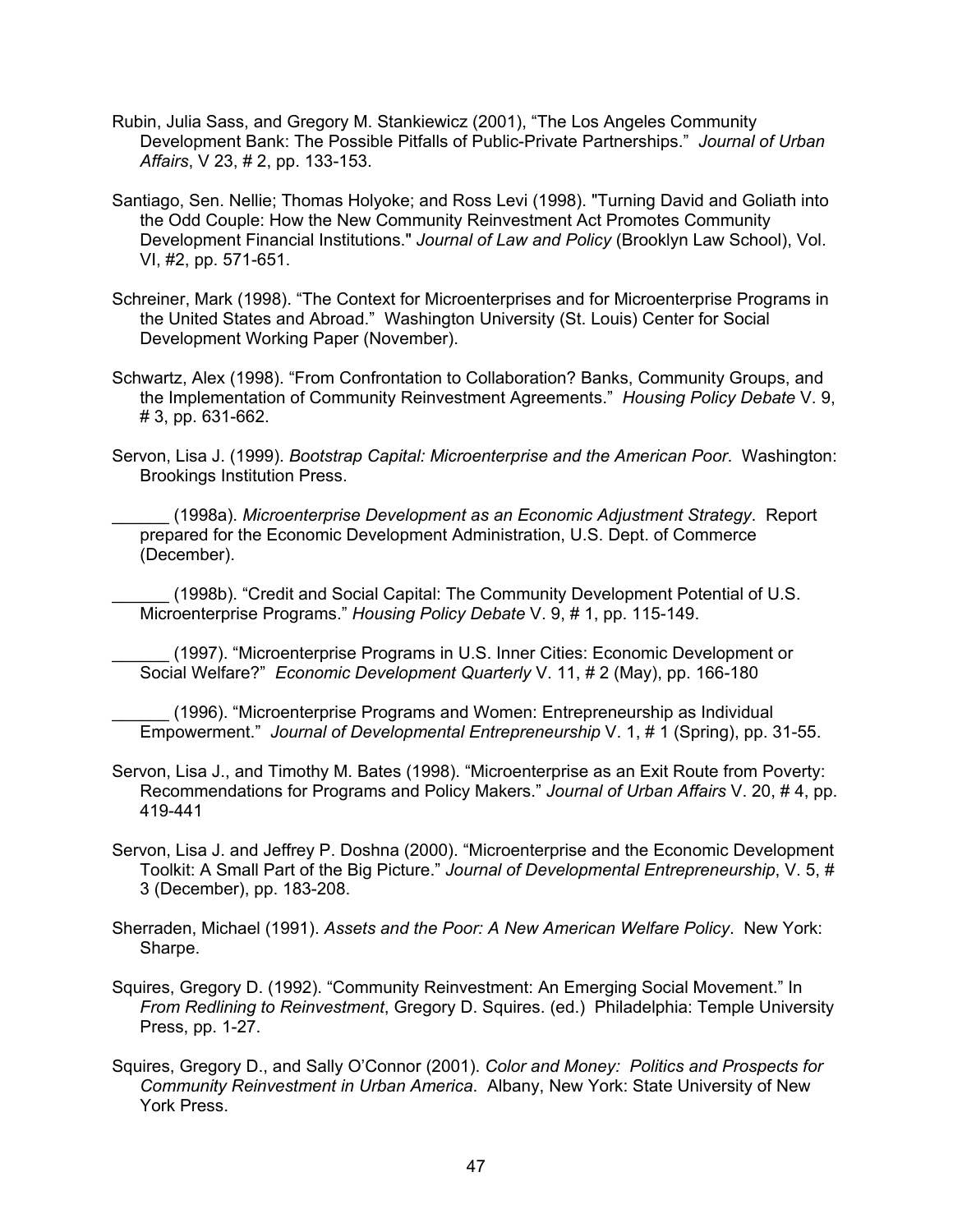Rubin, Julia Sass, and Gregory M. Stankiewicz (2001), "The Los Angeles Community Development Bank: The Possible Pitfalls of Public-Private Partnerships." *Journal of Urban Affairs*, V 23, # 2, pp. 133-153.

Santiago, Sen. Nellie; Thomas Holyoke; and Ross Levi (1998). "Turning David and Goliath into the Odd Couple: How the New Community Reinvestment Act Promotes Community Development Financial Institutions." *Journal of Law and Policy* (Brooklyn Law School), Vol. VI, #2, pp. 571-651.

Schreiner, Mark (1998). "The Context for Microenterprises and for Microenterprise Programs in the United States and Abroad." Washington University (St. Louis) Center for Social Development Working Paper (November).

Schwartz, Alex (1998). "From Confrontation to Collaboration? Banks, Community Groups, and the Implementation of Community Reinvestment Agreements." *Housing Policy Debate* V. 9, # 3, pp. 631-662.

Servon, Lisa J. (1999). *Bootstrap Capital: Microenterprise and the American Poor*. Washington: Brookings Institution Press.

______ (1998a). *Microenterprise Development as an Economic Adjustment Strategy*. Report prepared for the Economic Development Administration, U.S. Dept. of Commerce (December).

______ (1998b). "Credit and Social Capital: The Community Development Potential of U.S. Microenterprise Programs." *Housing Policy Debate* V. 9, # 1, pp. 115-149.

______ (1997). "Microenterprise Programs in U.S. Inner Cities: Economic Development or Social Welfare?" *Economic Development Quarterly* V. 11, # 2 (May), pp. 166-180

______ (1996). "Microenterprise Programs and Women: Entrepreneurship as Individual Empowerment." *Journal of Developmental Entrepreneurship* V. 1, # 1 (Spring), pp. 31-55.

Servon, Lisa J., and Timothy M. Bates (1998). "Microenterprise as an Exit Route from Poverty: Recommendations for Programs and Policy Makers." *Journal of Urban Affairs* V. 20, # 4, pp. 419-441

Servon, Lisa J. and Jeffrey P. Doshna (2000). "Microenterprise and the Economic Development Toolkit: A Small Part of the Big Picture." *Journal of Developmental Entrepreneurship*, V. 5, # 3 (December), pp. 183-208.

Sherraden, Michael (1991). *Assets and the Poor: A New American Welfare Policy*. New York: Sharpe.

Squires, Gregory D. (1992). "Community Reinvestment: An Emerging Social Movement." In *From Redlining to Reinvestment*, Gregory D. Squires. (ed.) Philadelphia: Temple University Press, pp. 1-27.

Squires, Gregory D., and Sally O'Connor (2001). *Color and Money: Politics and Prospects for Community Reinvestment in Urban America*. Albany, New York: State University of New York Press.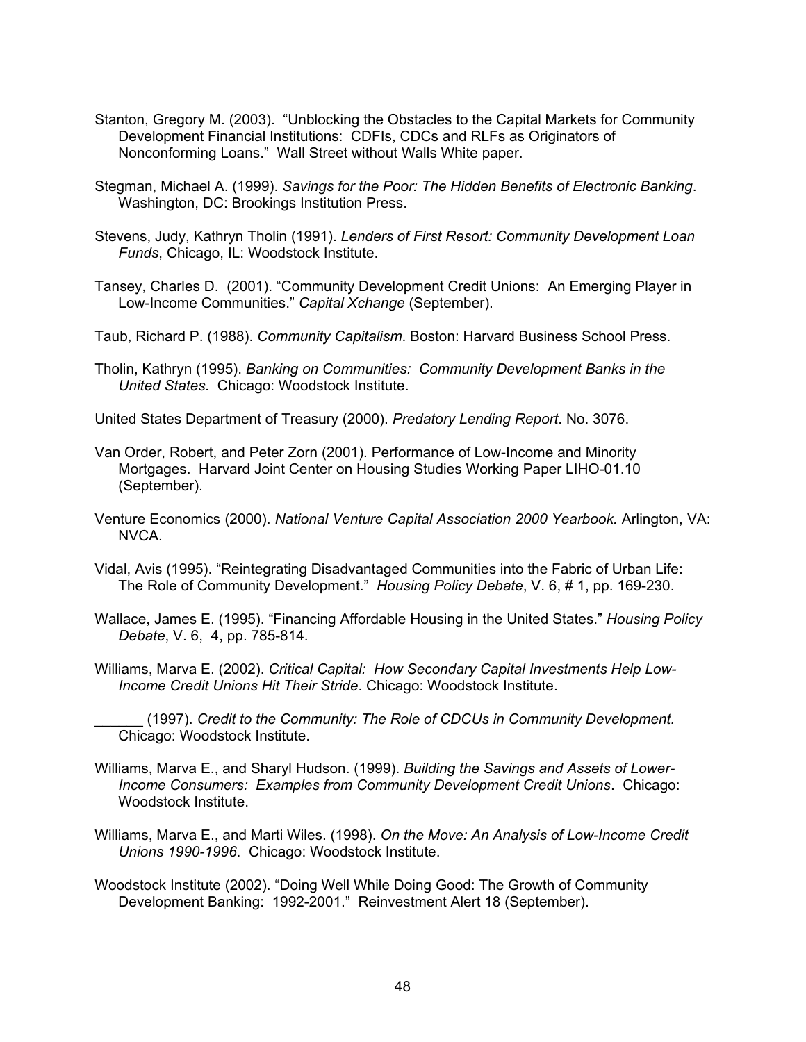Stanton, Gregory M. (2003). "Unblocking the Obstacles to the Capital Markets for Community Development Financial Institutions: CDFIs, CDCs and RLFs as Originators of Nonconforming Loans." Wall Street without Walls White paper.

Stegman, Michael A. (1999). *Savings for the Poor: The Hidden Benefits of Electronic Banking*. Washington, DC: Brookings Institution Press.

Stevens, Judy, Kathryn Tholin (1991). *Lenders of First Resort: Community Development Loan Funds*, Chicago, IL: Woodstock Institute.

Tansey, Charles D. (2001). "Community Development Credit Unions: An Emerging Player in Low-Income Communities." *Capital Xchange* (September).

Taub, Richard P. (1988). *Community Capitalism*. Boston: Harvard Business School Press.

Tholin, Kathryn (1995). *Banking on Communities: Community Development Banks in the United States.* Chicago: Woodstock Institute.

United States Department of Treasury (2000). *Predatory Lending Report*. No. 3076.

Van Order, Robert, and Peter Zorn (2001). Performance of Low-Income and Minority Mortgages. Harvard Joint Center on Housing Studies Working Paper LIHO-01.10 (September).

Venture Economics (2000). *National Venture Capital Association 2000 Yearbook.* Arlington, VA: NVCA.

Vidal, Avis (1995). "Reintegrating Disadvantaged Communities into the Fabric of Urban Life: The Role of Community Development." *Housing Policy Debate*, V. 6, # 1, pp. 169-230.

Wallace, James E. (1995). "Financing Affordable Housing in the United States." *Housing Policy Debate*, V. 6, 4, pp. 785-814.

Williams, Marva E. (2002). *Critical Capital: How Secondary Capital Investments Help Low-Income Credit Unions Hit Their Stride*. Chicago: Woodstock Institute.

______ (1997). *Credit to the Community: The Role of CDCUs in Community Development.* Chicago: Woodstock Institute.

Williams, Marva E., and Sharyl Hudson. (1999). *Building the Savings and Assets of Lower-Income Consumers: Examples from Community Development Credit Unions*. Chicago: Woodstock Institute.

Williams, Marva E., and Marti Wiles. (1998). *On the Move: An Analysis of Low-Income Credit Unions 1990-1996*. Chicago: Woodstock Institute.

Woodstock Institute (2002). "Doing Well While Doing Good: The Growth of Community Development Banking: 1992-2001." Reinvestment Alert 18 (September).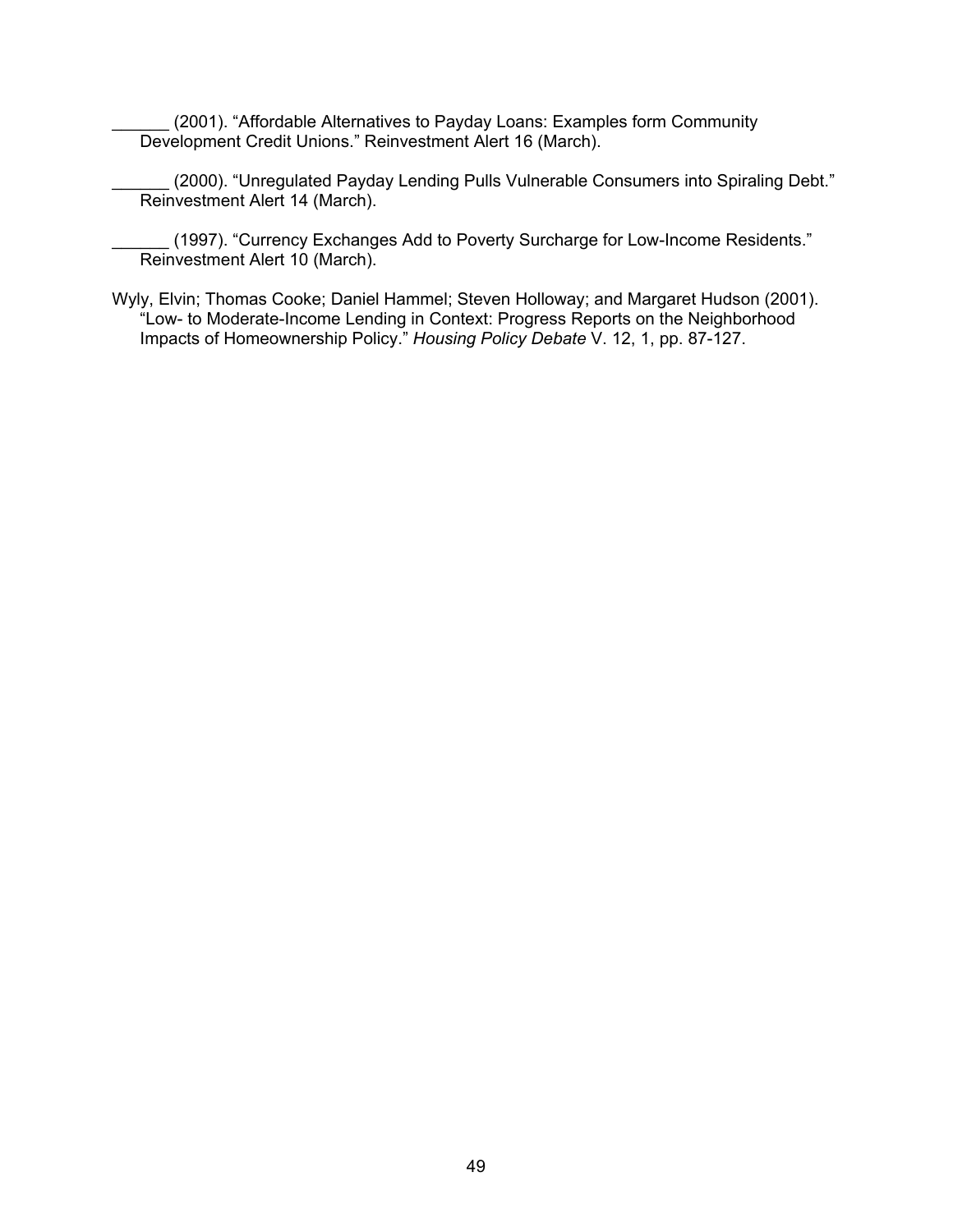______ (2001). “Affordable Alternatives to Payday Loans: Examples form Community Development Credit Unions.” Reinvestment Alert 16 (March).

______ (2000). “Unregulated Payday Lending Pulls Vulnerable Consumers into Spiraling Debt.” Reinvestment Alert 14 (March).

______ (1997). “Currency Exchanges Add to Poverty Surcharge for Low-Income Residents.” Reinvestment Alert 10 (March).

Wyly, Elvin; Thomas Cooke; Daniel Hammel; Steven Holloway; and Margaret Hudson (2001). “Low- to Moderate-Income Lending in Context: Progress Reports on the Neighborhood Impacts of Homeownership Policy.” *Housing Policy Debate* V. 12, 1, pp. 87-127.